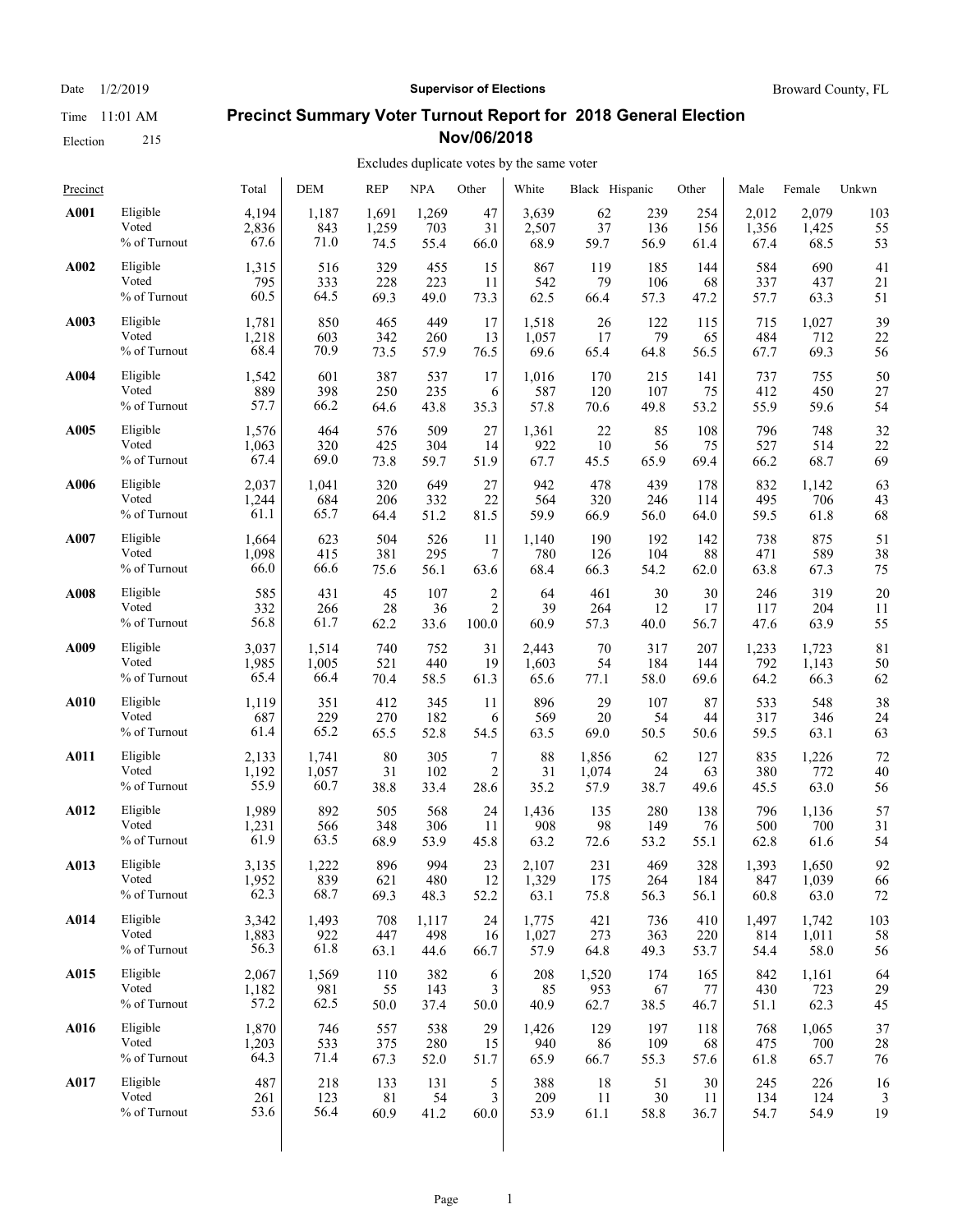Date 1/2/2019 | Supervisor of Elections | Broward County, FL

Time 11:01 AM

Election 215

# Precinct Summary Voter Turnout Report for 2018 General Election Nov/06/2018

Excludes duplicate votes by the same voter

| Precinct | | Total | DEM | REP | NPA | Other | White | Black | Hispanic | Other | Male | Female | Unkwn |
|---|---|---|---|---|---|---|---|---|---|---|---|---|---|
| **A001** | Eligible | 4,194 | 1,187 | 1,691 | 1,269 | 47 | 3,639 | 62 | 239 | 254 | 2,012 | 2,079 | 103 |
| | Voted | 2,836 | 843 | 1,259 | 703 | 31 | 2,507 | 37 | 136 | 156 | 1,356 | 1,425 | 55 |
| | % of Turnout | 67.6 | 71.0 | 74.5 | 55.4 | 66.0 | 68.9 | 59.7 | 56.9 | 61.4 | 67.4 | 68.5 | 53 |
| **A002** | Eligible | 1,315 | 516 | 329 | 455 | 15 | 867 | 119 | 185 | 144 | 584 | 690 | 41 |
| | Voted | 795 | 333 | 228 | 223 | 11 | 542 | 79 | 106 | 68 | 337 | 437 | 21 |
| | % of Turnout | 60.5 | 64.5 | 69.3 | 49.0 | 73.3 | 62.5 | 66.4 | 57.3 | 47.2 | 57.7 | 63.3 | 51 |
| **A003** | Eligible | 1,781 | 850 | 465 | 449 | 17 | 1,518 | 26 | 122 | 115 | 715 | 1,027 | 39 |
| | Voted | 1,218 | 603 | 342 | 260 | 13 | 1,057 | 17 | 79 | 65 | 484 | 712 | 22 |
| | % of Turnout | 68.4 | 70.9 | 73.5 | 57.9 | 76.5 | 69.6 | 65.4 | 64.8 | 56.5 | 67.7 | 69.3 | 56 |
| **A004** | Eligible | 1,542 | 601 | 387 | 537 | 17 | 1,016 | 170 | 215 | 141 | 737 | 755 | 50 |
| | Voted | 889 | 398 | 250 | 235 | 6 | 587 | 120 | 107 | 75 | 412 | 450 | 27 |
| | % of Turnout | 57.7 | 66.2 | 64.6 | 43.8 | 35.3 | 57.8 | 70.6 | 49.8 | 53.2 | 55.9 | 59.6 | 54 |
| **A005** | Eligible | 1,576 | 464 | 576 | 509 | 27 | 1,361 | 22 | 85 | 108 | 796 | 748 | 32 |
| | Voted | 1,063 | 320 | 425 | 304 | 14 | 922 | 10 | 56 | 75 | 527 | 514 | 22 |
| | % of Turnout | 67.4 | 69.0 | 73.8 | 59.7 | 51.9 | 67.7 | 45.5 | 65.9 | 69.4 | 66.2 | 68.7 | 69 |
| **A006** | Eligible | 2,037 | 1,041 | 320 | 649 | 27 | 942 | 478 | 439 | 178 | 832 | 1,142 | 63 |
| | Voted | 1,244 | 684 | 206 | 332 | 22 | 564 | 320 | 246 | 114 | 495 | 706 | 43 |
| | % of Turnout | 61.1 | 65.7 | 64.4 | 51.2 | 81.5 | 59.9 | 66.9 | 56.0 | 64.0 | 59.5 | 61.8 | 68 |
| **A007** | Eligible | 1,664 | 623 | 504 | 526 | 11 | 1,140 | 190 | 192 | 142 | 738 | 875 | 51 |
| | Voted | 1,098 | 415 | 381 | 295 | 7 | 780 | 126 | 104 | 88 | 471 | 589 | 38 |
| | % of Turnout | 66.0 | 66.6 | 75.6 | 56.1 | 63.6 | 68.4 | 66.3 | 54.2 | 62.0 | 63.8 | 67.3 | 75 |
| **A008** | Eligible | 585 | 431 | 45 | 107 | 2 | 64 | 461 | 30 | 30 | 246 | 319 | 20 |
| | Voted | 332 | 266 | 28 | 36 | 2 | 39 | 264 | 12 | 17 | 117 | 204 | 11 |
| | % of Turnout | 56.8 | 61.7 | 62.2 | 33.6 | 100.0 | 60.9 | 57.3 | 40.0 | 56.7 | 47.6 | 63.9 | 55 |
| **A009** | Eligible | 3,037 | 1,514 | 740 | 752 | 31 | 2,443 | 70 | 317 | 207 | 1,233 | 1,723 | 81 |
| | Voted | 1,985 | 1,005 | 521 | 440 | 19 | 1,603 | 54 | 184 | 144 | 792 | 1,143 | 50 |
| | % of Turnout | 65.4 | 66.4 | 70.4 | 58.5 | 61.3 | 65.6 | 77.1 | 58.0 | 69.6 | 64.2 | 66.3 | 62 |
| **A010** | Eligible | 1,119 | 351 | 412 | 345 | 11 | 896 | 29 | 107 | 87 | 533 | 548 | 38 |
| | Voted | 687 | 229 | 270 | 182 | 6 | 569 | 20 | 54 | 44 | 317 | 346 | 24 |
| | % of Turnout | 61.4 | 65.2 | 65.5 | 52.8 | 54.5 | 63.5 | 69.0 | 50.5 | 50.6 | 59.5 | 63.1 | 63 |
| **A011** | Eligible | 2,133 | 1,741 | 80 | 305 | 7 | 88 | 1,856 | 62 | 127 | 835 | 1,226 | 72 |
| | Voted | 1,192 | 1,057 | 31 | 102 | 2 | 31 | 1,074 | 24 | 63 | 380 | 772 | 40 |
| | % of Turnout | 55.9 | 60.7 | 38.8 | 33.4 | 28.6 | 35.2 | 57.9 | 38.7 | 49.6 | 45.5 | 63.0 | 56 |
| **A012** | Eligible | 1,989 | 892 | 505 | 568 | 24 | 1,436 | 135 | 280 | 138 | 796 | 1,136 | 57 |
| | Voted | 1,231 | 566 | 348 | 306 | 11 | 908 | 98 | 149 | 76 | 500 | 700 | 31 |
| | % of Turnout | 61.9 | 63.5 | 68.9 | 53.9 | 45.8 | 63.2 | 72.6 | 53.2 | 55.1 | 62.8 | 61.6 | 54 |
| **A013** | Eligible | 3,135 | 1,222 | 896 | 994 | 23 | 2,107 | 231 | 469 | 328 | 1,393 | 1,650 | 92 |
| | Voted | 1,952 | 839 | 621 | 480 | 12 | 1,329 | 175 | 264 | 184 | 847 | 1,039 | 66 |
| | % of Turnout | 62.3 | 68.7 | 69.3 | 48.3 | 52.2 | 63.1 | 75.8 | 56.3 | 56.1 | 60.8 | 63.0 | 72 |
| **A014** | Eligible | 3,342 | 1,493 | 708 | 1,117 | 24 | 1,775 | 421 | 736 | 410 | 1,497 | 1,742 | 103 |
| | Voted | 1,883 | 922 | 447 | 498 | 16 | 1,027 | 273 | 363 | 220 | 814 | 1,011 | 58 |
| | % of Turnout | 56.3 | 61.8 | 63.1 | 44.6 | 66.7 | 57.9 | 64.8 | 49.3 | 53.7 | 54.4 | 58.0 | 56 |
| **A015** | Eligible | 2,067 | 1,569 | 110 | 382 | 6 | 208 | 1,520 | 174 | 165 | 842 | 1,161 | 64 |
| | Voted | 1,182 | 981 | 55 | 143 | 3 | 85 | 953 | 67 | 77 | 430 | 723 | 29 |
| | % of Turnout | 57.2 | 62.5 | 50.0 | 37.4 | 50.0 | 40.9 | 62.7 | 38.5 | 46.7 | 51.1 | 62.3 | 45 |
| **A016** | Eligible | 1,870 | 746 | 557 | 538 | 29 | 1,426 | 129 | 197 | 118 | 768 | 1,065 | 37 |
| | Voted | 1,203 | 533 | 375 | 280 | 15 | 940 | 86 | 109 | 68 | 475 | 700 | 28 |
| | % of Turnout | 64.3 | 71.4 | 67.3 | 52.0 | 51.7 | 65.9 | 66.7 | 55.3 | 57.6 | 61.8 | 65.7 | 76 |
| **A017** | Eligible | 487 | 218 | 133 | 131 | 5 | 388 | 18 | 51 | 30 | 245 | 226 | 16 |
| | Voted | 261 | 123 | 81 | 54 | 3 | 209 | 11 | 30 | 11 | 134 | 124 | 3 |
| | % of Turnout | 53.6 | 56.4 | 60.9 | 41.2 | 60.0 | 53.9 | 61.1 | 58.8 | 36.7 | 54.7 | 54.9 | 19 |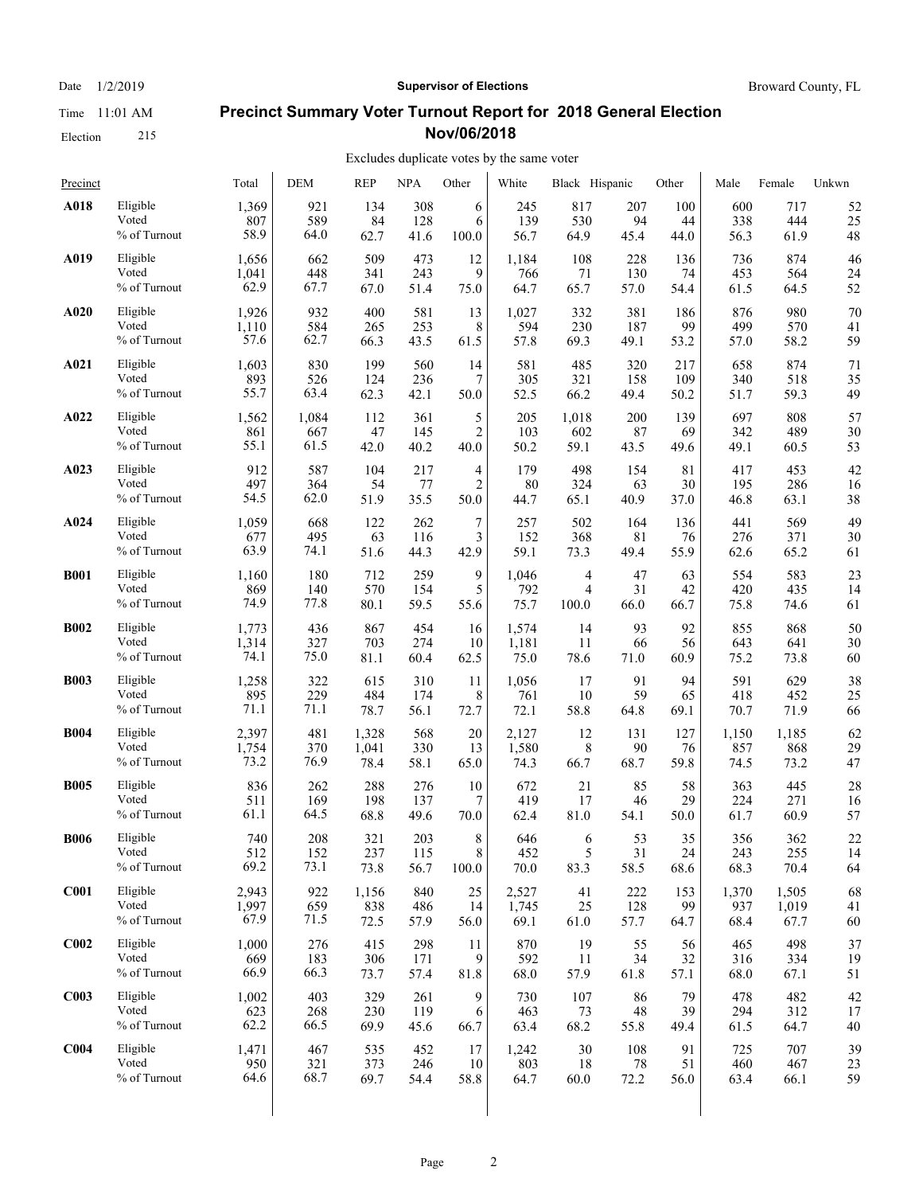Date 1/2/2019

Time 11:01 AM

Election 215

**Supervisor of Elections**

Broward County, FL

## Precinct Summary Voter Turnout Report for 2018 General Election Nov/06/2018

Excludes duplicate votes by the same voter

| Precinct | | Total | DEM | REP | NPA | Other | White | Black | Hispanic | Other | Male | Female | Unkwn |
|---|---|---|---|---|---|---|---|---|---|---|---|---|---|
| **A018** | Eligible | 1,369 | 921 | 134 | 308 | 6 | 245 | 817 | 207 | 100 | 600 | 717 | 52 |
| | Voted | 807 | 589 | 84 | 128 | 6 | 139 | 530 | 94 | 44 | 338 | 444 | 25 |
| | % of Turnout | 58.9 | 64.0 | 62.7 | 41.6 | 100.0 | 56.7 | 64.9 | 45.4 | 44.0 | 56.3 | 61.9 | 48 |
| **A019** | Eligible | 1,656 | 662 | 509 | 473 | 12 | 1,184 | 108 | 228 | 136 | 736 | 874 | 46 |
| | Voted | 1,041 | 448 | 341 | 243 | 9 | 766 | 71 | 130 | 74 | 453 | 564 | 24 |
| | % of Turnout | 62.9 | 67.7 | 67.0 | 51.4 | 75.0 | 64.7 | 65.7 | 57.0 | 54.4 | 61.5 | 64.5 | 52 |
| **A020** | Eligible | 1,926 | 932 | 400 | 581 | 13 | 1,027 | 332 | 381 | 186 | 876 | 980 | 70 |
| | Voted | 1,110 | 584 | 265 | 253 | 8 | 594 | 230 | 187 | 99 | 499 | 570 | 41 |
| | % of Turnout | 57.6 | 62.7 | 66.3 | 43.5 | 61.5 | 57.8 | 69.3 | 49.1 | 53.2 | 57.0 | 58.2 | 59 |
| **A021** | Eligible | 1,603 | 830 | 199 | 560 | 14 | 581 | 485 | 320 | 217 | 658 | 874 | 71 |
| | Voted | 893 | 526 | 124 | 236 | 7 | 305 | 321 | 158 | 109 | 340 | 518 | 35 |
| | % of Turnout | 55.7 | 63.4 | 62.3 | 42.1 | 50.0 | 52.5 | 66.2 | 49.4 | 50.2 | 51.7 | 59.3 | 49 |
| **A022** | Eligible | 1,562 | 1,084 | 112 | 361 | 5 | 205 | 1,018 | 200 | 139 | 697 | 808 | 57 |
| | Voted | 861 | 667 | 47 | 145 | 2 | 103 | 602 | 87 | 69 | 342 | 489 | 30 |
| | % of Turnout | 55.1 | 61.5 | 42.0 | 40.2 | 40.0 | 50.2 | 59.1 | 43.5 | 49.6 | 49.1 | 60.5 | 53 |
| **A023** | Eligible | 912 | 587 | 104 | 217 | 4 | 179 | 498 | 154 | 81 | 417 | 453 | 42 |
| | Voted | 497 | 364 | 54 | 77 | 2 | 80 | 324 | 63 | 30 | 195 | 286 | 16 |
| | % of Turnout | 54.5 | 62.0 | 51.9 | 35.5 | 50.0 | 44.7 | 65.1 | 40.9 | 37.0 | 46.8 | 63.1 | 38 |
| **A024** | Eligible | 1,059 | 668 | 122 | 262 | 7 | 257 | 502 | 164 | 136 | 441 | 569 | 49 |
| | Voted | 677 | 495 | 63 | 116 | 3 | 152 | 368 | 81 | 76 | 276 | 371 | 30 |
| | % of Turnout | 63.9 | 74.1 | 51.6 | 44.3 | 42.9 | 59.1 | 73.3 | 49.4 | 55.9 | 62.6 | 65.2 | 61 |
| **B001** | Eligible | 1,160 | 180 | 712 | 259 | 9 | 1,046 | 4 | 47 | 63 | 554 | 583 | 23 |
| | Voted | 869 | 140 | 570 | 154 | 5 | 792 | 4 | 31 | 42 | 420 | 435 | 14 |
| | % of Turnout | 74.9 | 77.8 | 80.1 | 59.5 | 55.6 | 75.7 | 100.0 | 66.0 | 66.7 | 75.8 | 74.6 | 61 |
| **B002** | Eligible | 1,773 | 436 | 867 | 454 | 16 | 1,574 | 14 | 93 | 92 | 855 | 868 | 50 |
| | Voted | 1,314 | 327 | 703 | 274 | 10 | 1,181 | 11 | 66 | 56 | 643 | 641 | 30 |
| | % of Turnout | 74.1 | 75.0 | 81.1 | 60.4 | 62.5 | 75.0 | 78.6 | 71.0 | 60.9 | 75.2 | 73.8 | 60 |
| **B003** | Eligible | 1,258 | 322 | 615 | 310 | 11 | 1,056 | 17 | 91 | 94 | 591 | 629 | 38 |
| | Voted | 895 | 229 | 484 | 174 | 8 | 761 | 10 | 59 | 65 | 418 | 452 | 25 |
| | % of Turnout | 71.1 | 71.1 | 78.7 | 56.1 | 72.7 | 72.1 | 58.8 | 64.8 | 69.1 | 70.7 | 71.9 | 66 |
| **B004** | Eligible | 2,397 | 481 | 1,328 | 568 | 20 | 2,127 | 12 | 131 | 127 | 1,150 | 1,185 | 62 |
| | Voted | 1,754 | 370 | 1,041 | 330 | 13 | 1,580 | 8 | 90 | 76 | 857 | 868 | 29 |
| | % of Turnout | 73.2 | 76.9 | 78.4 | 58.1 | 65.0 | 74.3 | 66.7 | 68.7 | 59.8 | 74.5 | 73.2 | 47 |
| **B005** | Eligible | 836 | 262 | 288 | 276 | 10 | 672 | 21 | 85 | 58 | 363 | 445 | 28 |
| | Voted | 511 | 169 | 198 | 137 | 7 | 419 | 17 | 46 | 29 | 224 | 271 | 16 |
| | % of Turnout | 61.1 | 64.5 | 68.8 | 49.6 | 70.0 | 62.4 | 81.0 | 54.1 | 50.0 | 61.7 | 60.9 | 57 |
| **B006** | Eligible | 740 | 208 | 321 | 203 | 8 | 646 | 6 | 53 | 35 | 356 | 362 | 22 |
| | Voted | 512 | 152 | 237 | 115 | 8 | 452 | 5 | 31 | 24 | 243 | 255 | 14 |
| | % of Turnout | 69.2 | 73.1 | 73.8 | 56.7 | 100.0 | 70.0 | 83.3 | 58.5 | 68.6 | 68.3 | 70.4 | 64 |
| **C001** | Eligible | 2,943 | 922 | 1,156 | 840 | 25 | 2,527 | 41 | 222 | 153 | 1,370 | 1,505 | 68 |
| | Voted | 1,997 | 659 | 838 | 486 | 14 | 1,745 | 25 | 128 | 99 | 937 | 1,019 | 41 |
| | % of Turnout | 67.9 | 71.5 | 72.5 | 57.9 | 56.0 | 69.1 | 61.0 | 57.7 | 64.7 | 68.4 | 67.7 | 60 |
| **C002** | Eligible | 1,000 | 276 | 415 | 298 | 11 | 870 | 19 | 55 | 56 | 465 | 498 | 37 |
| | Voted | 669 | 183 | 306 | 171 | 9 | 592 | 11 | 34 | 32 | 316 | 334 | 19 |
| | % of Turnout | 66.9 | 66.3 | 73.7 | 57.4 | 81.8 | 68.0 | 57.9 | 61.8 | 57.1 | 68.0 | 67.1 | 51 |
| **C003** | Eligible | 1,002 | 403 | 329 | 261 | 9 | 730 | 107 | 86 | 79 | 478 | 482 | 42 |
| | Voted | 623 | 268 | 230 | 119 | 6 | 463 | 73 | 48 | 39 | 294 | 312 | 17 |
| | % of Turnout | 62.2 | 66.5 | 69.9 | 45.6 | 66.7 | 63.4 | 68.2 | 55.8 | 49.4 | 61.5 | 64.7 | 40 |
| **C004** | Eligible | 1,471 | 467 | 535 | 452 | 17 | 1,242 | 30 | 108 | 91 | 725 | 707 | 39 |
| | Voted | 950 | 321 | 373 | 246 | 10 | 803 | 18 | 78 | 51 | 460 | 467 | 23 |
| | % of Turnout | 64.6 | 68.7 | 69.7 | 54.4 | 58.8 | 64.7 | 60.0 | 72.2 | 56.0 | 63.4 | 66.1 | 59 |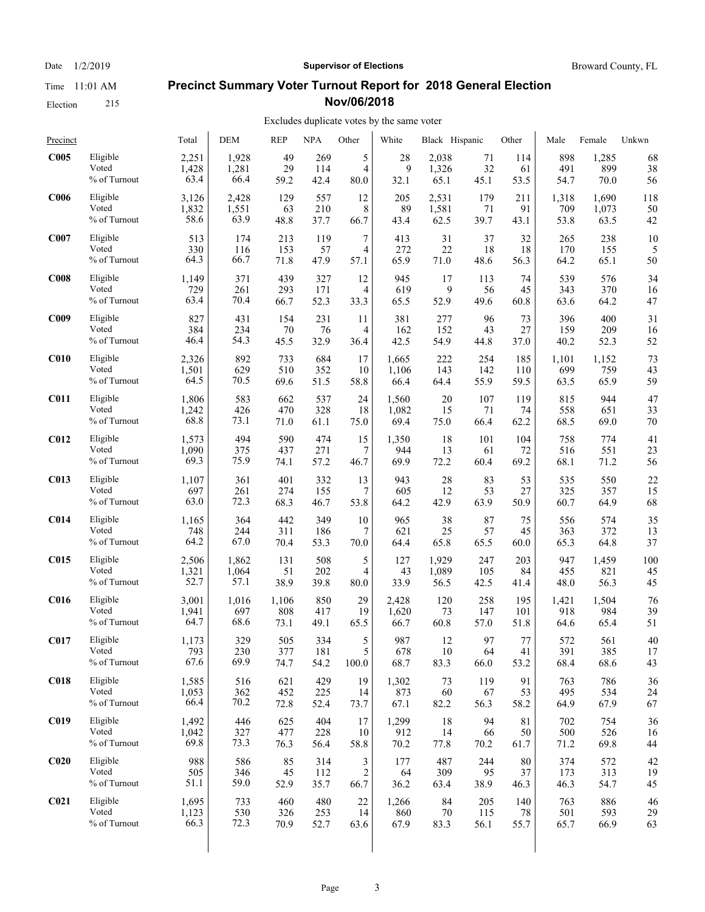## Precinct Summary Voter Turnout Report for 2018 General Election Nov/06/2018

Supervisor of Elections — Broward County, FL

Date 1/2/2019  
Time 11:01 AM  
Election 215

Excludes duplicate votes by the same voter

| Precinct | | Total | DEM | REP | NPA | Other | White | Black | Hispanic | Other | Male | Female | Unkwn |
|---|---|---|---|---|---|---|---|---|---|---|---|---|---|
| **C005** | Eligible | 2,251 | 1,928 | 49 | 269 | 5 | 28 | 2,038 | 71 | 114 | 898 | 1,285 | 68 |
| | Voted | 1,428 | 1,281 | 29 | 114 | 4 | 9 | 1,326 | 32 | 61 | 491 | 899 | 38 |
| | % of Turnout | 63.4 | 66.4 | 59.2 | 42.4 | 80.0 | 32.1 | 65.1 | 45.1 | 53.5 | 54.7 | 70.0 | 56 |
| **C006** | Eligible | 3,126 | 2,428 | 129 | 557 | 12 | 205 | 2,531 | 179 | 211 | 1,318 | 1,690 | 118 |
| | Voted | 1,832 | 1,551 | 63 | 210 | 8 | 89 | 1,581 | 71 | 91 | 709 | 1,073 | 50 |
| | % of Turnout | 58.6 | 63.9 | 48.8 | 37.7 | 66.7 | 43.4 | 62.5 | 39.7 | 43.1 | 53.8 | 63.5 | 42 |
| **C007** | Eligible | 513 | 174 | 213 | 119 | 7 | 413 | 31 | 37 | 32 | 265 | 238 | 10 |
| | Voted | 330 | 116 | 153 | 57 | 4 | 272 | 22 | 18 | 18 | 170 | 155 | 5 |
| | % of Turnout | 64.3 | 66.7 | 71.8 | 47.9 | 57.1 | 65.9 | 71.0 | 48.6 | 56.3 | 64.2 | 65.1 | 50 |
| **C008** | Eligible | 1,149 | 371 | 439 | 327 | 12 | 945 | 17 | 113 | 74 | 539 | 576 | 34 |
| | Voted | 729 | 261 | 293 | 171 | 4 | 619 | 9 | 56 | 45 | 343 | 370 | 16 |
| | % of Turnout | 63.4 | 70.4 | 66.7 | 52.3 | 33.3 | 65.5 | 52.9 | 49.6 | 60.8 | 63.6 | 64.2 | 47 |
| **C009** | Eligible | 827 | 431 | 154 | 231 | 11 | 381 | 277 | 96 | 73 | 396 | 400 | 31 |
| | Voted | 384 | 234 | 70 | 76 | 4 | 162 | 152 | 43 | 27 | 159 | 209 | 16 |
| | % of Turnout | 46.4 | 54.3 | 45.5 | 32.9 | 36.4 | 42.5 | 54.9 | 44.8 | 37.0 | 40.2 | 52.3 | 52 |
| **C010** | Eligible | 2,326 | 892 | 733 | 684 | 17 | 1,665 | 222 | 254 | 185 | 1,101 | 1,152 | 73 |
| | Voted | 1,501 | 629 | 510 | 352 | 10 | 1,106 | 143 | 142 | 110 | 699 | 759 | 43 |
| | % of Turnout | 64.5 | 70.5 | 69.6 | 51.5 | 58.8 | 66.4 | 64.4 | 55.9 | 59.5 | 63.5 | 65.9 | 59 |
| **C011** | Eligible | 1,806 | 583 | 662 | 537 | 24 | 1,560 | 20 | 107 | 119 | 815 | 944 | 47 |
| | Voted | 1,242 | 426 | 470 | 328 | 18 | 1,082 | 15 | 71 | 74 | 558 | 651 | 33 |
| | % of Turnout | 68.8 | 73.1 | 71.0 | 61.1 | 75.0 | 69.4 | 75.0 | 66.4 | 62.2 | 68.5 | 69.0 | 70 |
| **C012** | Eligible | 1,573 | 494 | 590 | 474 | 15 | 1,350 | 18 | 101 | 104 | 758 | 774 | 41 |
| | Voted | 1,090 | 375 | 437 | 271 | 7 | 944 | 13 | 61 | 72 | 516 | 551 | 23 |
| | % of Turnout | 69.3 | 75.9 | 74.1 | 57.2 | 46.7 | 69.9 | 72.2 | 60.4 | 69.2 | 68.1 | 71.2 | 56 |
| **C013** | Eligible | 1,107 | 361 | 401 | 332 | 13 | 943 | 28 | 83 | 53 | 535 | 550 | 22 |
| | Voted | 697 | 261 | 274 | 155 | 7 | 605 | 12 | 53 | 27 | 325 | 357 | 15 |
| | % of Turnout | 63.0 | 72.3 | 68.3 | 46.7 | 53.8 | 64.2 | 42.9 | 63.9 | 50.9 | 60.7 | 64.9 | 68 |
| **C014** | Eligible | 1,165 | 364 | 442 | 349 | 10 | 965 | 38 | 87 | 75 | 556 | 574 | 35 |
| | Voted | 748 | 244 | 311 | 186 | 7 | 621 | 25 | 57 | 45 | 363 | 372 | 13 |
| | % of Turnout | 64.2 | 67.0 | 70.4 | 53.3 | 70.0 | 64.4 | 65.8 | 65.5 | 60.0 | 65.3 | 64.8 | 37 |
| **C015** | Eligible | 2,506 | 1,862 | 131 | 508 | 5 | 127 | 1,929 | 247 | 203 | 947 | 1,459 | 100 |
| | Voted | 1,321 | 1,064 | 51 | 202 | 4 | 43 | 1,089 | 105 | 84 | 455 | 821 | 45 |
| | % of Turnout | 52.7 | 57.1 | 38.9 | 39.8 | 80.0 | 33.9 | 56.5 | 42.5 | 41.4 | 48.0 | 56.3 | 45 |
| **C016** | Eligible | 3,001 | 1,016 | 1,106 | 850 | 29 | 2,428 | 120 | 258 | 195 | 1,421 | 1,504 | 76 |
| | Voted | 1,941 | 697 | 808 | 417 | 19 | 1,620 | 73 | 147 | 101 | 918 | 984 | 39 |
| | % of Turnout | 64.7 | 68.6 | 73.1 | 49.1 | 65.5 | 66.7 | 60.8 | 57.0 | 51.8 | 64.6 | 65.4 | 51 |
| **C017** | Eligible | 1,173 | 329 | 505 | 334 | 5 | 987 | 12 | 97 | 77 | 572 | 561 | 40 |
| | Voted | 793 | 230 | 377 | 181 | 5 | 678 | 10 | 64 | 41 | 391 | 385 | 17 |
| | % of Turnout | 67.6 | 69.9 | 74.7 | 54.2 | 100.0 | 68.7 | 83.3 | 66.0 | 53.2 | 68.4 | 68.6 | 43 |
| **C018** | Eligible | 1,585 | 516 | 621 | 429 | 19 | 1,302 | 73 | 119 | 91 | 763 | 786 | 36 |
| | Voted | 1,053 | 362 | 452 | 225 | 14 | 873 | 60 | 67 | 53 | 495 | 534 | 24 |
| | % of Turnout | 66.4 | 70.2 | 72.8 | 52.4 | 73.7 | 67.1 | 82.2 | 56.3 | 58.2 | 64.9 | 67.9 | 67 |
| **C019** | Eligible | 1,492 | 446 | 625 | 404 | 17 | 1,299 | 18 | 94 | 81 | 702 | 754 | 36 |
| | Voted | 1,042 | 327 | 477 | 228 | 10 | 912 | 14 | 66 | 50 | 500 | 526 | 16 |
| | % of Turnout | 69.8 | 73.3 | 76.3 | 56.4 | 58.8 | 70.2 | 77.8 | 70.2 | 61.7 | 71.2 | 69.8 | 44 |
| **C020** | Eligible | 988 | 586 | 85 | 314 | 3 | 177 | 487 | 244 | 80 | 374 | 572 | 42 |
| | Voted | 505 | 346 | 45 | 112 | 2 | 64 | 309 | 95 | 37 | 173 | 313 | 19 |
| | % of Turnout | 51.1 | 59.0 | 52.9 | 35.7 | 66.7 | 36.2 | 63.4 | 38.9 | 46.3 | 46.3 | 54.7 | 45 |
| **C021** | Eligible | 1,695 | 733 | 460 | 480 | 22 | 1,266 | 84 | 205 | 140 | 763 | 886 | 46 |
| | Voted | 1,123 | 530 | 326 | 253 | 14 | 860 | 70 | 115 | 78 | 501 | 593 | 29 |
| | % of Turnout | 66.3 | 72.3 | 70.9 | 52.7 | 63.6 | 67.9 | 83.3 | 56.1 | 55.7 | 65.7 | 66.9 | 63 |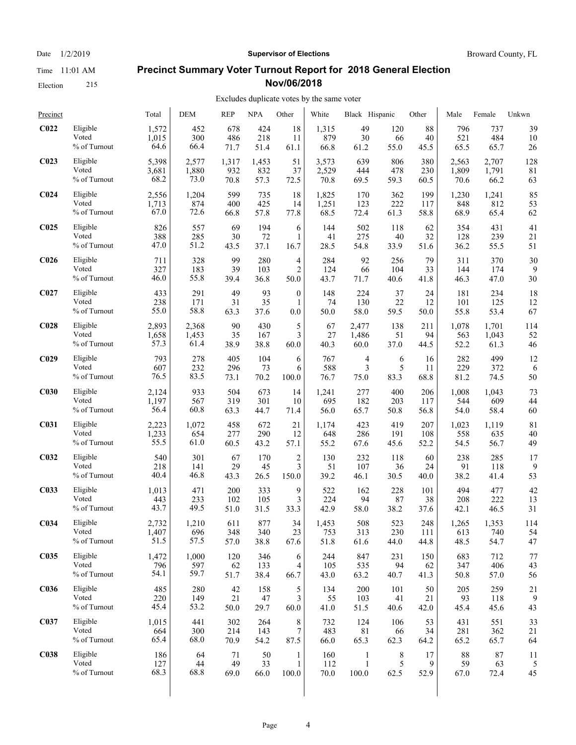Date 1/2/2019 **Supervisor of Elections** Broward County, FL

Time 11:01 AM

Election 215

## Precinct Summary Voter Turnout Report for 2018 General Election Nov/06/2018

Excludes duplicate votes by the same voter

| Precinct | | Total | DEM | REP | NPA | Other | White | Black | Hispanic | Other | Male | Female | Unkwn |
|---|---|---|---|---|---|---|---|---|---|---|---|---|---|
| **C022** | Eligible | 1,572 | 452 | 678 | 424 | 18 | 1,315 | 49 | 120 | 88 | 796 | 737 | 39 |
| | Voted | 1,015 | 300 | 486 | 218 | 11 | 879 | 30 | 66 | 40 | 521 | 484 | 10 |
| | % of Turnout | 64.6 | 66.4 | 71.7 | 51.4 | 61.1 | 66.8 | 61.2 | 55.0 | 45.5 | 65.5 | 65.7 | 26 |
| **C023** | Eligible | 5,398 | 2,577 | 1,317 | 1,453 | 51 | 3,573 | 639 | 806 | 380 | 2,563 | 2,707 | 128 |
| | Voted | 3,681 | 1,880 | 932 | 832 | 37 | 2,529 | 444 | 478 | 230 | 1,809 | 1,791 | 81 |
| | % of Turnout | 68.2 | 73.0 | 70.8 | 57.3 | 72.5 | 70.8 | 69.5 | 59.3 | 60.5 | 70.6 | 66.2 | 63 |
| **C024** | Eligible | 2,556 | 1,204 | 599 | 735 | 18 | 1,825 | 170 | 362 | 199 | 1,230 | 1,241 | 85 |
| | Voted | 1,713 | 874 | 400 | 425 | 14 | 1,251 | 123 | 222 | 117 | 848 | 812 | 53 |
| | % of Turnout | 67.0 | 72.6 | 66.8 | 57.8 | 77.8 | 68.5 | 72.4 | 61.3 | 58.8 | 68.9 | 65.4 | 62 |
| **C025** | Eligible | 826 | 557 | 69 | 194 | 6 | 144 | 502 | 118 | 62 | 354 | 431 | 41 |
| | Voted | 388 | 285 | 30 | 72 | 1 | 41 | 275 | 40 | 32 | 128 | 239 | 21 |
| | % of Turnout | 47.0 | 51.2 | 43.5 | 37.1 | 16.7 | 28.5 | 54.8 | 33.9 | 51.6 | 36.2 | 55.5 | 51 |
| **C026** | Eligible | 711 | 328 | 99 | 280 | 4 | 284 | 92 | 256 | 79 | 311 | 370 | 30 |
| | Voted | 327 | 183 | 39 | 103 | 2 | 124 | 66 | 104 | 33 | 144 | 174 | 9 |
| | % of Turnout | 46.0 | 55.8 | 39.4 | 36.8 | 50.0 | 43.7 | 71.7 | 40.6 | 41.8 | 46.3 | 47.0 | 30 |
| **C027** | Eligible | 433 | 291 | 49 | 93 | 0 | 148 | 224 | 37 | 24 | 181 | 234 | 18 |
| | Voted | 238 | 171 | 31 | 35 | 1 | 74 | 130 | 22 | 12 | 101 | 125 | 12 |
| | % of Turnout | 55.0 | 58.8 | 63.3 | 37.6 | 0.0 | 50.0 | 58.0 | 59.5 | 50.0 | 55.8 | 53.4 | 67 |
| **C028** | Eligible | 2,893 | 2,368 | 90 | 430 | 5 | 67 | 2,477 | 138 | 211 | 1,078 | 1,701 | 114 |
| | Voted | 1,658 | 1,453 | 35 | 167 | 3 | 27 | 1,486 | 51 | 94 | 563 | 1,043 | 52 |
| | % of Turnout | 57.3 | 61.4 | 38.9 | 38.8 | 60.0 | 40.3 | 60.0 | 37.0 | 44.5 | 52.2 | 61.3 | 46 |
| **C029** | Eligible | 793 | 278 | 405 | 104 | 6 | 767 | 4 | 6 | 16 | 282 | 499 | 12 |
| | Voted | 607 | 232 | 296 | 73 | 6 | 588 | 3 | 5 | 11 | 229 | 372 | 6 |
| | % of Turnout | 76.5 | 83.5 | 73.1 | 70.2 | 100.0 | 76.7 | 75.0 | 83.3 | 68.8 | 81.2 | 74.5 | 50 |
| **C030** | Eligible | 2,124 | 933 | 504 | 673 | 14 | 1,241 | 277 | 400 | 206 | 1,008 | 1,043 | 73 |
| | Voted | 1,197 | 567 | 319 | 301 | 10 | 695 | 182 | 203 | 117 | 544 | 609 | 44 |
| | % of Turnout | 56.4 | 60.8 | 63.3 | 44.7 | 71.4 | 56.0 | 65.7 | 50.8 | 56.8 | 54.0 | 58.4 | 60 |
| **C031** | Eligible | 2,223 | 1,072 | 458 | 672 | 21 | 1,174 | 423 | 419 | 207 | 1,023 | 1,119 | 81 |
| | Voted | 1,233 | 654 | 277 | 290 | 12 | 648 | 286 | 191 | 108 | 558 | 635 | 40 |
| | % of Turnout | 55.5 | 61.0 | 60.5 | 43.2 | 57.1 | 55.2 | 67.6 | 45.6 | 52.2 | 54.5 | 56.7 | 49 |
| **C032** | Eligible | 540 | 301 | 67 | 170 | 2 | 130 | 232 | 118 | 60 | 238 | 285 | 17 |
| | Voted | 218 | 141 | 29 | 45 | 3 | 51 | 107 | 36 | 24 | 91 | 118 | 9 |
| | % of Turnout | 40.4 | 46.8 | 43.3 | 26.5 | 150.0 | 39.2 | 46.1 | 30.5 | 40.0 | 38.2 | 41.4 | 53 |
| **C033** | Eligible | 1,013 | 471 | 200 | 333 | 9 | 522 | 162 | 228 | 101 | 494 | 477 | 42 |
| | Voted | 443 | 233 | 102 | 105 | 3 | 224 | 94 | 87 | 38 | 208 | 222 | 13 |
| | % of Turnout | 43.7 | 49.5 | 51.0 | 31.5 | 33.3 | 42.9 | 58.0 | 38.2 | 37.6 | 42.1 | 46.5 | 31 |
| **C034** | Eligible | 2,732 | 1,210 | 611 | 877 | 34 | 1,453 | 508 | 523 | 248 | 1,265 | 1,353 | 114 |
| | Voted | 1,407 | 696 | 348 | 340 | 23 | 753 | 313 | 230 | 111 | 613 | 740 | 54 |
| | % of Turnout | 51.5 | 57.5 | 57.0 | 38.8 | 67.6 | 51.8 | 61.6 | 44.0 | 44.8 | 48.5 | 54.7 | 47 |
| **C035** | Eligible | 1,472 | 1,000 | 120 | 346 | 6 | 244 | 847 | 231 | 150 | 683 | 712 | 77 |
| | Voted | 796 | 597 | 62 | 133 | 4 | 105 | 535 | 94 | 62 | 347 | 406 | 43 |
| | % of Turnout | 54.1 | 59.7 | 51.7 | 38.4 | 66.7 | 43.0 | 63.2 | 40.7 | 41.3 | 50.8 | 57.0 | 56 |
| **C036** | Eligible | 485 | 280 | 42 | 158 | 5 | 134 | 200 | 101 | 50 | 205 | 259 | 21 |
| | Voted | 220 | 149 | 21 | 47 | 3 | 55 | 103 | 41 | 21 | 93 | 118 | 9 |
| | % of Turnout | 45.4 | 53.2 | 50.0 | 29.7 | 60.0 | 41.0 | 51.5 | 40.6 | 42.0 | 45.4 | 45.6 | 43 |
| **C037** | Eligible | 1,015 | 441 | 302 | 264 | 8 | 732 | 124 | 106 | 53 | 431 | 551 | 33 |
| | Voted | 664 | 300 | 214 | 143 | 7 | 483 | 81 | 66 | 34 | 281 | 362 | 21 |
| | % of Turnout | 65.4 | 68.0 | 70.9 | 54.2 | 87.5 | 66.0 | 65.3 | 62.3 | 64.2 | 65.2 | 65.7 | 64 |
| **C038** | Eligible | 186 | 64 | 71 | 50 | 1 | 160 | 1 | 8 | 17 | 88 | 87 | 11 |
| | Voted | 127 | 44 | 49 | 33 | 1 | 112 | 1 | 5 | 9 | 59 | 63 | 5 |
| | % of Turnout | 68.3 | 68.8 | 69.0 | 66.0 | 100.0 | 70.0 | 100.0 | 62.5 | 52.9 | 67.0 | 72.4 | 45 |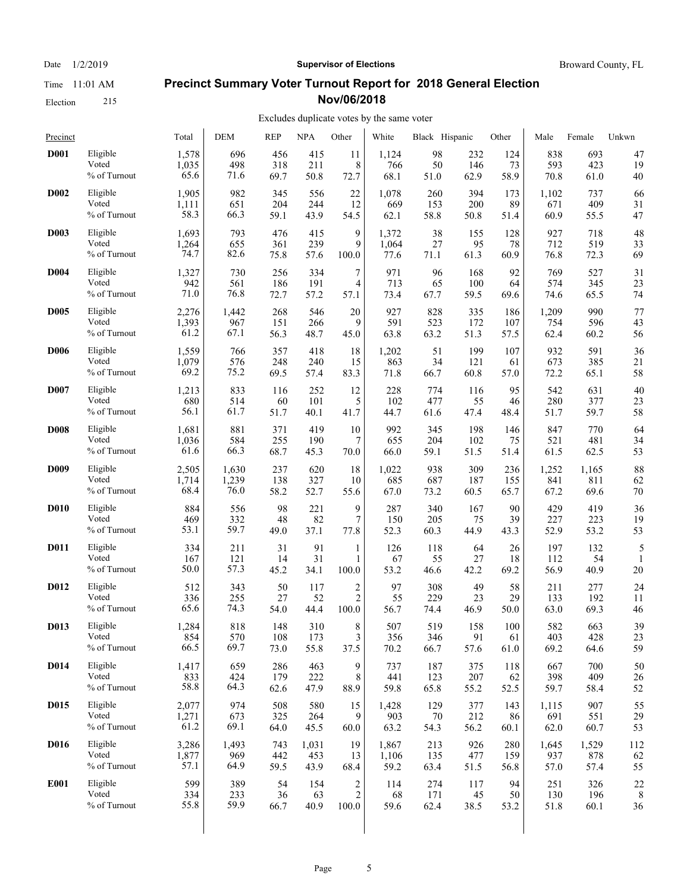Date 1/2/2019 — **Supervisor of Elections** — Broward County, FL

Time 11:01 AM

Election 215

## Precinct Summary Voter Turnout Report for 2018 General Election Nov/06/2018

Excludes duplicate votes by the same voter

| Precinct | | Total | DEM | REP | NPA | Other | White | Black | Hispanic | Other | Male | Female | Unkwn |
|---|---|---|---|---|---|---|---|---|---|---|---|---|---|
| **D001** | Eligible | 1,578 | 696 | 456 | 415 | 11 | 1,124 | 98 | 232 | 124 | 838 | 693 | 47 |
| | Voted | 1,035 | 498 | 318 | 211 | 8 | 766 | 50 | 146 | 73 | 593 | 423 | 19 |
| | % of Turnout | 65.6 | 71.6 | 69.7 | 50.8 | 72.7 | 68.1 | 51.0 | 62.9 | 58.9 | 70.8 | 61.0 | 40 |
| **D002** | Eligible | 1,905 | 982 | 345 | 556 | 22 | 1,078 | 260 | 394 | 173 | 1,102 | 737 | 66 |
| | Voted | 1,111 | 651 | 204 | 244 | 12 | 669 | 153 | 200 | 89 | 671 | 409 | 31 |
| | % of Turnout | 58.3 | 66.3 | 59.1 | 43.9 | 54.5 | 62.1 | 58.8 | 50.8 | 51.4 | 60.9 | 55.5 | 47 |
| **D003** | Eligible | 1,693 | 793 | 476 | 415 | 9 | 1,372 | 38 | 155 | 128 | 927 | 718 | 48 |
| | Voted | 1,264 | 655 | 361 | 239 | 9 | 1,064 | 27 | 95 | 78 | 712 | 519 | 33 |
| | % of Turnout | 74.7 | 82.6 | 75.8 | 57.6 | 100.0 | 77.6 | 71.1 | 61.3 | 60.9 | 76.8 | 72.3 | 69 |
| **D004** | Eligible | 1,327 | 730 | 256 | 334 | 7 | 971 | 96 | 168 | 92 | 769 | 527 | 31 |
| | Voted | 942 | 561 | 186 | 191 | 4 | 713 | 65 | 100 | 64 | 574 | 345 | 23 |
| | % of Turnout | 71.0 | 76.8 | 72.7 | 57.2 | 57.1 | 73.4 | 67.7 | 59.5 | 69.6 | 74.6 | 65.5 | 74 |
| **D005** | Eligible | 2,276 | 1,442 | 268 | 546 | 20 | 927 | 828 | 335 | 186 | 1,209 | 990 | 77 |
| | Voted | 1,393 | 967 | 151 | 266 | 9 | 591 | 523 | 172 | 107 | 754 | 596 | 43 |
| | % of Turnout | 61.2 | 67.1 | 56.3 | 48.7 | 45.0 | 63.8 | 63.2 | 51.3 | 57.5 | 62.4 | 60.2 | 56 |
| **D006** | Eligible | 1,559 | 766 | 357 | 418 | 18 | 1,202 | 51 | 199 | 107 | 932 | 591 | 36 |
| | Voted | 1,079 | 576 | 248 | 240 | 15 | 863 | 34 | 121 | 61 | 673 | 385 | 21 |
| | % of Turnout | 69.2 | 75.2 | 69.5 | 57.4 | 83.3 | 71.8 | 66.7 | 60.8 | 57.0 | 72.2 | 65.1 | 58 |
| **D007** | Eligible | 1,213 | 833 | 116 | 252 | 12 | 228 | 774 | 116 | 95 | 542 | 631 | 40 |
| | Voted | 680 | 514 | 60 | 101 | 5 | 102 | 477 | 55 | 46 | 280 | 377 | 23 |
| | % of Turnout | 56.1 | 61.7 | 51.7 | 40.1 | 41.7 | 44.7 | 61.6 | 47.4 | 48.4 | 51.7 | 59.7 | 58 |
| **D008** | Eligible | 1,681 | 881 | 371 | 419 | 10 | 992 | 345 | 198 | 146 | 847 | 770 | 64 |
| | Voted | 1,036 | 584 | 255 | 190 | 7 | 655 | 204 | 102 | 75 | 521 | 481 | 34 |
| | % of Turnout | 61.6 | 66.3 | 68.7 | 45.3 | 70.0 | 66.0 | 59.1 | 51.5 | 51.4 | 61.5 | 62.5 | 53 |
| **D009** | Eligible | 2,505 | 1,630 | 237 | 620 | 18 | 1,022 | 938 | 309 | 236 | 1,252 | 1,165 | 88 |
| | Voted | 1,714 | 1,239 | 138 | 327 | 10 | 685 | 687 | 187 | 155 | 841 | 811 | 62 |
| | % of Turnout | 68.4 | 76.0 | 58.2 | 52.7 | 55.6 | 67.0 | 73.2 | 60.5 | 65.7 | 67.2 | 69.6 | 70 |
| **D010** | Eligible | 884 | 556 | 98 | 221 | 9 | 287 | 340 | 167 | 90 | 429 | 419 | 36 |
| | Voted | 469 | 332 | 48 | 82 | 7 | 150 | 205 | 75 | 39 | 227 | 223 | 19 |
| | % of Turnout | 53.1 | 59.7 | 49.0 | 37.1 | 77.8 | 52.3 | 60.3 | 44.9 | 43.3 | 52.9 | 53.2 | 53 |
| **D011** | Eligible | 334 | 211 | 31 | 91 | 1 | 126 | 118 | 64 | 26 | 197 | 132 | 5 |
| | Voted | 167 | 121 | 14 | 31 | 1 | 67 | 55 | 27 | 18 | 112 | 54 | 1 |
| | % of Turnout | 50.0 | 57.3 | 45.2 | 34.1 | 100.0 | 53.2 | 46.6 | 42.2 | 69.2 | 56.9 | 40.9 | 20 |
| **D012** | Eligible | 512 | 343 | 50 | 117 | 2 | 97 | 308 | 49 | 58 | 211 | 277 | 24 |
| | Voted | 336 | 255 | 27 | 52 | 2 | 55 | 229 | 23 | 29 | 133 | 192 | 11 |
| | % of Turnout | 65.6 | 74.3 | 54.0 | 44.4 | 100.0 | 56.7 | 74.4 | 46.9 | 50.0 | 63.0 | 69.3 | 46 |
| **D013** | Eligible | 1,284 | 818 | 148 | 310 | 8 | 507 | 519 | 158 | 100 | 582 | 663 | 39 |
| | Voted | 854 | 570 | 108 | 173 | 3 | 356 | 346 | 91 | 61 | 403 | 428 | 23 |
| | % of Turnout | 66.5 | 69.7 | 73.0 | 55.8 | 37.5 | 70.2 | 66.7 | 57.6 | 61.0 | 69.2 | 64.6 | 59 |
| **D014** | Eligible | 1,417 | 659 | 286 | 463 | 9 | 737 | 187 | 375 | 118 | 667 | 700 | 50 |
| | Voted | 833 | 424 | 179 | 222 | 8 | 441 | 123 | 207 | 62 | 398 | 409 | 26 |
| | % of Turnout | 58.8 | 64.3 | 62.6 | 47.9 | 88.9 | 59.8 | 65.8 | 55.2 | 52.5 | 59.7 | 58.4 | 52 |
| **D015** | Eligible | 2,077 | 974 | 508 | 580 | 15 | 1,428 | 129 | 377 | 143 | 1,115 | 907 | 55 |
| | Voted | 1,271 | 673 | 325 | 264 | 9 | 903 | 70 | 212 | 86 | 691 | 551 | 29 |
| | % of Turnout | 61.2 | 69.1 | 64.0 | 45.5 | 60.0 | 63.2 | 54.3 | 56.2 | 60.1 | 62.0 | 60.7 | 53 |
| **D016** | Eligible | 3,286 | 1,493 | 743 | 1,031 | 19 | 1,867 | 213 | 926 | 280 | 1,645 | 1,529 | 112 |
| | Voted | 1,877 | 969 | 442 | 453 | 13 | 1,106 | 135 | 477 | 159 | 937 | 878 | 62 |
| | % of Turnout | 57.1 | 64.9 | 59.5 | 43.9 | 68.4 | 59.2 | 63.4 | 51.5 | 56.8 | 57.0 | 57.4 | 55 |
| **E001** | Eligible | 599 | 389 | 54 | 154 | 2 | 114 | 274 | 117 | 94 | 251 | 326 | 22 |
| | Voted | 334 | 233 | 36 | 63 | 2 | 68 | 171 | 45 | 50 | 130 | 196 | 8 |
| | % of Turnout | 55.8 | 59.9 | 66.7 | 40.9 | 100.0 | 59.6 | 62.4 | 38.5 | 53.2 | 51.8 | 60.1 | 36 |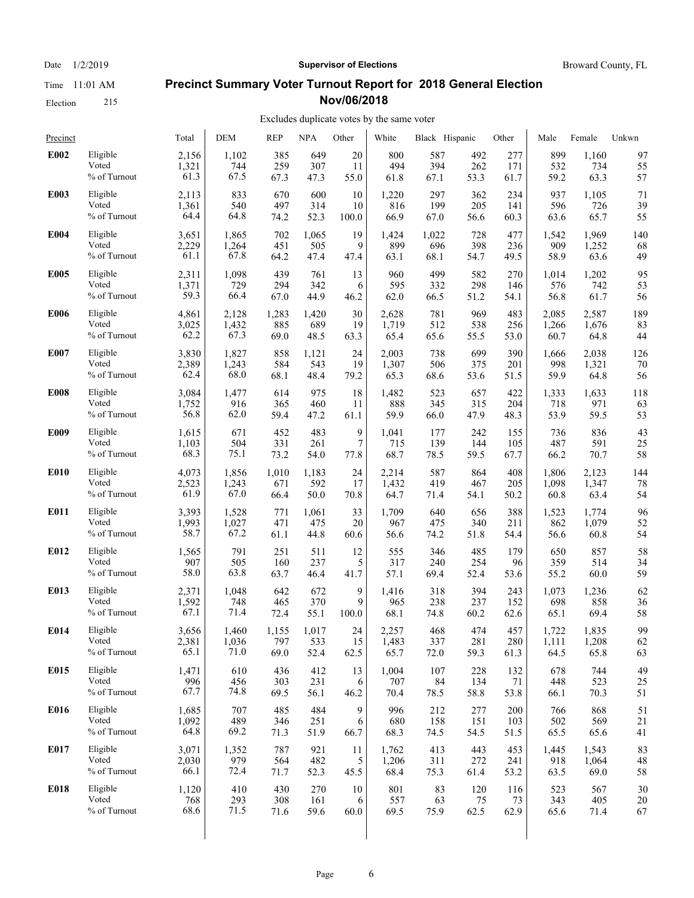# Precinct Summary Voter Turnout Report for 2018 General Election Nov/06/2018

Date 1/2/2019 | Supervisor of Elections | Broward County, FL

Time 11:01 AM

Election 215

Excludes duplicate votes by the same voter

| Precinct | | Total | DEM | REP | NPA | Other | White | Black | Hispanic | Other | Male | Female | Unkwn |
|---|---|---|---|---|---|---|---|---|---|---|---|---|---|
| **E002** | Eligible | 2,156 | 1,102 | 385 | 649 | 20 | 800 | 587 | 492 | 277 | 899 | 1,160 | 97 |
| | Voted | 1,321 | 744 | 259 | 307 | 11 | 494 | 394 | 262 | 171 | 532 | 734 | 55 |
| | % of Turnout | 61.3 | 67.5 | 67.3 | 47.3 | 55.0 | 61.8 | 67.1 | 53.3 | 61.7 | 59.2 | 63.3 | 57 |
| **E003** | Eligible | 2,113 | 833 | 670 | 600 | 10 | 1,220 | 297 | 362 | 234 | 937 | 1,105 | 71 |
| | Voted | 1,361 | 540 | 497 | 314 | 10 | 816 | 199 | 205 | 141 | 596 | 726 | 39 |
| | % of Turnout | 64.4 | 64.8 | 74.2 | 52.3 | 100.0 | 66.9 | 67.0 | 56.6 | 60.3 | 63.6 | 65.7 | 55 |
| **E004** | Eligible | 3,651 | 1,865 | 702 | 1,065 | 19 | 1,424 | 1,022 | 728 | 477 | 1,542 | 1,969 | 140 |
| | Voted | 2,229 | 1,264 | 451 | 505 | 9 | 899 | 696 | 398 | 236 | 909 | 1,252 | 68 |
| | % of Turnout | 61.1 | 67.8 | 64.2 | 47.4 | 47.4 | 63.1 | 68.1 | 54.7 | 49.5 | 58.9 | 63.6 | 49 |
| **E005** | Eligible | 2,311 | 1,098 | 439 | 761 | 13 | 960 | 499 | 582 | 270 | 1,014 | 1,202 | 95 |
| | Voted | 1,371 | 729 | 294 | 342 | 6 | 595 | 332 | 298 | 146 | 576 | 742 | 53 |
| | % of Turnout | 59.3 | 66.4 | 67.0 | 44.9 | 46.2 | 62.0 | 66.5 | 51.2 | 54.1 | 56.8 | 61.7 | 56 |
| **E006** | Eligible | 4,861 | 2,128 | 1,283 | 1,420 | 30 | 2,628 | 781 | 969 | 483 | 2,085 | 2,587 | 189 |
| | Voted | 3,025 | 1,432 | 885 | 689 | 19 | 1,719 | 512 | 538 | 256 | 1,266 | 1,676 | 83 |
| | % of Turnout | 62.2 | 67.3 | 69.0 | 48.5 | 63.3 | 65.4 | 65.6 | 55.5 | 53.0 | 60.7 | 64.8 | 44 |
| **E007** | Eligible | 3,830 | 1,827 | 858 | 1,121 | 24 | 2,003 | 738 | 699 | 390 | 1,666 | 2,038 | 126 |
| | Voted | 2,389 | 1,243 | 584 | 543 | 19 | 1,307 | 506 | 375 | 201 | 998 | 1,321 | 70 |
| | % of Turnout | 62.4 | 68.0 | 68.1 | 48.4 | 79.2 | 65.3 | 68.6 | 53.6 | 51.5 | 59.9 | 64.8 | 56 |
| **E008** | Eligible | 3,084 | 1,477 | 614 | 975 | 18 | 1,482 | 523 | 657 | 422 | 1,333 | 1,633 | 118 |
| | Voted | 1,752 | 916 | 365 | 460 | 11 | 888 | 345 | 315 | 204 | 718 | 971 | 63 |
| | % of Turnout | 56.8 | 62.0 | 59.4 | 47.2 | 61.1 | 59.9 | 66.0 | 47.9 | 48.3 | 53.9 | 59.5 | 53 |
| **E009** | Eligible | 1,615 | 671 | 452 | 483 | 9 | 1,041 | 177 | 242 | 155 | 736 | 836 | 43 |
| | Voted | 1,103 | 504 | 331 | 261 | 7 | 715 | 139 | 144 | 105 | 487 | 591 | 25 |
| | % of Turnout | 68.3 | 75.1 | 73.2 | 54.0 | 77.8 | 68.7 | 78.5 | 59.5 | 67.7 | 66.2 | 70.7 | 58 |
| **E010** | Eligible | 4,073 | 1,856 | 1,010 | 1,183 | 24 | 2,214 | 587 | 864 | 408 | 1,806 | 2,123 | 144 |
| | Voted | 2,523 | 1,243 | 671 | 592 | 17 | 1,432 | 419 | 467 | 205 | 1,098 | 1,347 | 78 |
| | % of Turnout | 61.9 | 67.0 | 66.4 | 50.0 | 70.8 | 64.7 | 71.4 | 54.1 | 50.2 | 60.8 | 63.4 | 54 |
| **E011** | Eligible | 3,393 | 1,528 | 771 | 1,061 | 33 | 1,709 | 640 | 656 | 388 | 1,523 | 1,774 | 96 |
| | Voted | 1,993 | 1,027 | 471 | 475 | 20 | 967 | 475 | 340 | 211 | 862 | 1,079 | 52 |
| | % of Turnout | 58.7 | 67.2 | 61.1 | 44.8 | 60.6 | 56.6 | 74.2 | 51.8 | 54.4 | 56.6 | 60.8 | 54 |
| **E012** | Eligible | 1,565 | 791 | 251 | 511 | 12 | 555 | 346 | 485 | 179 | 650 | 857 | 58 |
| | Voted | 907 | 505 | 160 | 237 | 5 | 317 | 240 | 254 | 96 | 359 | 514 | 34 |
| | % of Turnout | 58.0 | 63.8 | 63.7 | 46.4 | 41.7 | 57.1 | 69.4 | 52.4 | 53.6 | 55.2 | 60.0 | 59 |
| **E013** | Eligible | 2,371 | 1,048 | 642 | 672 | 9 | 1,416 | 318 | 394 | 243 | 1,073 | 1,236 | 62 |
| | Voted | 1,592 | 748 | 465 | 370 | 9 | 965 | 238 | 237 | 152 | 698 | 858 | 36 |
| | % of Turnout | 67.1 | 71.4 | 72.4 | 55.1 | 100.0 | 68.1 | 74.8 | 60.2 | 62.6 | 65.1 | 69.4 | 58 |
| **E014** | Eligible | 3,656 | 1,460 | 1,155 | 1,017 | 24 | 2,257 | 468 | 474 | 457 | 1,722 | 1,835 | 99 |
| | Voted | 2,381 | 1,036 | 797 | 533 | 15 | 1,483 | 337 | 281 | 280 | 1,111 | 1,208 | 62 |
| | % of Turnout | 65.1 | 71.0 | 69.0 | 52.4 | 62.5 | 65.7 | 72.0 | 59.3 | 61.3 | 64.5 | 65.8 | 63 |
| **E015** | Eligible | 1,471 | 610 | 436 | 412 | 13 | 1,004 | 107 | 228 | 132 | 678 | 744 | 49 |
| | Voted | 996 | 456 | 303 | 231 | 6 | 707 | 84 | 134 | 71 | 448 | 523 | 25 |
| | % of Turnout | 67.7 | 74.8 | 69.5 | 56.1 | 46.2 | 70.4 | 78.5 | 58.8 | 53.8 | 66.1 | 70.3 | 51 |
| **E016** | Eligible | 1,685 | 707 | 485 | 484 | 9 | 996 | 212 | 277 | 200 | 766 | 868 | 51 |
| | Voted | 1,092 | 489 | 346 | 251 | 6 | 680 | 158 | 151 | 103 | 502 | 569 | 21 |
| | % of Turnout | 64.8 | 69.2 | 71.3 | 51.9 | 66.7 | 68.3 | 74.5 | 54.5 | 51.5 | 65.5 | 65.6 | 41 |
| **E017** | Eligible | 3,071 | 1,352 | 787 | 921 | 11 | 1,762 | 413 | 443 | 453 | 1,445 | 1,543 | 83 |
| | Voted | 2,030 | 979 | 564 | 482 | 5 | 1,206 | 311 | 272 | 241 | 918 | 1,064 | 48 |
| | % of Turnout | 66.1 | 72.4 | 71.7 | 52.3 | 45.5 | 68.4 | 75.3 | 61.4 | 53.2 | 63.5 | 69.0 | 58 |
| **E018** | Eligible | 1,120 | 410 | 430 | 270 | 10 | 801 | 83 | 120 | 116 | 523 | 567 | 30 |
| | Voted | 768 | 293 | 308 | 161 | 6 | 557 | 63 | 75 | 73 | 343 | 405 | 20 |
| | % of Turnout | 68.6 | 71.5 | 71.6 | 59.6 | 60.0 | 69.5 | 75.9 | 62.5 | 62.9 | 65.6 | 71.4 | 67 |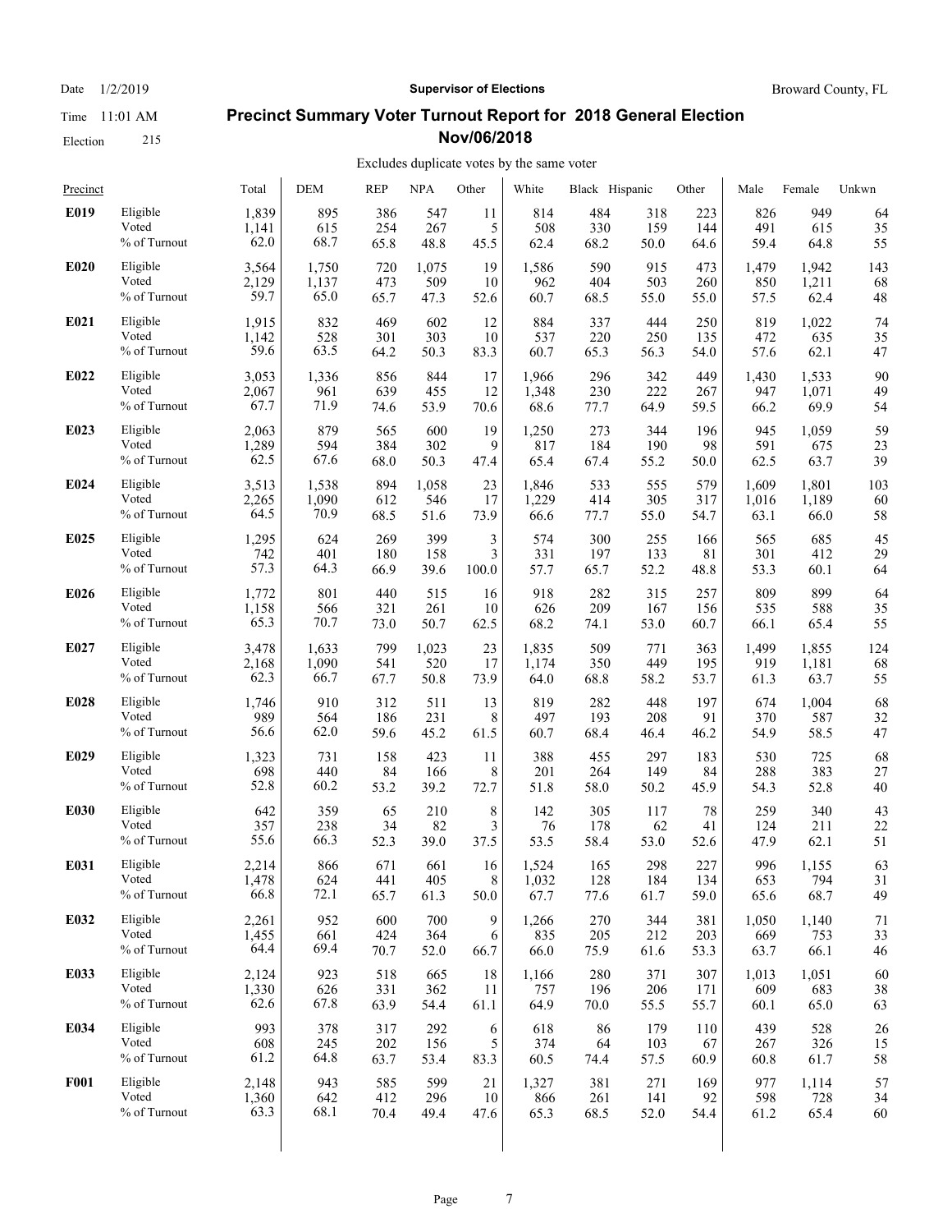Date 1/2/2019 **Supervisor of Elections** Broward County, FL

Time 11:01 AM

Election 215

## Precinct Summary Voter Turnout Report for 2018 General Election Nov/06/2018

Excludes duplicate votes by the same voter

| Precinct | | Total | DEM | REP | NPA | Other | White | Black | Hispanic | Other | Male | Female | Unkwn |
|---|---|---|---|---|---|---|---|---|---|---|---|---|---|
| **E019** | Eligible | 1,839 | 895 | 386 | 547 | 11 | 814 | 484 | 318 | 223 | 826 | 949 | 64 |
| | Voted | 1,141 | 615 | 254 | 267 | 5 | 508 | 330 | 159 | 144 | 491 | 615 | 35 |
| | % of Turnout | 62.0 | 68.7 | 65.8 | 48.8 | 45.5 | 62.4 | 68.2 | 50.0 | 64.6 | 59.4 | 64.8 | 55 |
| **E020** | Eligible | 3,564 | 1,750 | 720 | 1,075 | 19 | 1,586 | 590 | 915 | 473 | 1,479 | 1,942 | 143 |
| | Voted | 2,129 | 1,137 | 473 | 509 | 10 | 962 | 404 | 503 | 260 | 850 | 1,211 | 68 |
| | % of Turnout | 59.7 | 65.0 | 65.7 | 47.3 | 52.6 | 60.7 | 68.5 | 55.0 | 55.0 | 57.5 | 62.4 | 48 |
| **E021** | Eligible | 1,915 | 832 | 469 | 602 | 12 | 884 | 337 | 444 | 250 | 819 | 1,022 | 74 |
| | Voted | 1,142 | 528 | 301 | 303 | 10 | 537 | 220 | 250 | 135 | 472 | 635 | 35 |
| | % of Turnout | 59.6 | 63.5 | 64.2 | 50.3 | 83.3 | 60.7 | 65.3 | 56.3 | 54.0 | 57.6 | 62.1 | 47 |
| **E022** | Eligible | 3,053 | 1,336 | 856 | 844 | 17 | 1,966 | 296 | 342 | 449 | 1,430 | 1,533 | 90 |
| | Voted | 2,067 | 961 | 639 | 455 | 12 | 1,348 | 230 | 222 | 267 | 947 | 1,071 | 49 |
| | % of Turnout | 67.7 | 71.9 | 74.6 | 53.9 | 70.6 | 68.6 | 77.7 | 64.9 | 59.5 | 66.2 | 69.9 | 54 |
| **E023** | Eligible | 2,063 | 879 | 565 | 600 | 19 | 1,250 | 273 | 344 | 196 | 945 | 1,059 | 59 |
| | Voted | 1,289 | 594 | 384 | 302 | 9 | 817 | 184 | 190 | 98 | 591 | 675 | 23 |
| | % of Turnout | 62.5 | 67.6 | 68.0 | 50.3 | 47.4 | 65.4 | 67.4 | 55.2 | 50.0 | 62.5 | 63.7 | 39 |
| **E024** | Eligible | 3,513 | 1,538 | 894 | 1,058 | 23 | 1,846 | 533 | 555 | 579 | 1,609 | 1,801 | 103 |
| | Voted | 2,265 | 1,090 | 612 | 546 | 17 | 1,229 | 414 | 305 | 317 | 1,016 | 1,189 | 60 |
| | % of Turnout | 64.5 | 70.9 | 68.5 | 51.6 | 73.9 | 66.6 | 77.7 | 55.0 | 54.7 | 63.1 | 66.0 | 58 |
| **E025** | Eligible | 1,295 | 624 | 269 | 399 | 3 | 574 | 300 | 255 | 166 | 565 | 685 | 45 |
| | Voted | 742 | 401 | 180 | 158 | 3 | 331 | 197 | 133 | 81 | 301 | 412 | 29 |
| | % of Turnout | 57.3 | 64.3 | 66.9 | 39.6 | 100.0 | 57.7 | 65.7 | 52.2 | 48.8 | 53.3 | 60.1 | 64 |
| **E026** | Eligible | 1,772 | 801 | 440 | 515 | 16 | 918 | 282 | 315 | 257 | 809 | 899 | 64 |
| | Voted | 1,158 | 566 | 321 | 261 | 10 | 626 | 209 | 167 | 156 | 535 | 588 | 35 |
| | % of Turnout | 65.3 | 70.7 | 73.0 | 50.7 | 62.5 | 68.2 | 74.1 | 53.0 | 60.7 | 66.1 | 65.4 | 55 |
| **E027** | Eligible | 3,478 | 1,633 | 799 | 1,023 | 23 | 1,835 | 509 | 771 | 363 | 1,499 | 1,855 | 124 |
| | Voted | 2,168 | 1,090 | 541 | 520 | 17 | 1,174 | 350 | 449 | 195 | 919 | 1,181 | 68 |
| | % of Turnout | 62.3 | 66.7 | 67.7 | 50.8 | 73.9 | 64.0 | 68.8 | 58.2 | 53.7 | 61.3 | 63.7 | 55 |
| **E028** | Eligible | 1,746 | 910 | 312 | 511 | 13 | 819 | 282 | 448 | 197 | 674 | 1,004 | 68 |
| | Voted | 989 | 564 | 186 | 231 | 8 | 497 | 193 | 208 | 91 | 370 | 587 | 32 |
| | % of Turnout | 56.6 | 62.0 | 59.6 | 45.2 | 61.5 | 60.7 | 68.4 | 46.4 | 46.2 | 54.9 | 58.5 | 47 |
| **E029** | Eligible | 1,323 | 731 | 158 | 423 | 11 | 388 | 455 | 297 | 183 | 530 | 725 | 68 |
| | Voted | 698 | 440 | 84 | 166 | 8 | 201 | 264 | 149 | 84 | 288 | 383 | 27 |
| | % of Turnout | 52.8 | 60.2 | 53.2 | 39.2 | 72.7 | 51.8 | 58.0 | 50.2 | 45.9 | 54.3 | 52.8 | 40 |
| **E030** | Eligible | 642 | 359 | 65 | 210 | 8 | 142 | 305 | 117 | 78 | 259 | 340 | 43 |
| | Voted | 357 | 238 | 34 | 82 | 3 | 76 | 178 | 62 | 41 | 124 | 211 | 22 |
| | % of Turnout | 55.6 | 66.3 | 52.3 | 39.0 | 37.5 | 53.5 | 58.4 | 53.0 | 52.6 | 47.9 | 62.1 | 51 |
| **E031** | Eligible | 2,214 | 866 | 671 | 661 | 16 | 1,524 | 165 | 298 | 227 | 996 | 1,155 | 63 |
| | Voted | 1,478 | 624 | 441 | 405 | 8 | 1,032 | 128 | 184 | 134 | 653 | 794 | 31 |
| | % of Turnout | 66.8 | 72.1 | 65.7 | 61.3 | 50.0 | 67.7 | 77.6 | 61.7 | 59.0 | 65.6 | 68.7 | 49 |
| **E032** | Eligible | 2,261 | 952 | 600 | 700 | 9 | 1,266 | 270 | 344 | 381 | 1,050 | 1,140 | 71 |
| | Voted | 1,455 | 661 | 424 | 364 | 6 | 835 | 205 | 212 | 203 | 669 | 753 | 33 |
| | % of Turnout | 64.4 | 69.4 | 70.7 | 52.0 | 66.7 | 66.0 | 75.9 | 61.6 | 53.3 | 63.7 | 66.1 | 46 |
| **E033** | Eligible | 2,124 | 923 | 518 | 665 | 18 | 1,166 | 280 | 371 | 307 | 1,013 | 1,051 | 60 |
| | Voted | 1,330 | 626 | 331 | 362 | 11 | 757 | 196 | 206 | 171 | 609 | 683 | 38 |
| | % of Turnout | 62.6 | 67.8 | 63.9 | 54.4 | 61.1 | 64.9 | 70.0 | 55.5 | 55.7 | 60.1 | 65.0 | 63 |
| **E034** | Eligible | 993 | 378 | 317 | 292 | 6 | 618 | 86 | 179 | 110 | 439 | 528 | 26 |
| | Voted | 608 | 245 | 202 | 156 | 5 | 374 | 64 | 103 | 67 | 267 | 326 | 15 |
| | % of Turnout | 61.2 | 64.8 | 63.7 | 53.4 | 83.3 | 60.5 | 74.4 | 57.5 | 60.9 | 60.8 | 61.7 | 58 |
| **F001** | Eligible | 2,148 | 943 | 585 | 599 | 21 | 1,327 | 381 | 271 | 169 | 977 | 1,114 | 57 |
| | Voted | 1,360 | 642 | 412 | 296 | 10 | 866 | 261 | 141 | 92 | 598 | 728 | 34 |
| | % of Turnout | 63.3 | 68.1 | 70.4 | 49.4 | 47.6 | 65.3 | 68.5 | 52.0 | 54.4 | 61.2 | 65.4 | 60 |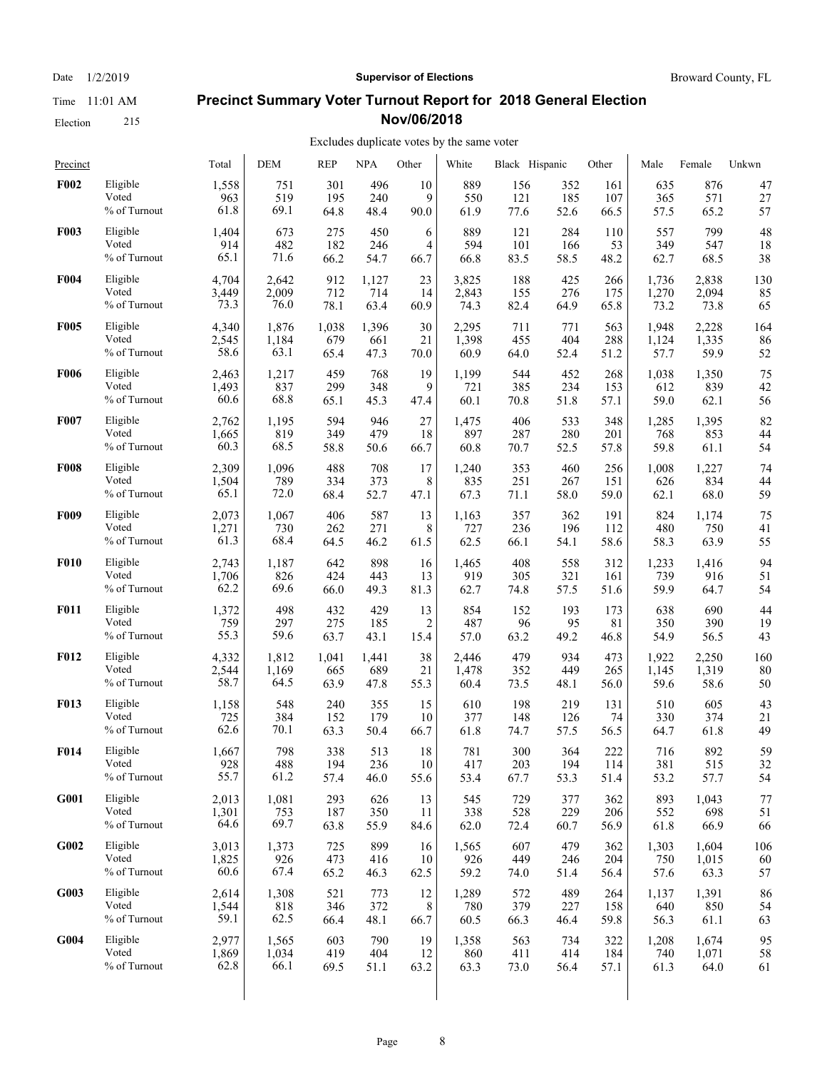# Precinct Summary Voter Turnout Report for 2018 General Election Nov/06/2018

Date 1/2/2019 | Time 11:01 AM | Election 215

**Supervisor of Elections** — Broward County, FL

Excludes duplicate votes by the same voter

| Precinct | | Total | DEM | REP | NPA | Other | White | Black | Hispanic | Other | Male | Female | Unkwn |
|---|---|---|---|---|---|---|---|---|---|---|---|---|---|
| **F002** | Eligible | 1,558 | 751 | 301 | 496 | 10 | 889 | 156 | 352 | 161 | 635 | 876 | 47 |
| | Voted | 963 | 519 | 195 | 240 | 9 | 550 | 121 | 185 | 107 | 365 | 571 | 27 |
| | % of Turnout | 61.8 | 69.1 | 64.8 | 48.4 | 90.0 | 61.9 | 77.6 | 52.6 | 66.5 | 57.5 | 65.2 | 57 |
| **F003** | Eligible | 1,404 | 673 | 275 | 450 | 6 | 889 | 121 | 284 | 110 | 557 | 799 | 48 |
| | Voted | 914 | 482 | 182 | 246 | 4 | 594 | 101 | 166 | 53 | 349 | 547 | 18 |
| | % of Turnout | 65.1 | 71.6 | 66.2 | 54.7 | 66.7 | 66.8 | 83.5 | 58.5 | 48.2 | 62.7 | 68.5 | 38 |
| **F004** | Eligible | 4,704 | 2,642 | 912 | 1,127 | 23 | 3,825 | 188 | 425 | 266 | 1,736 | 2,838 | 130 |
| | Voted | 3,449 | 2,009 | 712 | 714 | 14 | 2,843 | 155 | 276 | 175 | 1,270 | 2,094 | 85 |
| | % of Turnout | 73.3 | 76.0 | 78.1 | 63.4 | 60.9 | 74.3 | 82.4 | 64.9 | 65.8 | 73.2 | 73.8 | 65 |
| **F005** | Eligible | 4,340 | 1,876 | 1,038 | 1,396 | 30 | 2,295 | 711 | 771 | 563 | 1,948 | 2,228 | 164 |
| | Voted | 2,545 | 1,184 | 679 | 661 | 21 | 1,398 | 455 | 404 | 288 | 1,124 | 1,335 | 86 |
| | % of Turnout | 58.6 | 63.1 | 65.4 | 47.3 | 70.0 | 60.9 | 64.0 | 52.4 | 51.2 | 57.7 | 59.9 | 52 |
| **F006** | Eligible | 2,463 | 1,217 | 459 | 768 | 19 | 1,199 | 544 | 452 | 268 | 1,038 | 1,350 | 75 |
| | Voted | 1,493 | 837 | 299 | 348 | 9 | 721 | 385 | 234 | 153 | 612 | 839 | 42 |
| | % of Turnout | 60.6 | 68.8 | 65.1 | 45.3 | 47.4 | 60.1 | 70.8 | 51.8 | 57.1 | 59.0 | 62.1 | 56 |
| **F007** | Eligible | 2,762 | 1,195 | 594 | 946 | 27 | 1,475 | 406 | 533 | 348 | 1,285 | 1,395 | 82 |
| | Voted | 1,665 | 819 | 349 | 479 | 18 | 897 | 287 | 280 | 201 | 768 | 853 | 44 |
| | % of Turnout | 60.3 | 68.5 | 58.8 | 50.6 | 66.7 | 60.8 | 70.7 | 52.5 | 57.8 | 59.8 | 61.1 | 54 |
| **F008** | Eligible | 2,309 | 1,096 | 488 | 708 | 17 | 1,240 | 353 | 460 | 256 | 1,008 | 1,227 | 74 |
| | Voted | 1,504 | 789 | 334 | 373 | 8 | 835 | 251 | 267 | 151 | 626 | 834 | 44 |
| | % of Turnout | 65.1 | 72.0 | 68.4 | 52.7 | 47.1 | 67.3 | 71.1 | 58.0 | 59.0 | 62.1 | 68.0 | 59 |
| **F009** | Eligible | 2,073 | 1,067 | 406 | 587 | 13 | 1,163 | 357 | 362 | 191 | 824 | 1,174 | 75 |
| | Voted | 1,271 | 730 | 262 | 271 | 8 | 727 | 236 | 196 | 112 | 480 | 750 | 41 |
| | % of Turnout | 61.3 | 68.4 | 64.5 | 46.2 | 61.5 | 62.5 | 66.1 | 54.1 | 58.6 | 58.3 | 63.9 | 55 |
| **F010** | Eligible | 2,743 | 1,187 | 642 | 898 | 16 | 1,465 | 408 | 558 | 312 | 1,233 | 1,416 | 94 |
| | Voted | 1,706 | 826 | 424 | 443 | 13 | 919 | 305 | 321 | 161 | 739 | 916 | 51 |
| | % of Turnout | 62.2 | 69.6 | 66.0 | 49.3 | 81.3 | 62.7 | 74.8 | 57.5 | 51.6 | 59.9 | 64.7 | 54 |
| **F011** | Eligible | 1,372 | 498 | 432 | 429 | 13 | 854 | 152 | 193 | 173 | 638 | 690 | 44 |
| | Voted | 759 | 297 | 275 | 185 | 2 | 487 | 96 | 95 | 81 | 350 | 390 | 19 |
| | % of Turnout | 55.3 | 59.6 | 63.7 | 43.1 | 15.4 | 57.0 | 63.2 | 49.2 | 46.8 | 54.9 | 56.5 | 43 |
| **F012** | Eligible | 4,332 | 1,812 | 1,041 | 1,441 | 38 | 2,446 | 479 | 934 | 473 | 1,922 | 2,250 | 160 |
| | Voted | 2,544 | 1,169 | 665 | 689 | 21 | 1,478 | 352 | 449 | 265 | 1,145 | 1,319 | 80 |
| | % of Turnout | 58.7 | 64.5 | 63.9 | 47.8 | 55.3 | 60.4 | 73.5 | 48.1 | 56.0 | 59.6 | 58.6 | 50 |
| **F013** | Eligible | 1,158 | 548 | 240 | 355 | 15 | 610 | 198 | 219 | 131 | 510 | 605 | 43 |
| | Voted | 725 | 384 | 152 | 179 | 10 | 377 | 148 | 126 | 74 | 330 | 374 | 21 |
| | % of Turnout | 62.6 | 70.1 | 63.3 | 50.4 | 66.7 | 61.8 | 74.7 | 57.5 | 56.5 | 64.7 | 61.8 | 49 |
| **F014** | Eligible | 1,667 | 798 | 338 | 513 | 18 | 781 | 300 | 364 | 222 | 716 | 892 | 59 |
| | Voted | 928 | 488 | 194 | 236 | 10 | 417 | 203 | 194 | 114 | 381 | 515 | 32 |
| | % of Turnout | 55.7 | 61.2 | 57.4 | 46.0 | 55.6 | 53.4 | 67.7 | 53.3 | 51.4 | 53.2 | 57.7 | 54 |
| **G001** | Eligible | 2,013 | 1,081 | 293 | 626 | 13 | 545 | 729 | 377 | 362 | 893 | 1,043 | 77 |
| | Voted | 1,301 | 753 | 187 | 350 | 11 | 338 | 528 | 229 | 206 | 552 | 698 | 51 |
| | % of Turnout | 64.6 | 69.7 | 63.8 | 55.9 | 84.6 | 62.0 | 72.4 | 60.7 | 56.9 | 61.8 | 66.9 | 66 |
| **G002** | Eligible | 3,013 | 1,373 | 725 | 899 | 16 | 1,565 | 607 | 479 | 362 | 1,303 | 1,604 | 106 |
| | Voted | 1,825 | 926 | 473 | 416 | 10 | 926 | 449 | 246 | 204 | 750 | 1,015 | 60 |
| | % of Turnout | 60.6 | 67.4 | 65.2 | 46.3 | 62.5 | 59.2 | 74.0 | 51.4 | 56.4 | 57.6 | 63.3 | 57 |
| **G003** | Eligible | 2,614 | 1,308 | 521 | 773 | 12 | 1,289 | 572 | 489 | 264 | 1,137 | 1,391 | 86 |
| | Voted | 1,544 | 818 | 346 | 372 | 8 | 780 | 379 | 227 | 158 | 640 | 850 | 54 |
| | % of Turnout | 59.1 | 62.5 | 66.4 | 48.1 | 66.7 | 60.5 | 66.3 | 46.4 | 59.8 | 56.3 | 61.1 | 63 |
| **G004** | Eligible | 2,977 | 1,565 | 603 | 790 | 19 | 1,358 | 563 | 734 | 322 | 1,208 | 1,674 | 95 |
| | Voted | 1,869 | 1,034 | 419 | 404 | 12 | 860 | 411 | 414 | 184 | 740 | 1,071 | 58 |
| | % of Turnout | 62.8 | 66.1 | 69.5 | 51.1 | 63.2 | 63.3 | 73.0 | 56.4 | 57.1 | 61.3 | 64.0 | 61 |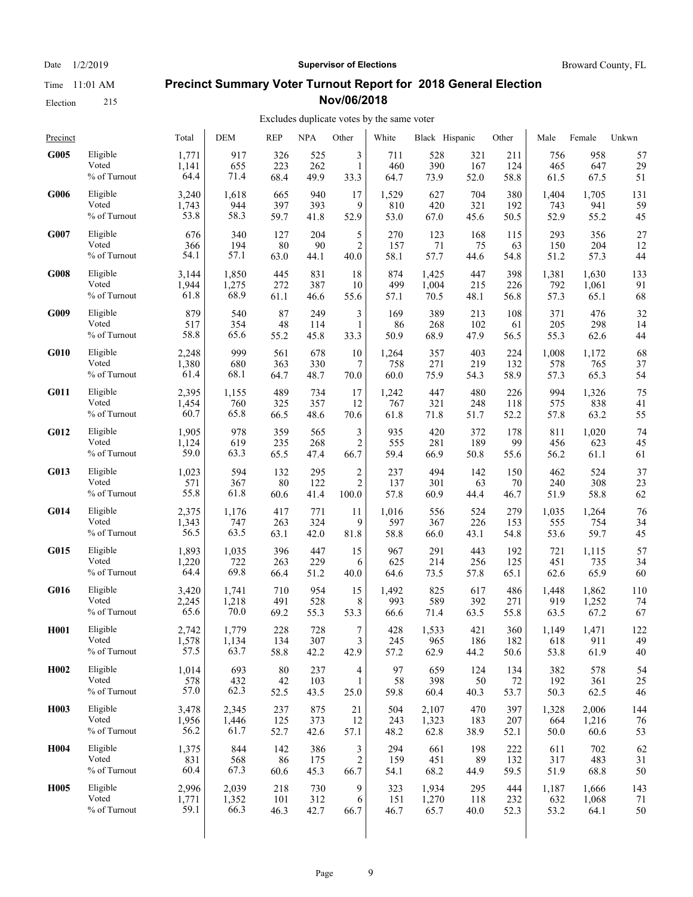Date 1/2/2019 **Supervisor of Elections** Broward County, FL

Time 11:01 AM

Election 215

## Precinct Summary Voter Turnout Report for 2018 General Election Nov/06/2018

Excludes duplicate votes by the same voter

| Precinct | | Total | DEM | REP | NPA | Other | White | Black | Hispanic | Other | Male | Female | Unkwn |
|---|---|---|---|---|---|---|---|---|---|---|---|---|---|
| **G005** | Eligible | 1,771 | 917 | 326 | 525 | 3 | 711 | 528 | 321 | 211 | 756 | 958 | 57 |
| | Voted | 1,141 | 655 | 223 | 262 | 1 | 460 | 390 | 167 | 124 | 465 | 647 | 29 |
| | % of Turnout | 64.4 | 71.4 | 68.4 | 49.9 | 33.3 | 64.7 | 73.9 | 52.0 | 58.8 | 61.5 | 67.5 | 51 |
| **G006** | Eligible | 3,240 | 1,618 | 665 | 940 | 17 | 1,529 | 627 | 704 | 380 | 1,404 | 1,705 | 131 |
| | Voted | 1,743 | 944 | 397 | 393 | 9 | 810 | 420 | 321 | 192 | 743 | 941 | 59 |
| | % of Turnout | 53.8 | 58.3 | 59.7 | 41.8 | 52.9 | 53.0 | 67.0 | 45.6 | 50.5 | 52.9 | 55.2 | 45 |
| **G007** | Eligible | 676 | 340 | 127 | 204 | 5 | 270 | 123 | 168 | 115 | 293 | 356 | 27 |
| | Voted | 366 | 194 | 80 | 90 | 2 | 157 | 71 | 75 | 63 | 150 | 204 | 12 |
| | % of Turnout | 54.1 | 57.1 | 63.0 | 44.1 | 40.0 | 58.1 | 57.7 | 44.6 | 54.8 | 51.2 | 57.3 | 44 |
| **G008** | Eligible | 3,144 | 1,850 | 445 | 831 | 18 | 874 | 1,425 | 447 | 398 | 1,381 | 1,630 | 133 |
| | Voted | 1,944 | 1,275 | 272 | 387 | 10 | 499 | 1,004 | 215 | 226 | 792 | 1,061 | 91 |
| | % of Turnout | 61.8 | 68.9 | 61.1 | 46.6 | 55.6 | 57.1 | 70.5 | 48.1 | 56.8 | 57.3 | 65.1 | 68 |
| **G009** | Eligible | 879 | 540 | 87 | 249 | 3 | 169 | 389 | 213 | 108 | 371 | 476 | 32 |
| | Voted | 517 | 354 | 48 | 114 | 1 | 86 | 268 | 102 | 61 | 205 | 298 | 14 |
| | % of Turnout | 58.8 | 65.6 | 55.2 | 45.8 | 33.3 | 50.9 | 68.9 | 47.9 | 56.5 | 55.3 | 62.6 | 44 |
| **G010** | Eligible | 2,248 | 999 | 561 | 678 | 10 | 1,264 | 357 | 403 | 224 | 1,008 | 1,172 | 68 |
| | Voted | 1,380 | 680 | 363 | 330 | 7 | 758 | 271 | 219 | 132 | 578 | 765 | 37 |
| | % of Turnout | 61.4 | 68.1 | 64.7 | 48.7 | 70.0 | 60.0 | 75.9 | 54.3 | 58.9 | 57.3 | 65.3 | 54 |
| **G011** | Eligible | 2,395 | 1,155 | 489 | 734 | 17 | 1,242 | 447 | 480 | 226 | 994 | 1,326 | 75 |
| | Voted | 1,454 | 760 | 325 | 357 | 12 | 767 | 321 | 248 | 118 | 575 | 838 | 41 |
| | % of Turnout | 60.7 | 65.8 | 66.5 | 48.6 | 70.6 | 61.8 | 71.8 | 51.7 | 52.2 | 57.8 | 63.2 | 55 |
| **G012** | Eligible | 1,905 | 978 | 359 | 565 | 3 | 935 | 420 | 372 | 178 | 811 | 1,020 | 74 |
| | Voted | 1,124 | 619 | 235 | 268 | 2 | 555 | 281 | 189 | 99 | 456 | 623 | 45 |
| | % of Turnout | 59.0 | 63.3 | 65.5 | 47.4 | 66.7 | 59.4 | 66.9 | 50.8 | 55.6 | 56.2 | 61.1 | 61 |
| **G013** | Eligible | 1,023 | 594 | 132 | 295 | 2 | 237 | 494 | 142 | 150 | 462 | 524 | 37 |
| | Voted | 571 | 367 | 80 | 122 | 2 | 137 | 301 | 63 | 70 | 240 | 308 | 23 |
| | % of Turnout | 55.8 | 61.8 | 60.6 | 41.4 | 100.0 | 57.8 | 60.9 | 44.4 | 46.7 | 51.9 | 58.8 | 62 |
| **G014** | Eligible | 2,375 | 1,176 | 417 | 771 | 11 | 1,016 | 556 | 524 | 279 | 1,035 | 1,264 | 76 |
| | Voted | 1,343 | 747 | 263 | 324 | 9 | 597 | 367 | 226 | 153 | 555 | 754 | 34 |
| | % of Turnout | 56.5 | 63.5 | 63.1 | 42.0 | 81.8 | 58.8 | 66.0 | 43.1 | 54.8 | 53.6 | 59.7 | 45 |
| **G015** | Eligible | 1,893 | 1,035 | 396 | 447 | 15 | 967 | 291 | 443 | 192 | 721 | 1,115 | 57 |
| | Voted | 1,220 | 722 | 263 | 229 | 6 | 625 | 214 | 256 | 125 | 451 | 735 | 34 |
| | % of Turnout | 64.4 | 69.8 | 66.4 | 51.2 | 40.0 | 64.6 | 73.5 | 57.8 | 65.1 | 62.6 | 65.9 | 60 |
| **G016** | Eligible | 3,420 | 1,741 | 710 | 954 | 15 | 1,492 | 825 | 617 | 486 | 1,448 | 1,862 | 110 |
| | Voted | 2,245 | 1,218 | 491 | 528 | 8 | 993 | 589 | 392 | 271 | 919 | 1,252 | 74 |
| | % of Turnout | 65.6 | 70.0 | 69.2 | 55.3 | 53.3 | 66.6 | 71.4 | 63.5 | 55.8 | 63.5 | 67.2 | 67 |
| **H001** | Eligible | 2,742 | 1,779 | 228 | 728 | 7 | 428 | 1,533 | 421 | 360 | 1,149 | 1,471 | 122 |
| | Voted | 1,578 | 1,134 | 134 | 307 | 3 | 245 | 965 | 186 | 182 | 618 | 911 | 49 |
| | % of Turnout | 57.5 | 63.7 | 58.8 | 42.2 | 42.9 | 57.2 | 62.9 | 44.2 | 50.6 | 53.8 | 61.9 | 40 |
| **H002** | Eligible | 1,014 | 693 | 80 | 237 | 4 | 97 | 659 | 124 | 134 | 382 | 578 | 54 |
| | Voted | 578 | 432 | 42 | 103 | 1 | 58 | 398 | 50 | 72 | 192 | 361 | 25 |
| | % of Turnout | 57.0 | 62.3 | 52.5 | 43.5 | 25.0 | 59.8 | 60.4 | 40.3 | 53.7 | 50.3 | 62.5 | 46 |
| **H003** | Eligible | 3,478 | 2,345 | 237 | 875 | 21 | 504 | 2,107 | 470 | 397 | 1,328 | 2,006 | 144 |
| | Voted | 1,956 | 1,446 | 125 | 373 | 12 | 243 | 1,323 | 183 | 207 | 664 | 1,216 | 76 |
| | % of Turnout | 56.2 | 61.7 | 52.7 | 42.6 | 57.1 | 48.2 | 62.8 | 38.9 | 52.1 | 50.0 | 60.6 | 53 |
| **H004** | Eligible | 1,375 | 844 | 142 | 386 | 3 | 294 | 661 | 198 | 222 | 611 | 702 | 62 |
| | Voted | 831 | 568 | 86 | 175 | 2 | 159 | 451 | 89 | 132 | 317 | 483 | 31 |
| | % of Turnout | 60.4 | 67.3 | 60.6 | 45.3 | 66.7 | 54.1 | 68.2 | 44.9 | 59.5 | 51.9 | 68.8 | 50 |
| **H005** | Eligible | 2,996 | 2,039 | 218 | 730 | 9 | 323 | 1,934 | 295 | 444 | 1,187 | 1,666 | 143 |
| | Voted | 1,771 | 1,352 | 101 | 312 | 6 | 151 | 1,270 | 118 | 232 | 632 | 1,068 | 71 |
| | % of Turnout | 59.1 | 66.3 | 46.3 | 42.7 | 66.7 | 46.7 | 65.7 | 40.0 | 52.3 | 53.2 | 64.1 | 50 |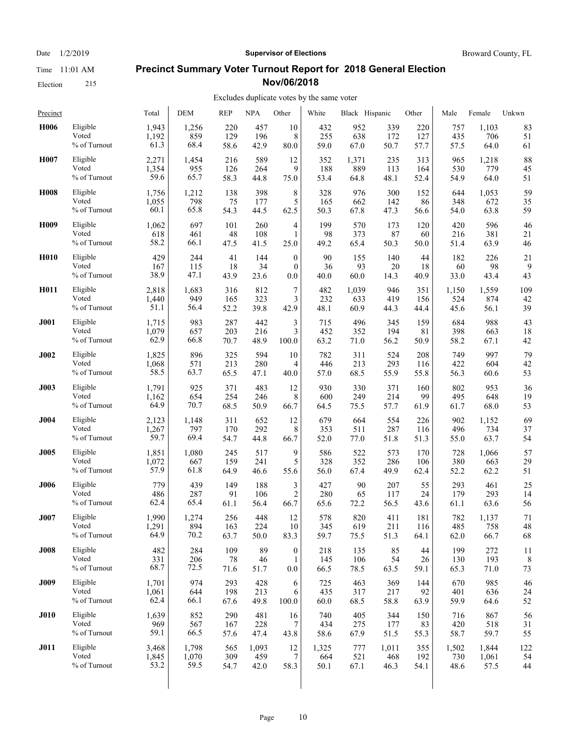Date 1/2/2019

Time 11:01 AM

Election 215

**Supervisor of Elections**

Broward County, FL

## Precinct Summary Voter Turnout Report for 2018 General Election Nov/06/2018

Excludes duplicate votes by the same voter

| Precinct | | Total | DEM | REP | NPA | Other | White | Black | Hispanic | Other | Male | Female | Unkwn |
|---|---|---|---|---|---|---|---|---|---|---|---|---|---|
| **H006** | Eligible | 1,943 | 1,256 | 220 | 457 | 10 | 432 | 952 | 339 | 220 | 757 | 1,103 | 83 |
| | Voted | 1,192 | 859 | 129 | 196 | 8 | 255 | 638 | 172 | 127 | 435 | 706 | 51 |
| | % of Turnout | 61.3 | 68.4 | 58.6 | 42.9 | 80.0 | 59.0 | 67.0 | 50.7 | 57.7 | 57.5 | 64.0 | 61 |
| **H007** | Eligible | 2,271 | 1,454 | 216 | 589 | 12 | 352 | 1,371 | 235 | 313 | 965 | 1,218 | 88 |
| | Voted | 1,354 | 955 | 126 | 264 | 9 | 188 | 889 | 113 | 164 | 530 | 779 | 45 |
| | % of Turnout | 59.6 | 65.7 | 58.3 | 44.8 | 75.0 | 53.4 | 64.8 | 48.1 | 52.4 | 54.9 | 64.0 | 51 |
| **H008** | Eligible | 1,756 | 1,212 | 138 | 398 | 8 | 328 | 976 | 300 | 152 | 644 | 1,053 | 59 |
| | Voted | 1,055 | 798 | 75 | 177 | 5 | 165 | 662 | 142 | 86 | 348 | 672 | 35 |
| | % of Turnout | 60.1 | 65.8 | 54.3 | 44.5 | 62.5 | 50.3 | 67.8 | 47.3 | 56.6 | 54.0 | 63.8 | 59 |
| **H009** | Eligible | 1,062 | 697 | 101 | 260 | 4 | 199 | 570 | 173 | 120 | 420 | 596 | 46 |
| | Voted | 618 | 461 | 48 | 108 | 1 | 98 | 373 | 87 | 60 | 216 | 381 | 21 |
| | % of Turnout | 58.2 | 66.1 | 47.5 | 41.5 | 25.0 | 49.2 | 65.4 | 50.3 | 50.0 | 51.4 | 63.9 | 46 |
| **H010** | Eligible | 429 | 244 | 41 | 144 | 0 | 90 | 155 | 140 | 44 | 182 | 226 | 21 |
| | Voted | 167 | 115 | 18 | 34 | 0 | 36 | 93 | 20 | 18 | 60 | 98 | 9 |
| | % of Turnout | 38.9 | 47.1 | 43.9 | 23.6 | 0.0 | 40.0 | 60.0 | 14.3 | 40.9 | 33.0 | 43.4 | 43 |
| **H011** | Eligible | 2,818 | 1,683 | 316 | 812 | 7 | 482 | 1,039 | 946 | 351 | 1,150 | 1,559 | 109 |
| | Voted | 1,440 | 949 | 165 | 323 | 3 | 232 | 633 | 419 | 156 | 524 | 874 | 42 |
| | % of Turnout | 51.1 | 56.4 | 52.2 | 39.8 | 42.9 | 48.1 | 60.9 | 44.3 | 44.4 | 45.6 | 56.1 | 39 |
| **J001** | Eligible | 1,715 | 983 | 287 | 442 | 3 | 715 | 496 | 345 | 159 | 684 | 988 | 43 |
| | Voted | 1,079 | 657 | 203 | 216 | 3 | 452 | 352 | 194 | 81 | 398 | 663 | 18 |
| | % of Turnout | 62.9 | 66.8 | 70.7 | 48.9 | 100.0 | 63.2 | 71.0 | 56.2 | 50.9 | 58.2 | 67.1 | 42 |
| **J002** | Eligible | 1,825 | 896 | 325 | 594 | 10 | 782 | 311 | 524 | 208 | 749 | 997 | 79 |
| | Voted | 1,068 | 571 | 213 | 280 | 4 | 446 | 213 | 293 | 116 | 422 | 604 | 42 |
| | % of Turnout | 58.5 | 63.7 | 65.5 | 47.1 | 40.0 | 57.0 | 68.5 | 55.9 | 55.8 | 56.3 | 60.6 | 53 |
| **J003** | Eligible | 1,791 | 925 | 371 | 483 | 12 | 930 | 330 | 371 | 160 | 802 | 953 | 36 |
| | Voted | 1,162 | 654 | 254 | 246 | 8 | 600 | 249 | 214 | 99 | 495 | 648 | 19 |
| | % of Turnout | 64.9 | 70.7 | 68.5 | 50.9 | 66.7 | 64.5 | 75.5 | 57.7 | 61.9 | 61.7 | 68.0 | 53 |
| **J004** | Eligible | 2,123 | 1,148 | 311 | 652 | 12 | 679 | 664 | 554 | 226 | 902 | 1,152 | 69 |
| | Voted | 1,267 | 797 | 170 | 292 | 8 | 353 | 511 | 287 | 116 | 496 | 734 | 37 |
| | % of Turnout | 59.7 | 69.4 | 54.7 | 44.8 | 66.7 | 52.0 | 77.0 | 51.8 | 51.3 | 55.0 | 63.7 | 54 |
| **J005** | Eligible | 1,851 | 1,080 | 245 | 517 | 9 | 586 | 522 | 573 | 170 | 728 | 1,066 | 57 |
| | Voted | 1,072 | 667 | 159 | 241 | 5 | 328 | 352 | 286 | 106 | 380 | 663 | 29 |
| | % of Turnout | 57.9 | 61.8 | 64.9 | 46.6 | 55.6 | 56.0 | 67.4 | 49.9 | 62.4 | 52.2 | 62.2 | 51 |
| **J006** | Eligible | 779 | 439 | 149 | 188 | 3 | 427 | 90 | 207 | 55 | 293 | 461 | 25 |
| | Voted | 486 | 287 | 91 | 106 | 2 | 280 | 65 | 117 | 24 | 179 | 293 | 14 |
| | % of Turnout | 62.4 | 65.4 | 61.1 | 56.4 | 66.7 | 65.6 | 72.2 | 56.5 | 43.6 | 61.1 | 63.6 | 56 |
| **J007** | Eligible | 1,990 | 1,274 | 256 | 448 | 12 | 578 | 820 | 411 | 181 | 782 | 1,137 | 71 |
| | Voted | 1,291 | 894 | 163 | 224 | 10 | 345 | 619 | 211 | 116 | 485 | 758 | 48 |
| | % of Turnout | 64.9 | 70.2 | 63.7 | 50.0 | 83.3 | 59.7 | 75.5 | 51.3 | 64.1 | 62.0 | 66.7 | 68 |
| **J008** | Eligible | 482 | 284 | 109 | 89 | 0 | 218 | 135 | 85 | 44 | 199 | 272 | 11 |
| | Voted | 331 | 206 | 78 | 46 | 1 | 145 | 106 | 54 | 26 | 130 | 193 | 8 |
| | % of Turnout | 68.7 | 72.5 | 71.6 | 51.7 | 0.0 | 66.5 | 78.5 | 63.5 | 59.1 | 65.3 | 71.0 | 73 |
| **J009** | Eligible | 1,701 | 974 | 293 | 428 | 6 | 725 | 463 | 369 | 144 | 670 | 985 | 46 |
| | Voted | 1,061 | 644 | 198 | 213 | 6 | 435 | 317 | 217 | 92 | 401 | 636 | 24 |
| | % of Turnout | 62.4 | 66.1 | 67.6 | 49.8 | 100.0 | 60.0 | 68.5 | 58.8 | 63.9 | 59.9 | 64.6 | 52 |
| **J010** | Eligible | 1,639 | 852 | 290 | 481 | 16 | 740 | 405 | 344 | 150 | 716 | 867 | 56 |
| | Voted | 969 | 567 | 167 | 228 | 7 | 434 | 275 | 177 | 83 | 420 | 518 | 31 |
| | % of Turnout | 59.1 | 66.5 | 57.6 | 47.4 | 43.8 | 58.6 | 67.9 | 51.5 | 55.3 | 58.7 | 59.7 | 55 |
| **J011** | Eligible | 3,468 | 1,798 | 565 | 1,093 | 12 | 1,325 | 777 | 1,011 | 355 | 1,502 | 1,844 | 122 |
| | Voted | 1,845 | 1,070 | 309 | 459 | 7 | 664 | 521 | 468 | 192 | 730 | 1,061 | 54 |
| | % of Turnout | 53.2 | 59.5 | 54.7 | 42.0 | 58.3 | 50.1 | 67.1 | 46.3 | 54.1 | 48.6 | 57.5 | 44 |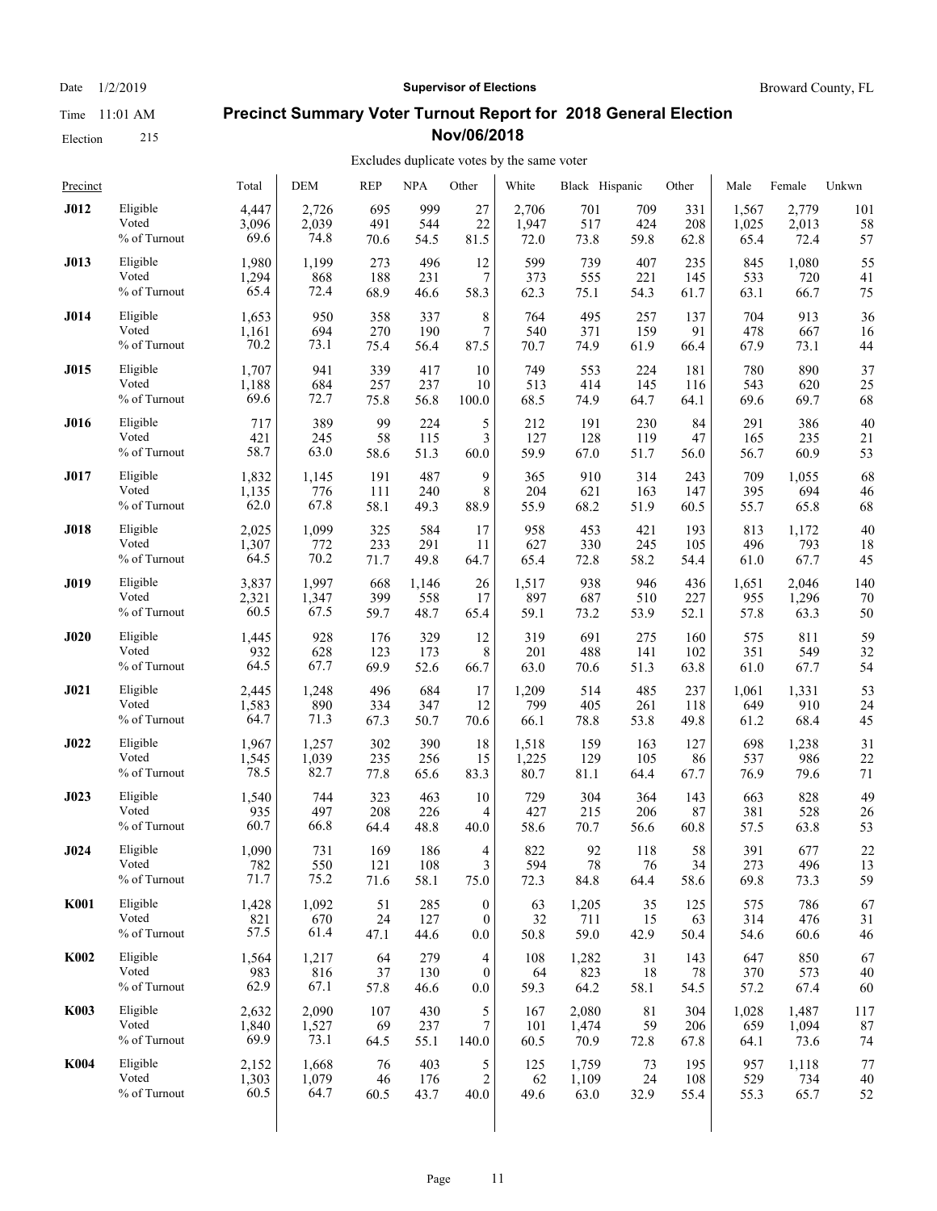# Precinct Summary Voter Turnout Report for 2018 General Election Nov/06/2018

Date 1/2/2019 | Supervisor of Elections | Broward County, FL

Time 11:01 AM

Election 215

Excludes duplicate votes by the same voter

| Precinct | | Total | DEM | REP | NPA | Other | White | Black | Hispanic | Other | Male | Female | Unkwn |
|---|---|---|---|---|---|---|---|---|---|---|---|---|---|
| **J012** | Eligible | 4,447 | 2,726 | 695 | 999 | 27 | 2,706 | 701 | 709 | 331 | 1,567 | 2,779 | 101 |
| | Voted | 3,096 | 2,039 | 491 | 544 | 22 | 1,947 | 517 | 424 | 208 | 1,025 | 2,013 | 58 |
| | % of Turnout | 69.6 | 74.8 | 70.6 | 54.5 | 81.5 | 72.0 | 73.8 | 59.8 | 62.8 | 65.4 | 72.4 | 57 |
| **J013** | Eligible | 1,980 | 1,199 | 273 | 496 | 12 | 599 | 739 | 407 | 235 | 845 | 1,080 | 55 |
| | Voted | 1,294 | 868 | 188 | 231 | 7 | 373 | 555 | 221 | 145 | 533 | 720 | 41 |
| | % of Turnout | 65.4 | 72.4 | 68.9 | 46.6 | 58.3 | 62.3 | 75.1 | 54.3 | 61.7 | 63.1 | 66.7 | 75 |
| **J014** | Eligible | 1,653 | 950 | 358 | 337 | 8 | 764 | 495 | 257 | 137 | 704 | 913 | 36 |
| | Voted | 1,161 | 694 | 270 | 190 | 7 | 540 | 371 | 159 | 91 | 478 | 667 | 16 |
| | % of Turnout | 70.2 | 73.1 | 75.4 | 56.4 | 87.5 | 70.7 | 74.9 | 61.9 | 66.4 | 67.9 | 73.1 | 44 |
| **J015** | Eligible | 1,707 | 941 | 339 | 417 | 10 | 749 | 553 | 224 | 181 | 780 | 890 | 37 |
| | Voted | 1,188 | 684 | 257 | 237 | 10 | 513 | 414 | 145 | 116 | 543 | 620 | 25 |
| | % of Turnout | 69.6 | 72.7 | 75.8 | 56.8 | 100.0 | 68.5 | 74.9 | 64.7 | 64.1 | 69.6 | 69.7 | 68 |
| **J016** | Eligible | 717 | 389 | 99 | 224 | 5 | 212 | 191 | 230 | 84 | 291 | 386 | 40 |
| | Voted | 421 | 245 | 58 | 115 | 3 | 127 | 128 | 119 | 47 | 165 | 235 | 21 |
| | % of Turnout | 58.7 | 63.0 | 58.6 | 51.3 | 60.0 | 59.9 | 67.0 | 51.7 | 56.0 | 56.7 | 60.9 | 53 |
| **J017** | Eligible | 1,832 | 1,145 | 191 | 487 | 9 | 365 | 910 | 314 | 243 | 709 | 1,055 | 68 |
| | Voted | 1,135 | 776 | 111 | 240 | 8 | 204 | 621 | 163 | 147 | 395 | 694 | 46 |
| | % of Turnout | 62.0 | 67.8 | 58.1 | 49.3 | 88.9 | 55.9 | 68.2 | 51.9 | 60.5 | 55.7 | 65.8 | 68 |
| **J018** | Eligible | 2,025 | 1,099 | 325 | 584 | 17 | 958 | 453 | 421 | 193 | 813 | 1,172 | 40 |
| | Voted | 1,307 | 772 | 233 | 291 | 11 | 627 | 330 | 245 | 105 | 496 | 793 | 18 |
| | % of Turnout | 64.5 | 70.2 | 71.7 | 49.8 | 64.7 | 65.4 | 72.8 | 58.2 | 54.4 | 61.0 | 67.7 | 45 |
| **J019** | Eligible | 3,837 | 1,997 | 668 | 1,146 | 26 | 1,517 | 938 | 946 | 436 | 1,651 | 2,046 | 140 |
| | Voted | 2,321 | 1,347 | 399 | 558 | 17 | 897 | 687 | 510 | 227 | 955 | 1,296 | 70 |
| | % of Turnout | 60.5 | 67.5 | 59.7 | 48.7 | 65.4 | 59.1 | 73.2 | 53.9 | 52.1 | 57.8 | 63.3 | 50 |
| **J020** | Eligible | 1,445 | 928 | 176 | 329 | 12 | 319 | 691 | 275 | 160 | 575 | 811 | 59 |
| | Voted | 932 | 628 | 123 | 173 | 8 | 201 | 488 | 141 | 102 | 351 | 549 | 32 |
| | % of Turnout | 64.5 | 67.7 | 69.9 | 52.6 | 66.7 | 63.0 | 70.6 | 51.3 | 63.8 | 61.0 | 67.7 | 54 |
| **J021** | Eligible | 2,445 | 1,248 | 496 | 684 | 17 | 1,209 | 514 | 485 | 237 | 1,061 | 1,331 | 53 |
| | Voted | 1,583 | 890 | 334 | 347 | 12 | 799 | 405 | 261 | 118 | 649 | 910 | 24 |
| | % of Turnout | 64.7 | 71.3 | 67.3 | 50.7 | 70.6 | 66.1 | 78.8 | 53.8 | 49.8 | 61.2 | 68.4 | 45 |
| **J022** | Eligible | 1,967 | 1,257 | 302 | 390 | 18 | 1,518 | 159 | 163 | 127 | 698 | 1,238 | 31 |
| | Voted | 1,545 | 1,039 | 235 | 256 | 15 | 1,225 | 129 | 105 | 86 | 537 | 986 | 22 |
| | % of Turnout | 78.5 | 82.7 | 77.8 | 65.6 | 83.3 | 80.7 | 81.1 | 64.4 | 67.7 | 76.9 | 79.6 | 71 |
| **J023** | Eligible | 1,540 | 744 | 323 | 463 | 10 | 729 | 304 | 364 | 143 | 663 | 828 | 49 |
| | Voted | 935 | 497 | 208 | 226 | 4 | 427 | 215 | 206 | 87 | 381 | 528 | 26 |
| | % of Turnout | 60.7 | 66.8 | 64.4 | 48.8 | 40.0 | 58.6 | 70.7 | 56.6 | 60.8 | 57.5 | 63.8 | 53 |
| **J024** | Eligible | 1,090 | 731 | 169 | 186 | 4 | 822 | 92 | 118 | 58 | 391 | 677 | 22 |
| | Voted | 782 | 550 | 121 | 108 | 3 | 594 | 78 | 76 | 34 | 273 | 496 | 13 |
| | % of Turnout | 71.7 | 75.2 | 71.6 | 58.1 | 75.0 | 72.3 | 84.8 | 64.4 | 58.6 | 69.8 | 73.3 | 59 |
| **K001** | Eligible | 1,428 | 1,092 | 51 | 285 | 0 | 63 | 1,205 | 35 | 125 | 575 | 786 | 67 |
| | Voted | 821 | 670 | 24 | 127 | 0 | 32 | 711 | 15 | 63 | 314 | 476 | 31 |
| | % of Turnout | 57.5 | 61.4 | 47.1 | 44.6 | 0.0 | 50.8 | 59.0 | 42.9 | 50.4 | 54.6 | 60.6 | 46 |
| **K002** | Eligible | 1,564 | 1,217 | 64 | 279 | 4 | 108 | 1,282 | 31 | 143 | 647 | 850 | 67 |
| | Voted | 983 | 816 | 37 | 130 | 0 | 64 | 823 | 18 | 78 | 370 | 573 | 40 |
| | % of Turnout | 62.9 | 67.1 | 57.8 | 46.6 | 0.0 | 59.3 | 64.2 | 58.1 | 54.5 | 57.2 | 67.4 | 60 |
| **K003** | Eligible | 2,632 | 2,090 | 107 | 430 | 5 | 167 | 2,080 | 81 | 304 | 1,028 | 1,487 | 117 |
| | Voted | 1,840 | 1,527 | 69 | 237 | 7 | 101 | 1,474 | 59 | 206 | 659 | 1,094 | 87 |
| | % of Turnout | 69.9 | 73.1 | 64.5 | 55.1 | 140.0 | 60.5 | 70.9 | 72.8 | 67.8 | 64.1 | 73.6 | 74 |
| **K004** | Eligible | 2,152 | 1,668 | 76 | 403 | 5 | 125 | 1,759 | 73 | 195 | 957 | 1,118 | 77 |
| | Voted | 1,303 | 1,079 | 46 | 176 | 2 | 62 | 1,109 | 24 | 108 | 529 | 734 | 40 |
| | % of Turnout | 60.5 | 64.7 | 60.5 | 43.7 | 40.0 | 49.6 | 63.0 | 32.9 | 55.4 | 55.3 | 65.7 | 52 |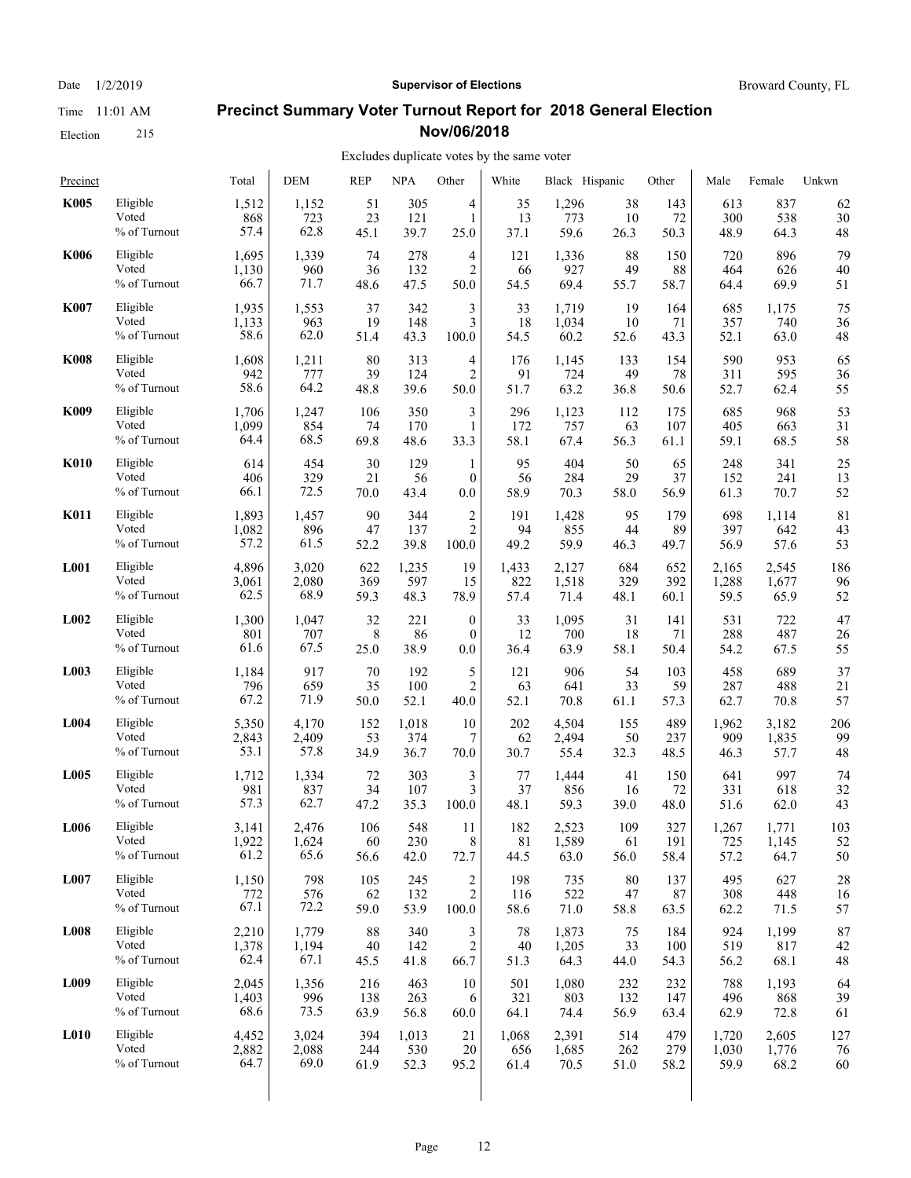Date 1/2/2019 **Supervisor of Elections** Broward County, FL

Time 11:01 AM

Election 215

## Precinct Summary Voter Turnout Report for 2018 General Election Nov/06/2018

Excludes duplicate votes by the same voter

| Precinct | | Total | DEM | REP | NPA | Other | White | Black | Hispanic | Other | Male | Female | Unkwn |
|---|---|---|---|---|---|---|---|---|---|---|---|---|---|
| **K005** | Eligible | 1,512 | 1,152 | 51 | 305 | 4 | 35 | 1,296 | 38 | 143 | 613 | 837 | 62 |
| | Voted | 868 | 723 | 23 | 121 | 1 | 13 | 773 | 10 | 72 | 300 | 538 | 30 |
| | % of Turnout | 57.4 | 62.8 | 45.1 | 39.7 | 25.0 | 37.1 | 59.6 | 26.3 | 50.3 | 48.9 | 64.3 | 48 |
| **K006** | Eligible | 1,695 | 1,339 | 74 | 278 | 4 | 121 | 1,336 | 88 | 150 | 720 | 896 | 79 |
| | Voted | 1,130 | 960 | 36 | 132 | 2 | 66 | 927 | 49 | 88 | 464 | 626 | 40 |
| | % of Turnout | 66.7 | 71.7 | 48.6 | 47.5 | 50.0 | 54.5 | 69.4 | 55.7 | 58.7 | 64.4 | 69.9 | 51 |
| **K007** | Eligible | 1,935 | 1,553 | 37 | 342 | 3 | 33 | 1,719 | 19 | 164 | 685 | 1,175 | 75 |
| | Voted | 1,133 | 963 | 19 | 148 | 3 | 18 | 1,034 | 10 | 71 | 357 | 740 | 36 |
| | % of Turnout | 58.6 | 62.0 | 51.4 | 43.3 | 100.0 | 54.5 | 60.2 | 52.6 | 43.3 | 52.1 | 63.0 | 48 |
| **K008** | Eligible | 1,608 | 1,211 | 80 | 313 | 4 | 176 | 1,145 | 133 | 154 | 590 | 953 | 65 |
| | Voted | 942 | 777 | 39 | 124 | 2 | 91 | 724 | 49 | 78 | 311 | 595 | 36 |
| | % of Turnout | 58.6 | 64.2 | 48.8 | 39.6 | 50.0 | 51.7 | 63.2 | 36.8 | 50.6 | 52.7 | 62.4 | 55 |
| **K009** | Eligible | 1,706 | 1,247 | 106 | 350 | 3 | 296 | 1,123 | 112 | 175 | 685 | 968 | 53 |
| | Voted | 1,099 | 854 | 74 | 170 | 1 | 172 | 757 | 63 | 107 | 405 | 663 | 31 |
| | % of Turnout | 64.4 | 68.5 | 69.8 | 48.6 | 33.3 | 58.1 | 67.4 | 56.3 | 61.1 | 59.1 | 68.5 | 58 |
| **K010** | Eligible | 614 | 454 | 30 | 129 | 1 | 95 | 404 | 50 | 65 | 248 | 341 | 25 |
| | Voted | 406 | 329 | 21 | 56 | 0 | 56 | 284 | 29 | 37 | 152 | 241 | 13 |
| | % of Turnout | 66.1 | 72.5 | 70.0 | 43.4 | 0.0 | 58.9 | 70.3 | 58.0 | 56.9 | 61.3 | 70.7 | 52 |
| **K011** | Eligible | 1,893 | 1,457 | 90 | 344 | 2 | 191 | 1,428 | 95 | 179 | 698 | 1,114 | 81 |
| | Voted | 1,082 | 896 | 47 | 137 | 2 | 94 | 855 | 44 | 89 | 397 | 642 | 43 |
| | % of Turnout | 57.2 | 61.5 | 52.2 | 39.8 | 100.0 | 49.2 | 59.9 | 46.3 | 49.7 | 56.9 | 57.6 | 53 |
| **L001** | Eligible | 4,896 | 3,020 | 622 | 1,235 | 19 | 1,433 | 2,127 | 684 | 652 | 2,165 | 2,545 | 186 |
| | Voted | 3,061 | 2,080 | 369 | 597 | 15 | 822 | 1,518 | 329 | 392 | 1,288 | 1,677 | 96 |
| | % of Turnout | 62.5 | 68.9 | 59.3 | 48.3 | 78.9 | 57.4 | 71.4 | 48.1 | 60.1 | 59.5 | 65.9 | 52 |
| **L002** | Eligible | 1,300 | 1,047 | 32 | 221 | 0 | 33 | 1,095 | 31 | 141 | 531 | 722 | 47 |
| | Voted | 801 | 707 | 8 | 86 | 0 | 12 | 700 | 18 | 71 | 288 | 487 | 26 |
| | % of Turnout | 61.6 | 67.5 | 25.0 | 38.9 | 0.0 | 36.4 | 63.9 | 58.1 | 50.4 | 54.2 | 67.5 | 55 |
| **L003** | Eligible | 1,184 | 917 | 70 | 192 | 5 | 121 | 906 | 54 | 103 | 458 | 689 | 37 |
| | Voted | 796 | 659 | 35 | 100 | 2 | 63 | 641 | 33 | 59 | 287 | 488 | 21 |
| | % of Turnout | 67.2 | 71.9 | 50.0 | 52.1 | 40.0 | 52.1 | 70.8 | 61.1 | 57.3 | 62.7 | 70.8 | 57 |
| **L004** | Eligible | 5,350 | 4,170 | 152 | 1,018 | 10 | 202 | 4,504 | 155 | 489 | 1,962 | 3,182 | 206 |
| | Voted | 2,843 | 2,409 | 53 | 374 | 7 | 62 | 2,494 | 50 | 237 | 909 | 1,835 | 99 |
| | % of Turnout | 53.1 | 57.8 | 34.9 | 36.7 | 70.0 | 30.7 | 55.4 | 32.3 | 48.5 | 46.3 | 57.7 | 48 |
| **L005** | Eligible | 1,712 | 1,334 | 72 | 303 | 3 | 77 | 1,444 | 41 | 150 | 641 | 997 | 74 |
| | Voted | 981 | 837 | 34 | 107 | 3 | 37 | 856 | 16 | 72 | 331 | 618 | 32 |
| | % of Turnout | 57.3 | 62.7 | 47.2 | 35.3 | 100.0 | 48.1 | 59.3 | 39.0 | 48.0 | 51.6 | 62.0 | 43 |
| **L006** | Eligible | 3,141 | 2,476 | 106 | 548 | 11 | 182 | 2,523 | 109 | 327 | 1,267 | 1,771 | 103 |
| | Voted | 1,922 | 1,624 | 60 | 230 | 8 | 81 | 1,589 | 61 | 191 | 725 | 1,145 | 52 |
| | % of Turnout | 61.2 | 65.6 | 56.6 | 42.0 | 72.7 | 44.5 | 63.0 | 56.0 | 58.4 | 57.2 | 64.7 | 50 |
| **L007** | Eligible | 1,150 | 798 | 105 | 245 | 2 | 198 | 735 | 80 | 137 | 495 | 627 | 28 |
| | Voted | 772 | 576 | 62 | 132 | 2 | 116 | 522 | 47 | 87 | 308 | 448 | 16 |
| | % of Turnout | 67.1 | 72.2 | 59.0 | 53.9 | 100.0 | 58.6 | 71.0 | 58.8 | 63.5 | 62.2 | 71.5 | 57 |
| **L008** | Eligible | 2,210 | 1,779 | 88 | 340 | 3 | 78 | 1,873 | 75 | 184 | 924 | 1,199 | 87 |
| | Voted | 1,378 | 1,194 | 40 | 142 | 2 | 40 | 1,205 | 33 | 100 | 519 | 817 | 42 |
| | % of Turnout | 62.4 | 67.1 | 45.5 | 41.8 | 66.7 | 51.3 | 64.3 | 44.0 | 54.3 | 56.2 | 68.1 | 48 |
| **L009** | Eligible | 2,045 | 1,356 | 216 | 463 | 10 | 501 | 1,080 | 232 | 232 | 788 | 1,193 | 64 |
| | Voted | 1,403 | 996 | 138 | 263 | 6 | 321 | 803 | 132 | 147 | 496 | 868 | 39 |
| | % of Turnout | 68.6 | 73.5 | 63.9 | 56.8 | 60.0 | 64.1 | 74.4 | 56.9 | 63.4 | 62.9 | 72.8 | 61 |
| **L010** | Eligible | 4,452 | 3,024 | 394 | 1,013 | 21 | 1,068 | 2,391 | 514 | 479 | 1,720 | 2,605 | 127 |
| | Voted | 2,882 | 2,088 | 244 | 530 | 20 | 656 | 1,685 | 262 | 279 | 1,030 | 1,776 | 76 |
| | % of Turnout | 64.7 | 69.0 | 61.9 | 52.3 | 95.2 | 61.4 | 70.5 | 51.0 | 58.2 | 59.9 | 68.2 | 60 |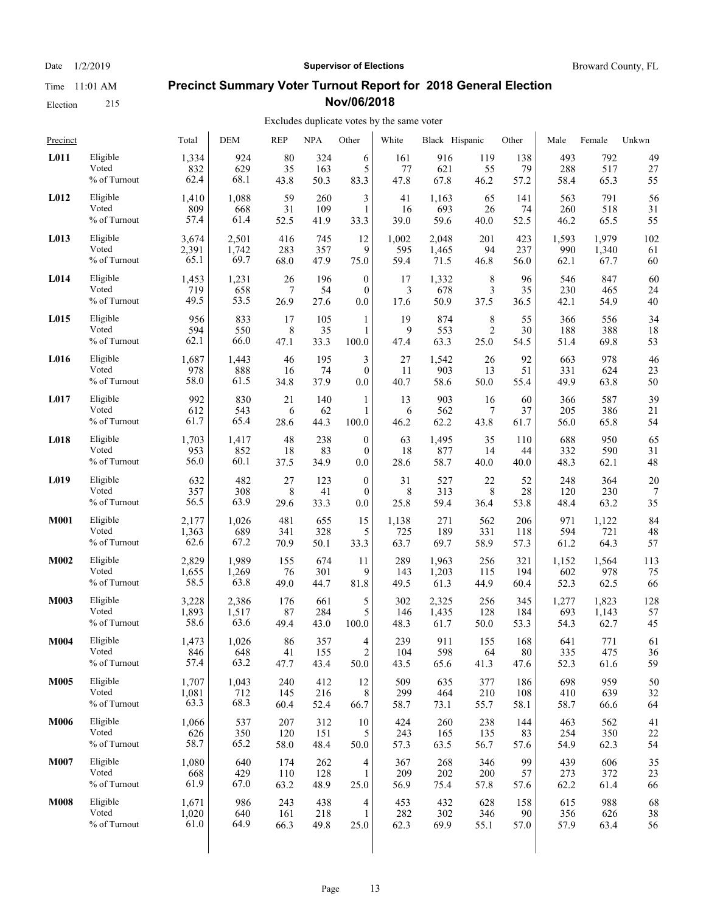Date 1/2/2019 **Supervisor of Elections** Broward County, FL

Time 11:01 AM

Election 215

## Precinct Summary Voter Turnout Report for 2018 General Election Nov/06/2018

Excludes duplicate votes by the same voter

| Precinct | | Total | DEM | REP | NPA | Other | White | Black | Hispanic | Other | Male | Female | Unkwn |
|---|---|---|---|---|---|---|---|---|---|---|---|---|---|
| **L011** | Eligible | 1,334 | 924 | 80 | 324 | 6 | 161 | 916 | 119 | 138 | 493 | 792 | 49 |
| | Voted | 832 | 629 | 35 | 163 | 5 | 77 | 621 | 55 | 79 | 288 | 517 | 27 |
| | % of Turnout | 62.4 | 68.1 | 43.8 | 50.3 | 83.3 | 47.8 | 67.8 | 46.2 | 57.2 | 58.4 | 65.3 | 55 |
| **L012** | Eligible | 1,410 | 1,088 | 59 | 260 | 3 | 41 | 1,163 | 65 | 141 | 563 | 791 | 56 |
| | Voted | 809 | 668 | 31 | 109 | 1 | 16 | 693 | 26 | 74 | 260 | 518 | 31 |
| | % of Turnout | 57.4 | 61.4 | 52.5 | 41.9 | 33.3 | 39.0 | 59.6 | 40.0 | 52.5 | 46.2 | 65.5 | 55 |
| **L013** | Eligible | 3,674 | 2,501 | 416 | 745 | 12 | 1,002 | 2,048 | 201 | 423 | 1,593 | 1,979 | 102 |
| | Voted | 2,391 | 1,742 | 283 | 357 | 9 | 595 | 1,465 | 94 | 237 | 990 | 1,340 | 61 |
| | % of Turnout | 65.1 | 69.7 | 68.0 | 47.9 | 75.0 | 59.4 | 71.5 | 46.8 | 56.0 | 62.1 | 67.7 | 60 |
| **L014** | Eligible | 1,453 | 1,231 | 26 | 196 | 0 | 17 | 1,332 | 8 | 96 | 546 | 847 | 60 |
| | Voted | 719 | 658 | 7 | 54 | 0 | 3 | 678 | 3 | 35 | 230 | 465 | 24 |
| | % of Turnout | 49.5 | 53.5 | 26.9 | 27.6 | 0.0 | 17.6 | 50.9 | 37.5 | 36.5 | 42.1 | 54.9 | 40 |
| **L015** | Eligible | 956 | 833 | 17 | 105 | 1 | 19 | 874 | 8 | 55 | 366 | 556 | 34 |
| | Voted | 594 | 550 | 8 | 35 | 1 | 9 | 553 | 2 | 30 | 188 | 388 | 18 |
| | % of Turnout | 62.1 | 66.0 | 47.1 | 33.3 | 100.0 | 47.4 | 63.3 | 25.0 | 54.5 | 51.4 | 69.8 | 53 |
| **L016** | Eligible | 1,687 | 1,443 | 46 | 195 | 3 | 27 | 1,542 | 26 | 92 | 663 | 978 | 46 |
| | Voted | 978 | 888 | 16 | 74 | 0 | 11 | 903 | 13 | 51 | 331 | 624 | 23 |
| | % of Turnout | 58.0 | 61.5 | 34.8 | 37.9 | 0.0 | 40.7 | 58.6 | 50.0 | 55.4 | 49.9 | 63.8 | 50 |
| **L017** | Eligible | 992 | 830 | 21 | 140 | 1 | 13 | 903 | 16 | 60 | 366 | 587 | 39 |
| | Voted | 612 | 543 | 6 | 62 | 1 | 6 | 562 | 7 | 37 | 205 | 386 | 21 |
| | % of Turnout | 61.7 | 65.4 | 28.6 | 44.3 | 100.0 | 46.2 | 62.2 | 43.8 | 61.7 | 56.0 | 65.8 | 54 |
| **L018** | Eligible | 1,703 | 1,417 | 48 | 238 | 0 | 63 | 1,495 | 35 | 110 | 688 | 950 | 65 |
| | Voted | 953 | 852 | 18 | 83 | 0 | 18 | 877 | 14 | 44 | 332 | 590 | 31 |
| | % of Turnout | 56.0 | 60.1 | 37.5 | 34.9 | 0.0 | 28.6 | 58.7 | 40.0 | 40.0 | 48.3 | 62.1 | 48 |
| **L019** | Eligible | 632 | 482 | 27 | 123 | 0 | 31 | 527 | 22 | 52 | 248 | 364 | 20 |
| | Voted | 357 | 308 | 8 | 41 | 0 | 8 | 313 | 8 | 28 | 120 | 230 | 7 |
| | % of Turnout | 56.5 | 63.9 | 29.6 | 33.3 | 0.0 | 25.8 | 59.4 | 36.4 | 53.8 | 48.4 | 63.2 | 35 |
| **M001** | Eligible | 2,177 | 1,026 | 481 | 655 | 15 | 1,138 | 271 | 562 | 206 | 971 | 1,122 | 84 |
| | Voted | 1,363 | 689 | 341 | 328 | 5 | 725 | 189 | 331 | 118 | 594 | 721 | 48 |
| | % of Turnout | 62.6 | 67.2 | 70.9 | 50.1 | 33.3 | 63.7 | 69.7 | 58.9 | 57.3 | 61.2 | 64.3 | 57 |
| **M002** | Eligible | 2,829 | 1,989 | 155 | 674 | 11 | 289 | 1,963 | 256 | 321 | 1,152 | 1,564 | 113 |
| | Voted | 1,655 | 1,269 | 76 | 301 | 9 | 143 | 1,203 | 115 | 194 | 602 | 978 | 75 |
| | % of Turnout | 58.5 | 63.8 | 49.0 | 44.7 | 81.8 | 49.5 | 61.3 | 44.9 | 60.4 | 52.3 | 62.5 | 66 |
| **M003** | Eligible | 3,228 | 2,386 | 176 | 661 | 5 | 302 | 2,325 | 256 | 345 | 1,277 | 1,823 | 128 |
| | Voted | 1,893 | 1,517 | 87 | 284 | 5 | 146 | 1,435 | 128 | 184 | 693 | 1,143 | 57 |
| | % of Turnout | 58.6 | 63.6 | 49.4 | 43.0 | 100.0 | 48.3 | 61.7 | 50.0 | 53.3 | 54.3 | 62.7 | 45 |
| **M004** | Eligible | 1,473 | 1,026 | 86 | 357 | 4 | 239 | 911 | 155 | 168 | 641 | 771 | 61 |
| | Voted | 846 | 648 | 41 | 155 | 2 | 104 | 598 | 64 | 80 | 335 | 475 | 36 |
| | % of Turnout | 57.4 | 63.2 | 47.7 | 43.4 | 50.0 | 43.5 | 65.6 | 41.3 | 47.6 | 52.3 | 61.6 | 59 |
| **M005** | Eligible | 1,707 | 1,043 | 240 | 412 | 12 | 509 | 635 | 377 | 186 | 698 | 959 | 50 |
| | Voted | 1,081 | 712 | 145 | 216 | 8 | 299 | 464 | 210 | 108 | 410 | 639 | 32 |
| | % of Turnout | 63.3 | 68.3 | 60.4 | 52.4 | 66.7 | 58.7 | 73.1 | 55.7 | 58.1 | 58.7 | 66.6 | 64 |
| **M006** | Eligible | 1,066 | 537 | 207 | 312 | 10 | 424 | 260 | 238 | 144 | 463 | 562 | 41 |
| | Voted | 626 | 350 | 120 | 151 | 5 | 243 | 165 | 135 | 83 | 254 | 350 | 22 |
| | % of Turnout | 58.7 | 65.2 | 58.0 | 48.4 | 50.0 | 57.3 | 63.5 | 56.7 | 57.6 | 54.9 | 62.3 | 54 |
| **M007** | Eligible | 1,080 | 640 | 174 | 262 | 4 | 367 | 268 | 346 | 99 | 439 | 606 | 35 |
| | Voted | 668 | 429 | 110 | 128 | 1 | 209 | 202 | 200 | 57 | 273 | 372 | 23 |
| | % of Turnout | 61.9 | 67.0 | 63.2 | 48.9 | 25.0 | 56.9 | 75.4 | 57.8 | 57.6 | 62.2 | 61.4 | 66 |
| **M008** | Eligible | 1,671 | 986 | 243 | 438 | 4 | 453 | 432 | 628 | 158 | 615 | 988 | 68 |
| | Voted | 1,020 | 640 | 161 | 218 | 1 | 282 | 302 | 346 | 90 | 356 | 626 | 38 |
| | % of Turnout | 61.0 | 64.9 | 66.3 | 49.8 | 25.0 | 62.3 | 69.9 | 55.1 | 57.0 | 57.9 | 63.4 | 56 |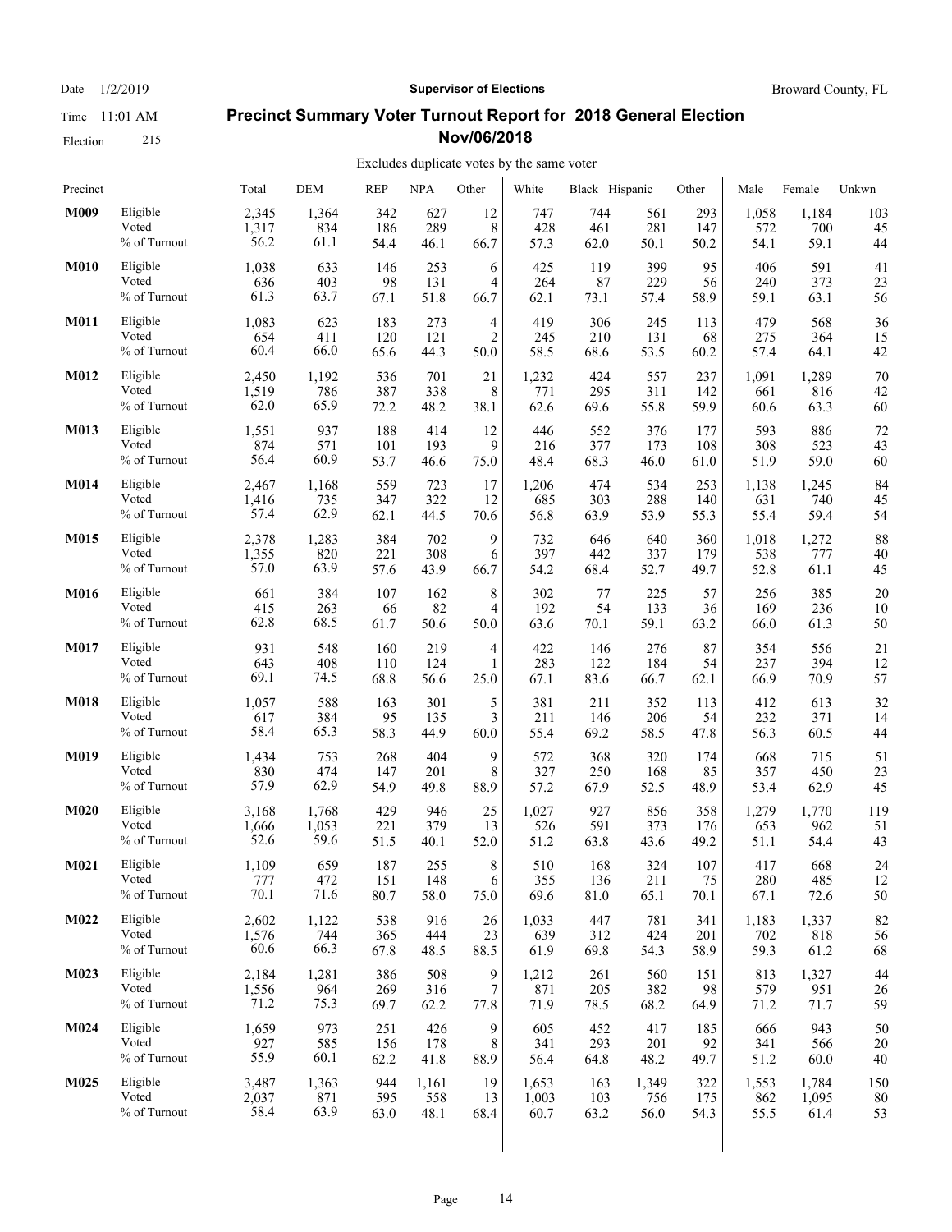Date 1/2/2019 **Supervisor of Elections** Broward County, FL

Time 11:01 AM

Election 215

## Precinct Summary Voter Turnout Report for 2018 General Election Nov/06/2018

Excludes duplicate votes by the same voter

| Precinct | | Total | DEM | REP | NPA | Other | White | Black | Hispanic | Other | Male | Female | Unkwn |
|---|---|---|---|---|---|---|---|---|---|---|---|---|---|
| **M009** | Eligible | 2,345 | 1,364 | 342 | 627 | 12 | 747 | 744 | 561 | 293 | 1,058 | 1,184 | 103 |
| | Voted | 1,317 | 834 | 186 | 289 | 8 | 428 | 461 | 281 | 147 | 572 | 700 | 45 |
| | % of Turnout | 56.2 | 61.1 | 54.4 | 46.1 | 66.7 | 57.3 | 62.0 | 50.1 | 50.2 | 54.1 | 59.1 | 44 |
| **M010** | Eligible | 1,038 | 633 | 146 | 253 | 6 | 425 | 119 | 399 | 95 | 406 | 591 | 41 |
| | Voted | 636 | 403 | 98 | 131 | 4 | 264 | 87 | 229 | 56 | 240 | 373 | 23 |
| | % of Turnout | 61.3 | 63.7 | 67.1 | 51.8 | 66.7 | 62.1 | 73.1 | 57.4 | 58.9 | 59.1 | 63.1 | 56 |
| **M011** | Eligible | 1,083 | 623 | 183 | 273 | 4 | 419 | 306 | 245 | 113 | 479 | 568 | 36 |
| | Voted | 654 | 411 | 120 | 121 | 2 | 245 | 210 | 131 | 68 | 275 | 364 | 15 |
| | % of Turnout | 60.4 | 66.0 | 65.6 | 44.3 | 50.0 | 58.5 | 68.6 | 53.5 | 60.2 | 57.4 | 64.1 | 42 |
| **M012** | Eligible | 2,450 | 1,192 | 536 | 701 | 21 | 1,232 | 424 | 557 | 237 | 1,091 | 1,289 | 70 |
| | Voted | 1,519 | 786 | 387 | 338 | 8 | 771 | 295 | 311 | 142 | 661 | 816 | 42 |
| | % of Turnout | 62.0 | 65.9 | 72.2 | 48.2 | 38.1 | 62.6 | 69.6 | 55.8 | 59.9 | 60.6 | 63.3 | 60 |
| **M013** | Eligible | 1,551 | 937 | 188 | 414 | 12 | 446 | 552 | 376 | 177 | 593 | 886 | 72 |
| | Voted | 874 | 571 | 101 | 193 | 9 | 216 | 377 | 173 | 108 | 308 | 523 | 43 |
| | % of Turnout | 56.4 | 60.9 | 53.7 | 46.6 | 75.0 | 48.4 | 68.3 | 46.0 | 61.0 | 51.9 | 59.0 | 60 |
| **M014** | Eligible | 2,467 | 1,168 | 559 | 723 | 17 | 1,206 | 474 | 534 | 253 | 1,138 | 1,245 | 84 |
| | Voted | 1,416 | 735 | 347 | 322 | 12 | 685 | 303 | 288 | 140 | 631 | 740 | 45 |
| | % of Turnout | 57.4 | 62.9 | 62.1 | 44.5 | 70.6 | 56.8 | 63.9 | 53.9 | 55.3 | 55.4 | 59.4 | 54 |
| **M015** | Eligible | 2,378 | 1,283 | 384 | 702 | 9 | 732 | 646 | 640 | 360 | 1,018 | 1,272 | 88 |
| | Voted | 1,355 | 820 | 221 | 308 | 6 | 397 | 442 | 337 | 179 | 538 | 777 | 40 |
| | % of Turnout | 57.0 | 63.9 | 57.6 | 43.9 | 66.7 | 54.2 | 68.4 | 52.7 | 49.7 | 52.8 | 61.1 | 45 |
| **M016** | Eligible | 661 | 384 | 107 | 162 | 8 | 302 | 77 | 225 | 57 | 256 | 385 | 20 |
| | Voted | 415 | 263 | 66 | 82 | 4 | 192 | 54 | 133 | 36 | 169 | 236 | 10 |
| | % of Turnout | 62.8 | 68.5 | 61.7 | 50.6 | 50.0 | 63.6 | 70.1 | 59.1 | 63.2 | 66.0 | 61.3 | 50 |
| **M017** | Eligible | 931 | 548 | 160 | 219 | 4 | 422 | 146 | 276 | 87 | 354 | 556 | 21 |
| | Voted | 643 | 408 | 110 | 124 | 1 | 283 | 122 | 184 | 54 | 237 | 394 | 12 |
| | % of Turnout | 69.1 | 74.5 | 68.8 | 56.6 | 25.0 | 67.1 | 83.6 | 66.7 | 62.1 | 66.9 | 70.9 | 57 |
| **M018** | Eligible | 1,057 | 588 | 163 | 301 | 5 | 381 | 211 | 352 | 113 | 412 | 613 | 32 |
| | Voted | 617 | 384 | 95 | 135 | 3 | 211 | 146 | 206 | 54 | 232 | 371 | 14 |
| | % of Turnout | 58.4 | 65.3 | 58.3 | 44.9 | 60.0 | 55.4 | 69.2 | 58.5 | 47.8 | 56.3 | 60.5 | 44 |
| **M019** | Eligible | 1,434 | 753 | 268 | 404 | 9 | 572 | 368 | 320 | 174 | 668 | 715 | 51 |
| | Voted | 830 | 474 | 147 | 201 | 8 | 327 | 250 | 168 | 85 | 357 | 450 | 23 |
| | % of Turnout | 57.9 | 62.9 | 54.9 | 49.8 | 88.9 | 57.2 | 67.9 | 52.5 | 48.9 | 53.4 | 62.9 | 45 |
| **M020** | Eligible | 3,168 | 1,768 | 429 | 946 | 25 | 1,027 | 927 | 856 | 358 | 1,279 | 1,770 | 119 |
| | Voted | 1,666 | 1,053 | 221 | 379 | 13 | 526 | 591 | 373 | 176 | 653 | 962 | 51 |
| | % of Turnout | 52.6 | 59.6 | 51.5 | 40.1 | 52.0 | 51.2 | 63.8 | 43.6 | 49.2 | 51.1 | 54.4 | 43 |
| **M021** | Eligible | 1,109 | 659 | 187 | 255 | 8 | 510 | 168 | 324 | 107 | 417 | 668 | 24 |
| | Voted | 777 | 472 | 151 | 148 | 6 | 355 | 136 | 211 | 75 | 280 | 485 | 12 |
| | % of Turnout | 70.1 | 71.6 | 80.7 | 58.0 | 75.0 | 69.6 | 81.0 | 65.1 | 70.1 | 67.1 | 72.6 | 50 |
| **M022** | Eligible | 2,602 | 1,122 | 538 | 916 | 26 | 1,033 | 447 | 781 | 341 | 1,183 | 1,337 | 82 |
| | Voted | 1,576 | 744 | 365 | 444 | 23 | 639 | 312 | 424 | 201 | 702 | 818 | 56 |
| | % of Turnout | 60.6 | 66.3 | 67.8 | 48.5 | 88.5 | 61.9 | 69.8 | 54.3 | 58.9 | 59.3 | 61.2 | 68 |
| **M023** | Eligible | 2,184 | 1,281 | 386 | 508 | 9 | 1,212 | 261 | 560 | 151 | 813 | 1,327 | 44 |
| | Voted | 1,556 | 964 | 269 | 316 | 7 | 871 | 205 | 382 | 98 | 579 | 951 | 26 |
| | % of Turnout | 71.2 | 75.3 | 69.7 | 62.2 | 77.8 | 71.9 | 78.5 | 68.2 | 64.9 | 71.2 | 71.7 | 59 |
| **M024** | Eligible | 1,659 | 973 | 251 | 426 | 9 | 605 | 452 | 417 | 185 | 666 | 943 | 50 |
| | Voted | 927 | 585 | 156 | 178 | 8 | 341 | 293 | 201 | 92 | 341 | 566 | 20 |
| | % of Turnout | 55.9 | 60.1 | 62.2 | 41.8 | 88.9 | 56.4 | 64.8 | 48.2 | 49.7 | 51.2 | 60.0 | 40 |
| **M025** | Eligible | 3,487 | 1,363 | 944 | 1,161 | 19 | 1,653 | 163 | 1,349 | 322 | 1,553 | 1,784 | 150 |
| | Voted | 2,037 | 871 | 595 | 558 | 13 | 1,003 | 103 | 756 | 175 | 862 | 1,095 | 80 |
| | % of Turnout | 58.4 | 63.9 | 63.0 | 48.1 | 68.4 | 60.7 | 63.2 | 56.0 | 54.3 | 55.5 | 61.4 | 53 |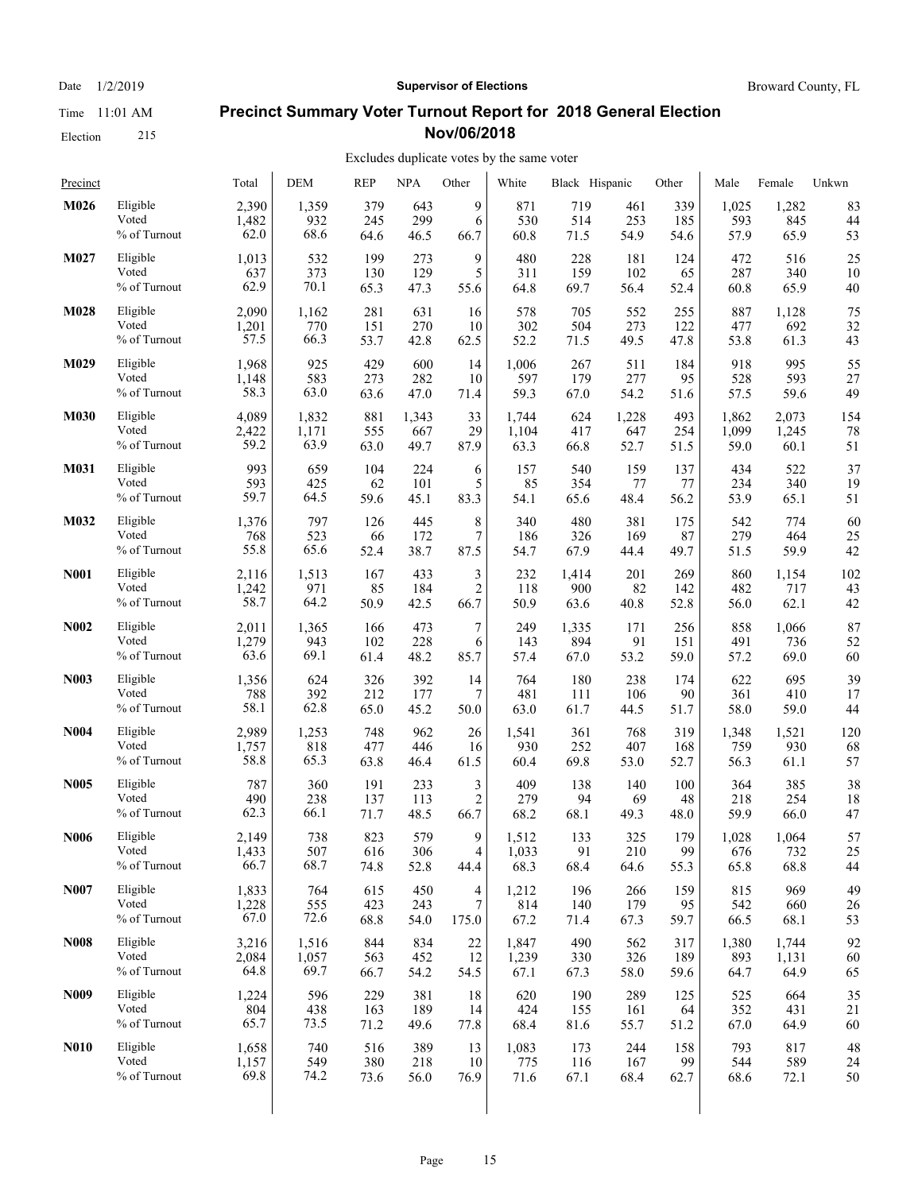Date 1/2/2019

Time 11:01 AM

Election 215

**Supervisor of Elections**

Broward County, FL

## Precinct Summary Voter Turnout Report for 2018 General Election Nov/06/2018

Excludes duplicate votes by the same voter

| Precinct | | Total | DEM | REP | NPA | Other | White | Black | Hispanic | Other | Male | Female | Unkwn |
|---|---|---|---|---|---|---|---|---|---|---|---|---|---|
| **M026** | Eligible | 2,390 | 1,359 | 379 | 643 | 9 | 871 | 719 | 461 | 339 | 1,025 | 1,282 | 83 |
| | Voted | 1,482 | 932 | 245 | 299 | 6 | 530 | 514 | 253 | 185 | 593 | 845 | 44 |
| | % of Turnout | 62.0 | 68.6 | 64.6 | 46.5 | 66.7 | 60.8 | 71.5 | 54.9 | 54.6 | 57.9 | 65.9 | 53 |
| **M027** | Eligible | 1,013 | 532 | 199 | 273 | 9 | 480 | 228 | 181 | 124 | 472 | 516 | 25 |
| | Voted | 637 | 373 | 130 | 129 | 5 | 311 | 159 | 102 | 65 | 287 | 340 | 10 |
| | % of Turnout | 62.9 | 70.1 | 65.3 | 47.3 | 55.6 | 64.8 | 69.7 | 56.4 | 52.4 | 60.8 | 65.9 | 40 |
| **M028** | Eligible | 2,090 | 1,162 | 281 | 631 | 16 | 578 | 705 | 552 | 255 | 887 | 1,128 | 75 |
| | Voted | 1,201 | 770 | 151 | 270 | 10 | 302 | 504 | 273 | 122 | 477 | 692 | 32 |
| | % of Turnout | 57.5 | 66.3 | 53.7 | 42.8 | 62.5 | 52.2 | 71.5 | 49.5 | 47.8 | 53.8 | 61.3 | 43 |
| **M029** | Eligible | 1,968 | 925 | 429 | 600 | 14 | 1,006 | 267 | 511 | 184 | 918 | 995 | 55 |
| | Voted | 1,148 | 583 | 273 | 282 | 10 | 597 | 179 | 277 | 95 | 528 | 593 | 27 |
| | % of Turnout | 58.3 | 63.0 | 63.6 | 47.0 | 71.4 | 59.3 | 67.0 | 54.2 | 51.6 | 57.5 | 59.6 | 49 |
| **M030** | Eligible | 4,089 | 1,832 | 881 | 1,343 | 33 | 1,744 | 624 | 1,228 | 493 | 1,862 | 2,073 | 154 |
| | Voted | 2,422 | 1,171 | 555 | 667 | 29 | 1,104 | 417 | 647 | 254 | 1,099 | 1,245 | 78 |
| | % of Turnout | 59.2 | 63.9 | 63.0 | 49.7 | 87.9 | 63.3 | 66.8 | 52.7 | 51.5 | 59.0 | 60.1 | 51 |
| **M031** | Eligible | 993 | 659 | 104 | 224 | 6 | 157 | 540 | 159 | 137 | 434 | 522 | 37 |
| | Voted | 593 | 425 | 62 | 101 | 5 | 85 | 354 | 77 | 77 | 234 | 340 | 19 |
| | % of Turnout | 59.7 | 64.5 | 59.6 | 45.1 | 83.3 | 54.1 | 65.6 | 48.4 | 56.2 | 53.9 | 65.1 | 51 |
| **M032** | Eligible | 1,376 | 797 | 126 | 445 | 8 | 340 | 480 | 381 | 175 | 542 | 774 | 60 |
| | Voted | 768 | 523 | 66 | 172 | 7 | 186 | 326 | 169 | 87 | 279 | 464 | 25 |
| | % of Turnout | 55.8 | 65.6 | 52.4 | 38.7 | 87.5 | 54.7 | 67.9 | 44.4 | 49.7 | 51.5 | 59.9 | 42 |
| **N001** | Eligible | 2,116 | 1,513 | 167 | 433 | 3 | 232 | 1,414 | 201 | 269 | 860 | 1,154 | 102 |
| | Voted | 1,242 | 971 | 85 | 184 | 2 | 118 | 900 | 82 | 142 | 482 | 717 | 43 |
| | % of Turnout | 58.7 | 64.2 | 50.9 | 42.5 | 66.7 | 50.9 | 63.6 | 40.8 | 52.8 | 56.0 | 62.1 | 42 |
| **N002** | Eligible | 2,011 | 1,365 | 166 | 473 | 7 | 249 | 1,335 | 171 | 256 | 858 | 1,066 | 87 |
| | Voted | 1,279 | 943 | 102 | 228 | 6 | 143 | 894 | 91 | 151 | 491 | 736 | 52 |
| | % of Turnout | 63.6 | 69.1 | 61.4 | 48.2 | 85.7 | 57.4 | 67.0 | 53.2 | 59.0 | 57.2 | 69.0 | 60 |
| **N003** | Eligible | 1,356 | 624 | 326 | 392 | 14 | 764 | 180 | 238 | 174 | 622 | 695 | 39 |
| | Voted | 788 | 392 | 212 | 177 | 7 | 481 | 111 | 106 | 90 | 361 | 410 | 17 |
| | % of Turnout | 58.1 | 62.8 | 65.0 | 45.2 | 50.0 | 63.0 | 61.7 | 44.5 | 51.7 | 58.0 | 59.0 | 44 |
| **N004** | Eligible | 2,989 | 1,253 | 748 | 962 | 26 | 1,541 | 361 | 768 | 319 | 1,348 | 1,521 | 120 |
| | Voted | 1,757 | 818 | 477 | 446 | 16 | 930 | 252 | 407 | 168 | 759 | 930 | 68 |
| | % of Turnout | 58.8 | 65.3 | 63.8 | 46.4 | 61.5 | 60.4 | 69.8 | 53.0 | 52.7 | 56.3 | 61.1 | 57 |
| **N005** | Eligible | 787 | 360 | 191 | 233 | 3 | 409 | 138 | 140 | 100 | 364 | 385 | 38 |
| | Voted | 490 | 238 | 137 | 113 | 2 | 279 | 94 | 69 | 48 | 218 | 254 | 18 |
| | % of Turnout | 62.3 | 66.1 | 71.7 | 48.5 | 66.7 | 68.2 | 68.1 | 49.3 | 48.0 | 59.9 | 66.0 | 47 |
| **N006** | Eligible | 2,149 | 738 | 823 | 579 | 9 | 1,512 | 133 | 325 | 179 | 1,028 | 1,064 | 57 |
| | Voted | 1,433 | 507 | 616 | 306 | 4 | 1,033 | 91 | 210 | 99 | 676 | 732 | 25 |
| | % of Turnout | 66.7 | 68.7 | 74.8 | 52.8 | 44.4 | 68.3 | 68.4 | 64.6 | 55.3 | 65.8 | 68.8 | 44 |
| **N007** | Eligible | 1,833 | 764 | 615 | 450 | 4 | 1,212 | 196 | 266 | 159 | 815 | 969 | 49 |
| | Voted | 1,228 | 555 | 423 | 243 | 7 | 814 | 140 | 179 | 95 | 542 | 660 | 26 |
| | % of Turnout | 67.0 | 72.6 | 68.8 | 54.0 | 175.0 | 67.2 | 71.4 | 67.3 | 59.7 | 66.5 | 68.1 | 53 |
| **N008** | Eligible | 3,216 | 1,516 | 844 | 834 | 22 | 1,847 | 490 | 562 | 317 | 1,380 | 1,744 | 92 |
| | Voted | 2,084 | 1,057 | 563 | 452 | 12 | 1,239 | 330 | 326 | 189 | 893 | 1,131 | 60 |
| | % of Turnout | 64.8 | 69.7 | 66.7 | 54.2 | 54.5 | 67.1 | 67.3 | 58.0 | 59.6 | 64.7 | 64.9 | 65 |
| **N009** | Eligible | 1,224 | 596 | 229 | 381 | 18 | 620 | 190 | 289 | 125 | 525 | 664 | 35 |
| | Voted | 804 | 438 | 163 | 189 | 14 | 424 | 155 | 161 | 64 | 352 | 431 | 21 |
| | % of Turnout | 65.7 | 73.5 | 71.2 | 49.6 | 77.8 | 68.4 | 81.6 | 55.7 | 51.2 | 67.0 | 64.9 | 60 |
| **N010** | Eligible | 1,658 | 740 | 516 | 389 | 13 | 1,083 | 173 | 244 | 158 | 793 | 817 | 48 |
| | Voted | 1,157 | 549 | 380 | 218 | 10 | 775 | 116 | 167 | 99 | 544 | 589 | 24 |
| | % of Turnout | 69.8 | 74.2 | 73.6 | 56.0 | 76.9 | 71.6 | 67.1 | 68.4 | 62.7 | 68.6 | 72.1 | 50 |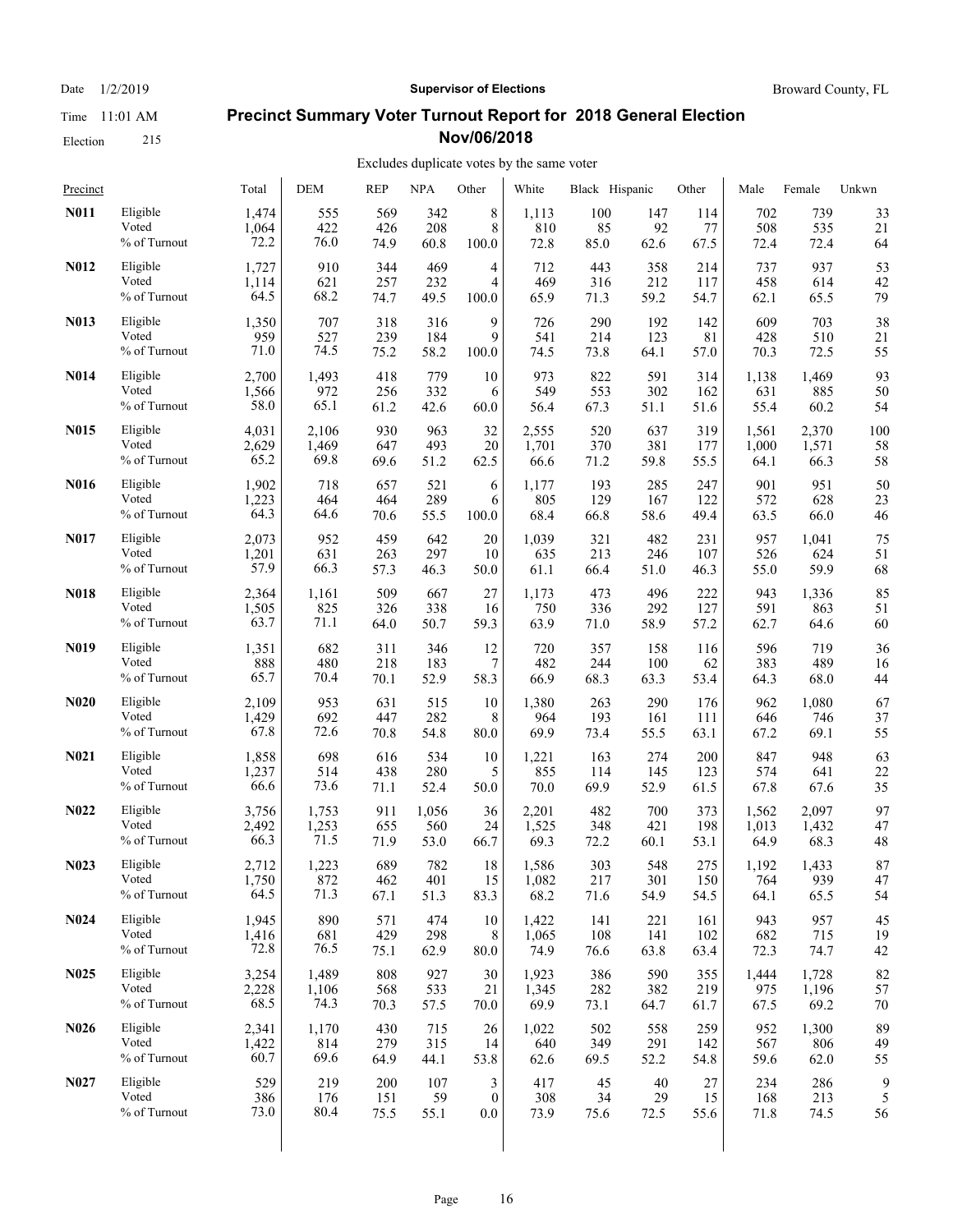Date 1/2/2019 **Supervisor of Elections** Broward County, FL

Time 11:01 AM

Election 215

## Precinct Summary Voter Turnout Report for 2018 General Election Nov/06/2018

Excludes duplicate votes by the same voter

| Precinct | | Total | DEM | REP | NPA | Other | White | Black | Hispanic | Other | Male | Female | Unkwn |
|---|---|---|---|---|---|---|---|---|---|---|---|---|---|
| **N011** | Eligible | 1,474 | 555 | 569 | 342 | 8 | 1,113 | 100 | 147 | 114 | 702 | 739 | 33 |
| | Voted | 1,064 | 422 | 426 | 208 | 8 | 810 | 85 | 92 | 77 | 508 | 535 | 21 |
| | % of Turnout | 72.2 | 76.0 | 74.9 | 60.8 | 100.0 | 72.8 | 85.0 | 62.6 | 67.5 | 72.4 | 72.4 | 64 |
| **N012** | Eligible | 1,727 | 910 | 344 | 469 | 4 | 712 | 443 | 358 | 214 | 737 | 937 | 53 |
| | Voted | 1,114 | 621 | 257 | 232 | 4 | 469 | 316 | 212 | 117 | 458 | 614 | 42 |
| | % of Turnout | 64.5 | 68.2 | 74.7 | 49.5 | 100.0 | 65.9 | 71.3 | 59.2 | 54.7 | 62.1 | 65.5 | 79 |
| **N013** | Eligible | 1,350 | 707 | 318 | 316 | 9 | 726 | 290 | 192 | 142 | 609 | 703 | 38 |
| | Voted | 959 | 527 | 239 | 184 | 9 | 541 | 214 | 123 | 81 | 428 | 510 | 21 |
| | % of Turnout | 71.0 | 74.5 | 75.2 | 58.2 | 100.0 | 74.5 | 73.8 | 64.1 | 57.0 | 70.3 | 72.5 | 55 |
| **N014** | Eligible | 2,700 | 1,493 | 418 | 779 | 10 | 973 | 822 | 591 | 314 | 1,138 | 1,469 | 93 |
| | Voted | 1,566 | 972 | 256 | 332 | 6 | 549 | 553 | 302 | 162 | 631 | 885 | 50 |
| | % of Turnout | 58.0 | 65.1 | 61.2 | 42.6 | 60.0 | 56.4 | 67.3 | 51.1 | 51.6 | 55.4 | 60.2 | 54 |
| **N015** | Eligible | 4,031 | 2,106 | 930 | 963 | 32 | 2,555 | 520 | 637 | 319 | 1,561 | 2,370 | 100 |
| | Voted | 2,629 | 1,469 | 647 | 493 | 20 | 1,701 | 370 | 381 | 177 | 1,000 | 1,571 | 58 |
| | % of Turnout | 65.2 | 69.8 | 69.6 | 51.2 | 62.5 | 66.6 | 71.2 | 59.8 | 55.5 | 64.1 | 66.3 | 58 |
| **N016** | Eligible | 1,902 | 718 | 657 | 521 | 6 | 1,177 | 193 | 285 | 247 | 901 | 951 | 50 |
| | Voted | 1,223 | 464 | 464 | 289 | 6 | 805 | 129 | 167 | 122 | 572 | 628 | 23 |
| | % of Turnout | 64.3 | 64.6 | 70.6 | 55.5 | 100.0 | 68.4 | 66.8 | 58.6 | 49.4 | 63.5 | 66.0 | 46 |
| **N017** | Eligible | 2,073 | 952 | 459 | 642 | 20 | 1,039 | 321 | 482 | 231 | 957 | 1,041 | 75 |
| | Voted | 1,201 | 631 | 263 | 297 | 10 | 635 | 213 | 246 | 107 | 526 | 624 | 51 |
| | % of Turnout | 57.9 | 66.3 | 57.3 | 46.3 | 50.0 | 61.1 | 66.4 | 51.0 | 46.3 | 55.0 | 59.9 | 68 |
| **N018** | Eligible | 2,364 | 1,161 | 509 | 667 | 27 | 1,173 | 473 | 496 | 222 | 943 | 1,336 | 85 |
| | Voted | 1,505 | 825 | 326 | 338 | 16 | 750 | 336 | 292 | 127 | 591 | 863 | 51 |
| | % of Turnout | 63.7 | 71.1 | 64.0 | 50.7 | 59.3 | 63.9 | 71.0 | 58.9 | 57.2 | 62.7 | 64.6 | 60 |
| **N019** | Eligible | 1,351 | 682 | 311 | 346 | 12 | 720 | 357 | 158 | 116 | 596 | 719 | 36 |
| | Voted | 888 | 480 | 218 | 183 | 7 | 482 | 244 | 100 | 62 | 383 | 489 | 16 |
| | % of Turnout | 65.7 | 70.4 | 70.1 | 52.9 | 58.3 | 66.9 | 68.3 | 63.3 | 53.4 | 64.3 | 68.0 | 44 |
| **N020** | Eligible | 2,109 | 953 | 631 | 515 | 10 | 1,380 | 263 | 290 | 176 | 962 | 1,080 | 67 |
| | Voted | 1,429 | 692 | 447 | 282 | 8 | 964 | 193 | 161 | 111 | 646 | 746 | 37 |
| | % of Turnout | 67.8 | 72.6 | 70.8 | 54.8 | 80.0 | 69.9 | 73.4 | 55.5 | 63.1 | 67.2 | 69.1 | 55 |
| **N021** | Eligible | 1,858 | 698 | 616 | 534 | 10 | 1,221 | 163 | 274 | 200 | 847 | 948 | 63 |
| | Voted | 1,237 | 514 | 438 | 280 | 5 | 855 | 114 | 145 | 123 | 574 | 641 | 22 |
| | % of Turnout | 66.6 | 73.6 | 71.1 | 52.4 | 50.0 | 70.0 | 69.9 | 52.9 | 61.5 | 67.8 | 67.6 | 35 |
| **N022** | Eligible | 3,756 | 1,753 | 911 | 1,056 | 36 | 2,201 | 482 | 700 | 373 | 1,562 | 2,097 | 97 |
| | Voted | 2,492 | 1,253 | 655 | 560 | 24 | 1,525 | 348 | 421 | 198 | 1,013 | 1,432 | 47 |
| | % of Turnout | 66.3 | 71.5 | 71.9 | 53.0 | 66.7 | 69.3 | 72.2 | 60.1 | 53.1 | 64.9 | 68.3 | 48 |
| **N023** | Eligible | 2,712 | 1,223 | 689 | 782 | 18 | 1,586 | 303 | 548 | 275 | 1,192 | 1,433 | 87 |
| | Voted | 1,750 | 872 | 462 | 401 | 15 | 1,082 | 217 | 301 | 150 | 764 | 939 | 47 |
| | % of Turnout | 64.5 | 71.3 | 67.1 | 51.3 | 83.3 | 68.2 | 71.6 | 54.9 | 54.5 | 64.1 | 65.5 | 54 |
| **N024** | Eligible | 1,945 | 890 | 571 | 474 | 10 | 1,422 | 141 | 221 | 161 | 943 | 957 | 45 |
| | Voted | 1,416 | 681 | 429 | 298 | 8 | 1,065 | 108 | 141 | 102 | 682 | 715 | 19 |
| | % of Turnout | 72.8 | 76.5 | 75.1 | 62.9 | 80.0 | 74.9 | 76.6 | 63.8 | 63.4 | 72.3 | 74.7 | 42 |
| **N025** | Eligible | 3,254 | 1,489 | 808 | 927 | 30 | 1,923 | 386 | 590 | 355 | 1,444 | 1,728 | 82 |
| | Voted | 2,228 | 1,106 | 568 | 533 | 21 | 1,345 | 282 | 382 | 219 | 975 | 1,196 | 57 |
| | % of Turnout | 68.5 | 74.3 | 70.3 | 57.5 | 70.0 | 69.9 | 73.1 | 64.7 | 61.7 | 67.5 | 69.2 | 70 |
| **N026** | Eligible | 2,341 | 1,170 | 430 | 715 | 26 | 1,022 | 502 | 558 | 259 | 952 | 1,300 | 89 |
| | Voted | 1,422 | 814 | 279 | 315 | 14 | 640 | 349 | 291 | 142 | 567 | 806 | 49 |
| | % of Turnout | 60.7 | 69.6 | 64.9 | 44.1 | 53.8 | 62.6 | 69.5 | 52.2 | 54.8 | 59.6 | 62.0 | 55 |
| **N027** | Eligible | 529 | 219 | 200 | 107 | 3 | 417 | 45 | 40 | 27 | 234 | 286 | 9 |
| | Voted | 386 | 176 | 151 | 59 | 0 | 308 | 34 | 29 | 15 | 168 | 213 | 5 |
| | % of Turnout | 73.0 | 80.4 | 75.5 | 55.1 | 0.0 | 73.9 | 75.6 | 72.5 | 55.6 | 71.8 | 74.5 | 56 |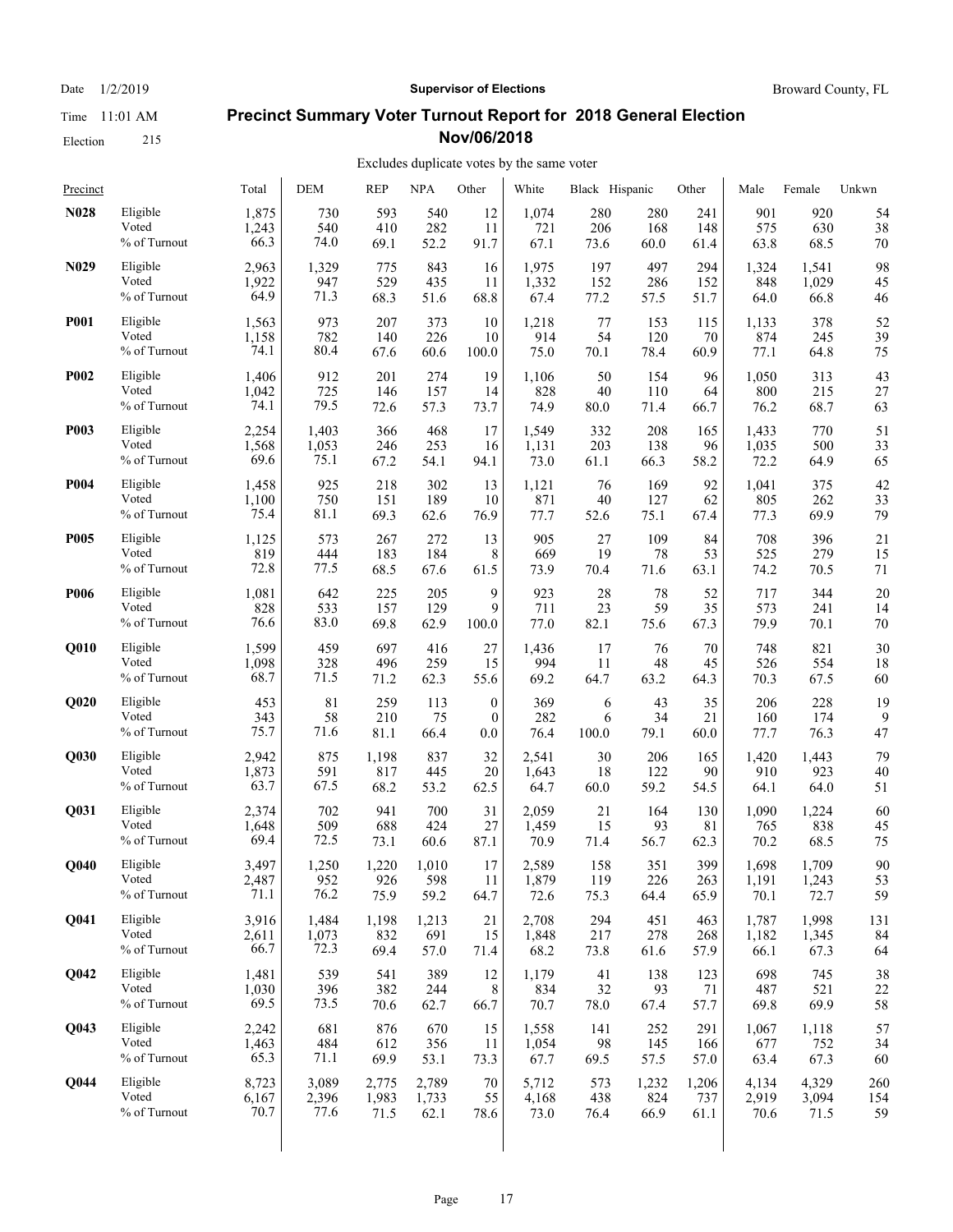Date 1/2/2019 **Supervisor of Elections** Broward County, FL

Time 11:01 AM

Election 215

# Precinct Summary Voter Turnout Report for 2018 General Election Nov/06/2018

Excludes duplicate votes by the same voter

| Precinct | | Total | DEM | REP | NPA | Other | White | Black | Hispanic | Other | Male | Female | Unkwn |
|---|---|---|---|---|---|---|---|---|---|---|---|---|---|
| **N028** | Eligible | 1,875 | 730 | 593 | 540 | 12 | 1,074 | 280 | 280 | 241 | 901 | 920 | 54 |
| | Voted | 1,243 | 540 | 410 | 282 | 11 | 721 | 206 | 168 | 148 | 575 | 630 | 38 |
| | % of Turnout | 66.3 | 74.0 | 69.1 | 52.2 | 91.7 | 67.1 | 73.6 | 60.0 | 61.4 | 63.8 | 68.5 | 70 |
| **N029** | Eligible | 2,963 | 1,329 | 775 | 843 | 16 | 1,975 | 197 | 497 | 294 | 1,324 | 1,541 | 98 |
| | Voted | 1,922 | 947 | 529 | 435 | 11 | 1,332 | 152 | 286 | 152 | 848 | 1,029 | 45 |
| | % of Turnout | 64.9 | 71.3 | 68.3 | 51.6 | 68.8 | 67.4 | 77.2 | 57.5 | 51.7 | 64.0 | 66.8 | 46 |
| **P001** | Eligible | 1,563 | 973 | 207 | 373 | 10 | 1,218 | 77 | 153 | 115 | 1,133 | 378 | 52 |
| | Voted | 1,158 | 782 | 140 | 226 | 10 | 914 | 54 | 120 | 70 | 874 | 245 | 39 |
| | % of Turnout | 74.1 | 80.4 | 67.6 | 60.6 | 100.0 | 75.0 | 70.1 | 78.4 | 60.9 | 77.1 | 64.8 | 75 |
| **P002** | Eligible | 1,406 | 912 | 201 | 274 | 19 | 1,106 | 50 | 154 | 96 | 1,050 | 313 | 43 |
| | Voted | 1,042 | 725 | 146 | 157 | 14 | 828 | 40 | 110 | 64 | 800 | 215 | 27 |
| | % of Turnout | 74.1 | 79.5 | 72.6 | 57.3 | 73.7 | 74.9 | 80.0 | 71.4 | 66.7 | 76.2 | 68.7 | 63 |
| **P003** | Eligible | 2,254 | 1,403 | 366 | 468 | 17 | 1,549 | 332 | 208 | 165 | 1,433 | 770 | 51 |
| | Voted | 1,568 | 1,053 | 246 | 253 | 16 | 1,131 | 203 | 138 | 96 | 1,035 | 500 | 33 |
| | % of Turnout | 69.6 | 75.1 | 67.2 | 54.1 | 94.1 | 73.0 | 61.1 | 66.3 | 58.2 | 72.2 | 64.9 | 65 |
| **P004** | Eligible | 1,458 | 925 | 218 | 302 | 13 | 1,121 | 76 | 169 | 92 | 1,041 | 375 | 42 |
| | Voted | 1,100 | 750 | 151 | 189 | 10 | 871 | 40 | 127 | 62 | 805 | 262 | 33 |
| | % of Turnout | 75.4 | 81.1 | 69.3 | 62.6 | 76.9 | 77.7 | 52.6 | 75.1 | 67.4 | 77.3 | 69.9 | 79 |
| **P005** | Eligible | 1,125 | 573 | 267 | 272 | 13 | 905 | 27 | 109 | 84 | 708 | 396 | 21 |
| | Voted | 819 | 444 | 183 | 184 | 8 | 669 | 19 | 78 | 53 | 525 | 279 | 15 |
| | % of Turnout | 72.8 | 77.5 | 68.5 | 67.6 | 61.5 | 73.9 | 70.4 | 71.6 | 63.1 | 74.2 | 70.5 | 71 |
| **P006** | Eligible | 1,081 | 642 | 225 | 205 | 9 | 923 | 28 | 78 | 52 | 717 | 344 | 20 |
| | Voted | 828 | 533 | 157 | 129 | 9 | 711 | 23 | 59 | 35 | 573 | 241 | 14 |
| | % of Turnout | 76.6 | 83.0 | 69.8 | 62.9 | 100.0 | 77.0 | 82.1 | 75.6 | 67.3 | 79.9 | 70.1 | 70 |
| **Q010** | Eligible | 1,599 | 459 | 697 | 416 | 27 | 1,436 | 17 | 76 | 70 | 748 | 821 | 30 |
| | Voted | 1,098 | 328 | 496 | 259 | 15 | 994 | 11 | 48 | 45 | 526 | 554 | 18 |
| | % of Turnout | 68.7 | 71.5 | 71.2 | 62.3 | 55.6 | 69.2 | 64.7 | 63.2 | 64.3 | 70.3 | 67.5 | 60 |
| **Q020** | Eligible | 453 | 81 | 259 | 113 | 0 | 369 | 6 | 43 | 35 | 206 | 228 | 19 |
| | Voted | 343 | 58 | 210 | 75 | 0 | 282 | 6 | 34 | 21 | 160 | 174 | 9 |
| | % of Turnout | 75.7 | 71.6 | 81.1 | 66.4 | 0.0 | 76.4 | 100.0 | 79.1 | 60.0 | 77.7 | 76.3 | 47 |
| **Q030** | Eligible | 2,942 | 875 | 1,198 | 837 | 32 | 2,541 | 30 | 206 | 165 | 1,420 | 1,443 | 79 |
| | Voted | 1,873 | 591 | 817 | 445 | 20 | 1,643 | 18 | 122 | 90 | 910 | 923 | 40 |
| | % of Turnout | 63.7 | 67.5 | 68.2 | 53.2 | 62.5 | 64.7 | 60.0 | 59.2 | 54.5 | 64.1 | 64.0 | 51 |
| **Q031** | Eligible | 2,374 | 702 | 941 | 700 | 31 | 2,059 | 21 | 164 | 130 | 1,090 | 1,224 | 60 |
| | Voted | 1,648 | 509 | 688 | 424 | 27 | 1,459 | 15 | 93 | 81 | 765 | 838 | 45 |
| | % of Turnout | 69.4 | 72.5 | 73.1 | 60.6 | 87.1 | 70.9 | 71.4 | 56.7 | 62.3 | 70.2 | 68.5 | 75 |
| **Q040** | Eligible | 3,497 | 1,250 | 1,220 | 1,010 | 17 | 2,589 | 158 | 351 | 399 | 1,698 | 1,709 | 90 |
| | Voted | 2,487 | 952 | 926 | 598 | 11 | 1,879 | 119 | 226 | 263 | 1,191 | 1,243 | 53 |
| | % of Turnout | 71.1 | 76.2 | 75.9 | 59.2 | 64.7 | 72.6 | 75.3 | 64.4 | 65.9 | 70.1 | 72.7 | 59 |
| **Q041** | Eligible | 3,916 | 1,484 | 1,198 | 1,213 | 21 | 2,708 | 294 | 451 | 463 | 1,787 | 1,998 | 131 |
| | Voted | 2,611 | 1,073 | 832 | 691 | 15 | 1,848 | 217 | 278 | 268 | 1,182 | 1,345 | 84 |
| | % of Turnout | 66.7 | 72.3 | 69.4 | 57.0 | 71.4 | 68.2 | 73.8 | 61.6 | 57.9 | 66.1 | 67.3 | 64 |
| **Q042** | Eligible | 1,481 | 539 | 541 | 389 | 12 | 1,179 | 41 | 138 | 123 | 698 | 745 | 38 |
| | Voted | 1,030 | 396 | 382 | 244 | 8 | 834 | 32 | 93 | 71 | 487 | 521 | 22 |
| | % of Turnout | 69.5 | 73.5 | 70.6 | 62.7 | 66.7 | 70.7 | 78.0 | 67.4 | 57.7 | 69.8 | 69.9 | 58 |
| **Q043** | Eligible | 2,242 | 681 | 876 | 670 | 15 | 1,558 | 141 | 252 | 291 | 1,067 | 1,118 | 57 |
| | Voted | 1,463 | 484 | 612 | 356 | 11 | 1,054 | 98 | 145 | 166 | 677 | 752 | 34 |
| | % of Turnout | 65.3 | 71.1 | 69.9 | 53.1 | 73.3 | 67.7 | 69.5 | 57.5 | 57.0 | 63.4 | 67.3 | 60 |
| **Q044** | Eligible | 8,723 | 3,089 | 2,775 | 2,789 | 70 | 5,712 | 573 | 1,232 | 1,206 | 4,134 | 4,329 | 260 |
| | Voted | 6,167 | 2,396 | 1,983 | 1,733 | 55 | 4,168 | 438 | 824 | 737 | 2,919 | 3,094 | 154 |
| | % of Turnout | 70.7 | 77.6 | 71.5 | 62.1 | 78.6 | 73.0 | 76.4 | 66.9 | 61.1 | 70.6 | 71.5 | 59 |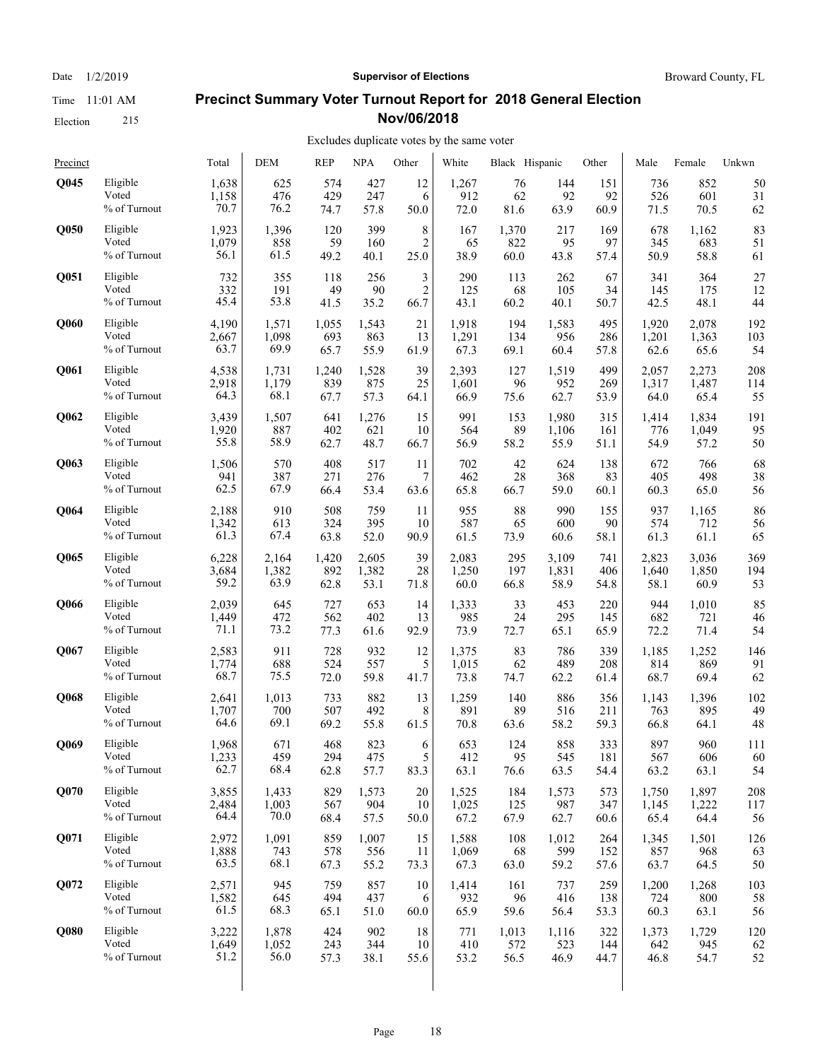## Precinct Summary Voter Turnout Report for 2018 General Election Nov/06/2018

Date 1/2/2019 — Supervisor of Elections — Broward County, FL

Time 11:01 AM

Election 215

Excludes duplicate votes by the same voter

| Precinct | | Total | DEM | REP | NPA | Other | White | Black | Hispanic | Other | Male | Female | Unkwn |
|---|---|---|---|---|---|---|---|---|---|---|---|---|---|
| **Q045** | Eligible | 1,638 | 625 | 574 | 427 | 12 | 1,267 | 76 | 144 | 151 | 736 | 852 | 50 |
| | Voted | 1,158 | 476 | 429 | 247 | 6 | 912 | 62 | 92 | 92 | 526 | 601 | 31 |
| | % of Turnout | 70.7 | 76.2 | 74.7 | 57.8 | 50.0 | 72.0 | 81.6 | 63.9 | 60.9 | 71.5 | 70.5 | 62 |
| **Q050** | Eligible | 1,923 | 1,396 | 120 | 399 | 8 | 167 | 1,370 | 217 | 169 | 678 | 1,162 | 83 |
| | Voted | 1,079 | 858 | 59 | 160 | 2 | 65 | 822 | 95 | 97 | 345 | 683 | 51 |
| | % of Turnout | 56.1 | 61.5 | 49.2 | 40.1 | 25.0 | 38.9 | 60.0 | 43.8 | 57.4 | 50.9 | 58.8 | 61 |
| **Q051** | Eligible | 732 | 355 | 118 | 256 | 3 | 290 | 113 | 262 | 67 | 341 | 364 | 27 |
| | Voted | 332 | 191 | 49 | 90 | 2 | 125 | 68 | 105 | 34 | 145 | 175 | 12 |
| | % of Turnout | 45.4 | 53.8 | 41.5 | 35.2 | 66.7 | 43.1 | 60.2 | 40.1 | 50.7 | 42.5 | 48.1 | 44 |
| **Q060** | Eligible | 4,190 | 1,571 | 1,055 | 1,543 | 21 | 1,918 | 194 | 1,583 | 495 | 1,920 | 2,078 | 192 |
| | Voted | 2,667 | 1,098 | 693 | 863 | 13 | 1,291 | 134 | 956 | 286 | 1,201 | 1,363 | 103 |
| | % of Turnout | 63.7 | 69.9 | 65.7 | 55.9 | 61.9 | 67.3 | 69.1 | 60.4 | 57.8 | 62.6 | 65.6 | 54 |
| **Q061** | Eligible | 4,538 | 1,731 | 1,240 | 1,528 | 39 | 2,393 | 127 | 1,519 | 499 | 2,057 | 2,273 | 208 |
| | Voted | 2,918 | 1,179 | 839 | 875 | 25 | 1,601 | 96 | 952 | 269 | 1,317 | 1,487 | 114 |
| | % of Turnout | 64.3 | 68.1 | 67.7 | 57.3 | 64.1 | 66.9 | 75.6 | 62.7 | 53.9 | 64.0 | 65.4 | 55 |
| **Q062** | Eligible | 3,439 | 1,507 | 641 | 1,276 | 15 | 991 | 153 | 1,980 | 315 | 1,414 | 1,834 | 191 |
| | Voted | 1,920 | 887 | 402 | 621 | 10 | 564 | 89 | 1,106 | 161 | 776 | 1,049 | 95 |
| | % of Turnout | 55.8 | 58.9 | 62.7 | 48.7 | 66.7 | 56.9 | 58.2 | 55.9 | 51.1 | 54.9 | 57.2 | 50 |
| **Q063** | Eligible | 1,506 | 570 | 408 | 517 | 11 | 702 | 42 | 624 | 138 | 672 | 766 | 68 |
| | Voted | 941 | 387 | 271 | 276 | 7 | 462 | 28 | 368 | 83 | 405 | 498 | 38 |
| | % of Turnout | 62.5 | 67.9 | 66.4 | 53.4 | 63.6 | 65.8 | 66.7 | 59.0 | 60.1 | 60.3 | 65.0 | 56 |
| **Q064** | Eligible | 2,188 | 910 | 508 | 759 | 11 | 955 | 88 | 990 | 155 | 937 | 1,165 | 86 |
| | Voted | 1,342 | 613 | 324 | 395 | 10 | 587 | 65 | 600 | 90 | 574 | 712 | 56 |
| | % of Turnout | 61.3 | 67.4 | 63.8 | 52.0 | 90.9 | 61.5 | 73.9 | 60.6 | 58.1 | 61.3 | 61.1 | 65 |
| **Q065** | Eligible | 6,228 | 2,164 | 1,420 | 2,605 | 39 | 2,083 | 295 | 3,109 | 741 | 2,823 | 3,036 | 369 |
| | Voted | 3,684 | 1,382 | 892 | 1,382 | 28 | 1,250 | 197 | 1,831 | 406 | 1,640 | 1,850 | 194 |
| | % of Turnout | 59.2 | 63.9 | 62.8 | 53.1 | 71.8 | 60.0 | 66.8 | 58.9 | 54.8 | 58.1 | 60.9 | 53 |
| **Q066** | Eligible | 2,039 | 645 | 727 | 653 | 14 | 1,333 | 33 | 453 | 220 | 944 | 1,010 | 85 |
| | Voted | 1,449 | 472 | 562 | 402 | 13 | 985 | 24 | 295 | 145 | 682 | 721 | 46 |
| | % of Turnout | 71.1 | 73.2 | 77.3 | 61.6 | 92.9 | 73.9 | 72.7 | 65.1 | 65.9 | 72.2 | 71.4 | 54 |
| **Q067** | Eligible | 2,583 | 911 | 728 | 932 | 12 | 1,375 | 83 | 786 | 339 | 1,185 | 1,252 | 146 |
| | Voted | 1,774 | 688 | 524 | 557 | 5 | 1,015 | 62 | 489 | 208 | 814 | 869 | 91 |
| | % of Turnout | 68.7 | 75.5 | 72.0 | 59.8 | 41.7 | 73.8 | 74.7 | 62.2 | 61.4 | 68.7 | 69.4 | 62 |
| **Q068** | Eligible | 2,641 | 1,013 | 733 | 882 | 13 | 1,259 | 140 | 886 | 356 | 1,143 | 1,396 | 102 |
| | Voted | 1,707 | 700 | 507 | 492 | 8 | 891 | 89 | 516 | 211 | 763 | 895 | 49 |
| | % of Turnout | 64.6 | 69.1 | 69.2 | 55.8 | 61.5 | 70.8 | 63.6 | 58.2 | 59.3 | 66.8 | 64.1 | 48 |
| **Q069** | Eligible | 1,968 | 671 | 468 | 823 | 6 | 653 | 124 | 858 | 333 | 897 | 960 | 111 |
| | Voted | 1,233 | 459 | 294 | 475 | 5 | 412 | 95 | 545 | 181 | 567 | 606 | 60 |
| | % of Turnout | 62.7 | 68.4 | 62.8 | 57.7 | 83.3 | 63.1 | 76.6 | 63.5 | 54.4 | 63.2 | 63.1 | 54 |
| **Q070** | Eligible | 3,855 | 1,433 | 829 | 1,573 | 20 | 1,525 | 184 | 1,573 | 573 | 1,750 | 1,897 | 208 |
| | Voted | 2,484 | 1,003 | 567 | 904 | 10 | 1,025 | 125 | 987 | 347 | 1,145 | 1,222 | 117 |
| | % of Turnout | 64.4 | 70.0 | 68.4 | 57.5 | 50.0 | 67.2 | 67.9 | 62.7 | 60.6 | 65.4 | 64.4 | 56 |
| **Q071** | Eligible | 2,972 | 1,091 | 859 | 1,007 | 15 | 1,588 | 108 | 1,012 | 264 | 1,345 | 1,501 | 126 |
| | Voted | 1,888 | 743 | 578 | 556 | 11 | 1,069 | 68 | 599 | 152 | 857 | 968 | 63 |
| | % of Turnout | 63.5 | 68.1 | 67.3 | 55.2 | 73.3 | 67.3 | 63.0 | 59.2 | 57.6 | 63.7 | 64.5 | 50 |
| **Q072** | Eligible | 2,571 | 945 | 759 | 857 | 10 | 1,414 | 161 | 737 | 259 | 1,200 | 1,268 | 103 |
| | Voted | 1,582 | 645 | 494 | 437 | 6 | 932 | 96 | 416 | 138 | 724 | 800 | 58 |
| | % of Turnout | 61.5 | 68.3 | 65.1 | 51.0 | 60.0 | 65.9 | 59.6 | 56.4 | 53.3 | 60.3 | 63.1 | 56 |
| **Q080** | Eligible | 3,222 | 1,878 | 424 | 902 | 18 | 771 | 1,013 | 1,116 | 322 | 1,373 | 1,729 | 120 |
| | Voted | 1,649 | 1,052 | 243 | 344 | 10 | 410 | 572 | 523 | 144 | 642 | 945 | 62 |
| | % of Turnout | 51.2 | 56.0 | 57.3 | 38.1 | 55.6 | 53.2 | 56.5 | 46.9 | 44.7 | 46.8 | 54.7 | 52 |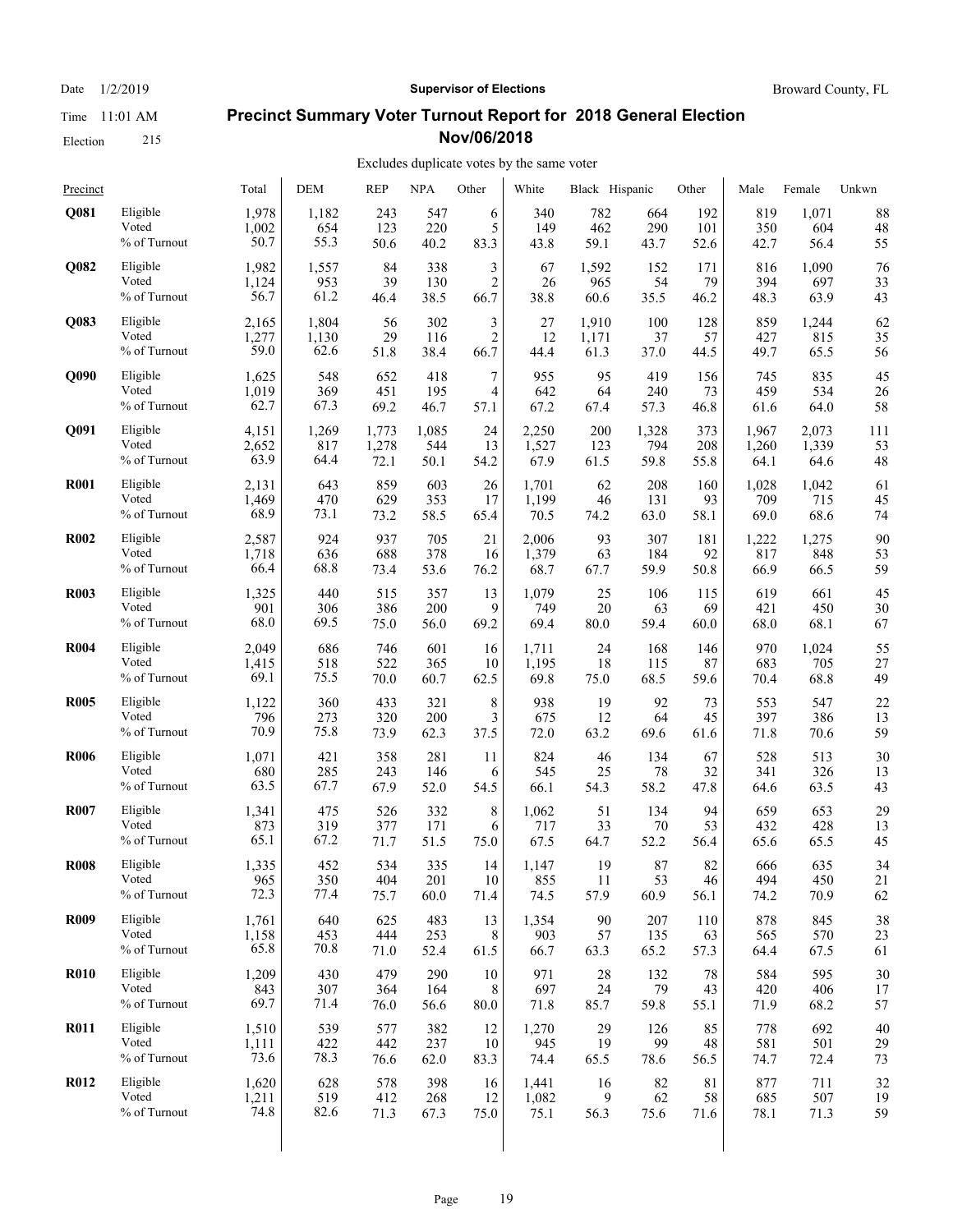## Precinct Summary Voter Turnout Report for 2018 General Election Nov/06/2018

Date 1/2/2019 | Time 11:01 AM | Election 215

Supervisor of Elections — Broward County, FL

Excludes duplicate votes by the same voter

| Precinct | | Total | DEM | REP | NPA | Other | White | Black | Hispanic | Other | Male | Female | Unkwn |
|---|---|---|---|---|---|---|---|---|---|---|---|---|---|
| **Q081** | Eligible | 1,978 | 1,182 | 243 | 547 | 6 | 340 | 782 | 664 | 192 | 819 | 1,071 | 88 |
| | Voted | 1,002 | 654 | 123 | 220 | 5 | 149 | 462 | 290 | 101 | 350 | 604 | 48 |
| | % of Turnout | 50.7 | 55.3 | 50.6 | 40.2 | 83.3 | 43.8 | 59.1 | 43.7 | 52.6 | 42.7 | 56.4 | 55 |
| **Q082** | Eligible | 1,982 | 1,557 | 84 | 338 | 3 | 67 | 1,592 | 152 | 171 | 816 | 1,090 | 76 |
| | Voted | 1,124 | 953 | 39 | 130 | 2 | 26 | 965 | 54 | 79 | 394 | 697 | 33 |
| | % of Turnout | 56.7 | 61.2 | 46.4 | 38.5 | 66.7 | 38.8 | 60.6 | 35.5 | 46.2 | 48.3 | 63.9 | 43 |
| **Q083** | Eligible | 2,165 | 1,804 | 56 | 302 | 3 | 27 | 1,910 | 100 | 128 | 859 | 1,244 | 62 |
| | Voted | 1,277 | 1,130 | 29 | 116 | 2 | 12 | 1,171 | 37 | 57 | 427 | 815 | 35 |
| | % of Turnout | 59.0 | 62.6 | 51.8 | 38.4 | 66.7 | 44.4 | 61.3 | 37.0 | 44.5 | 49.7 | 65.5 | 56 |
| **Q090** | Eligible | 1,625 | 548 | 652 | 418 | 7 | 955 | 95 | 419 | 156 | 745 | 835 | 45 |
| | Voted | 1,019 | 369 | 451 | 195 | 4 | 642 | 64 | 240 | 73 | 459 | 534 | 26 |
| | % of Turnout | 62.7 | 67.3 | 69.2 | 46.7 | 57.1 | 67.2 | 67.4 | 57.3 | 46.8 | 61.6 | 64.0 | 58 |
| **Q091** | Eligible | 4,151 | 1,269 | 1,773 | 1,085 | 24 | 2,250 | 200 | 1,328 | 373 | 1,967 | 2,073 | 111 |
| | Voted | 2,652 | 817 | 1,278 | 544 | 13 | 1,527 | 123 | 794 | 208 | 1,260 | 1,339 | 53 |
| | % of Turnout | 63.9 | 64.4 | 72.1 | 50.1 | 54.2 | 67.9 | 61.5 | 59.8 | 55.8 | 64.1 | 64.6 | 48 |
| **R001** | Eligible | 2,131 | 643 | 859 | 603 | 26 | 1,701 | 62 | 208 | 160 | 1,028 | 1,042 | 61 |
| | Voted | 1,469 | 470 | 629 | 353 | 17 | 1,199 | 46 | 131 | 93 | 709 | 715 | 45 |
| | % of Turnout | 68.9 | 73.1 | 73.2 | 58.5 | 65.4 | 70.5 | 74.2 | 63.0 | 58.1 | 69.0 | 68.6 | 74 |
| **R002** | Eligible | 2,587 | 924 | 937 | 705 | 21 | 2,006 | 93 | 307 | 181 | 1,222 | 1,275 | 90 |
| | Voted | 1,718 | 636 | 688 | 378 | 16 | 1,379 | 63 | 184 | 92 | 817 | 848 | 53 |
| | % of Turnout | 66.4 | 68.8 | 73.4 | 53.6 | 76.2 | 68.7 | 67.7 | 59.9 | 50.8 | 66.9 | 66.5 | 59 |
| **R003** | Eligible | 1,325 | 440 | 515 | 357 | 13 | 1,079 | 25 | 106 | 115 | 619 | 661 | 45 |
| | Voted | 901 | 306 | 386 | 200 | 9 | 749 | 20 | 63 | 69 | 421 | 450 | 30 |
| | % of Turnout | 68.0 | 69.5 | 75.0 | 56.0 | 69.2 | 69.4 | 80.0 | 59.4 | 60.0 | 68.0 | 68.1 | 67 |
| **R004** | Eligible | 2,049 | 686 | 746 | 601 | 16 | 1,711 | 24 | 168 | 146 | 970 | 1,024 | 55 |
| | Voted | 1,415 | 518 | 522 | 365 | 10 | 1,195 | 18 | 115 | 87 | 683 | 705 | 27 |
| | % of Turnout | 69.1 | 75.5 | 70.0 | 60.7 | 62.5 | 69.8 | 75.0 | 68.5 | 59.6 | 70.4 | 68.8 | 49 |
| **R005** | Eligible | 1,122 | 360 | 433 | 321 | 8 | 938 | 19 | 92 | 73 | 553 | 547 | 22 |
| | Voted | 796 | 273 | 320 | 200 | 3 | 675 | 12 | 64 | 45 | 397 | 386 | 13 |
| | % of Turnout | 70.9 | 75.8 | 73.9 | 62.3 | 37.5 | 72.0 | 63.2 | 69.6 | 61.6 | 71.8 | 70.6 | 59 |
| **R006** | Eligible | 1,071 | 421 | 358 | 281 | 11 | 824 | 46 | 134 | 67 | 528 | 513 | 30 |
| | Voted | 680 | 285 | 243 | 146 | 6 | 545 | 25 | 78 | 32 | 341 | 326 | 13 |
| | % of Turnout | 63.5 | 67.7 | 67.9 | 52.0 | 54.5 | 66.1 | 54.3 | 58.2 | 47.8 | 64.6 | 63.5 | 43 |
| **R007** | Eligible | 1,341 | 475 | 526 | 332 | 8 | 1,062 | 51 | 134 | 94 | 659 | 653 | 29 |
| | Voted | 873 | 319 | 377 | 171 | 6 | 717 | 33 | 70 | 53 | 432 | 428 | 13 |
| | % of Turnout | 65.1 | 67.2 | 71.7 | 51.5 | 75.0 | 67.5 | 64.7 | 52.2 | 56.4 | 65.6 | 65.5 | 45 |
| **R008** | Eligible | 1,335 | 452 | 534 | 335 | 14 | 1,147 | 19 | 87 | 82 | 666 | 635 | 34 |
| | Voted | 965 | 350 | 404 | 201 | 10 | 855 | 11 | 53 | 46 | 494 | 450 | 21 |
| | % of Turnout | 72.3 | 77.4 | 75.7 | 60.0 | 71.4 | 74.5 | 57.9 | 60.9 | 56.1 | 74.2 | 70.9 | 62 |
| **R009** | Eligible | 1,761 | 640 | 625 | 483 | 13 | 1,354 | 90 | 207 | 110 | 878 | 845 | 38 |
| | Voted | 1,158 | 453 | 444 | 253 | 8 | 903 | 57 | 135 | 63 | 565 | 570 | 23 |
| | % of Turnout | 65.8 | 70.8 | 71.0 | 52.4 | 61.5 | 66.7 | 63.3 | 65.2 | 57.3 | 64.4 | 67.5 | 61 |
| **R010** | Eligible | 1,209 | 430 | 479 | 290 | 10 | 971 | 28 | 132 | 78 | 584 | 595 | 30 |
| | Voted | 843 | 307 | 364 | 164 | 8 | 697 | 24 | 79 | 43 | 420 | 406 | 17 |
| | % of Turnout | 69.7 | 71.4 | 76.0 | 56.6 | 80.0 | 71.8 | 85.7 | 59.8 | 55.1 | 71.9 | 68.2 | 57 |
| **R011** | Eligible | 1,510 | 539 | 577 | 382 | 12 | 1,270 | 29 | 126 | 85 | 778 | 692 | 40 |
| | Voted | 1,111 | 422 | 442 | 237 | 10 | 945 | 19 | 99 | 48 | 581 | 501 | 29 |
| | % of Turnout | 73.6 | 78.3 | 76.6 | 62.0 | 83.3 | 74.4 | 65.5 | 78.6 | 56.5 | 74.7 | 72.4 | 73 |
| **R012** | Eligible | 1,620 | 628 | 578 | 398 | 16 | 1,441 | 16 | 82 | 81 | 877 | 711 | 32 |
| | Voted | 1,211 | 519 | 412 | 268 | 12 | 1,082 | 9 | 62 | 58 | 685 | 507 | 19 |
| | % of Turnout | 74.8 | 82.6 | 71.3 | 67.3 | 75.0 | 75.1 | 56.3 | 75.6 | 71.6 | 78.1 | 71.3 | 59 |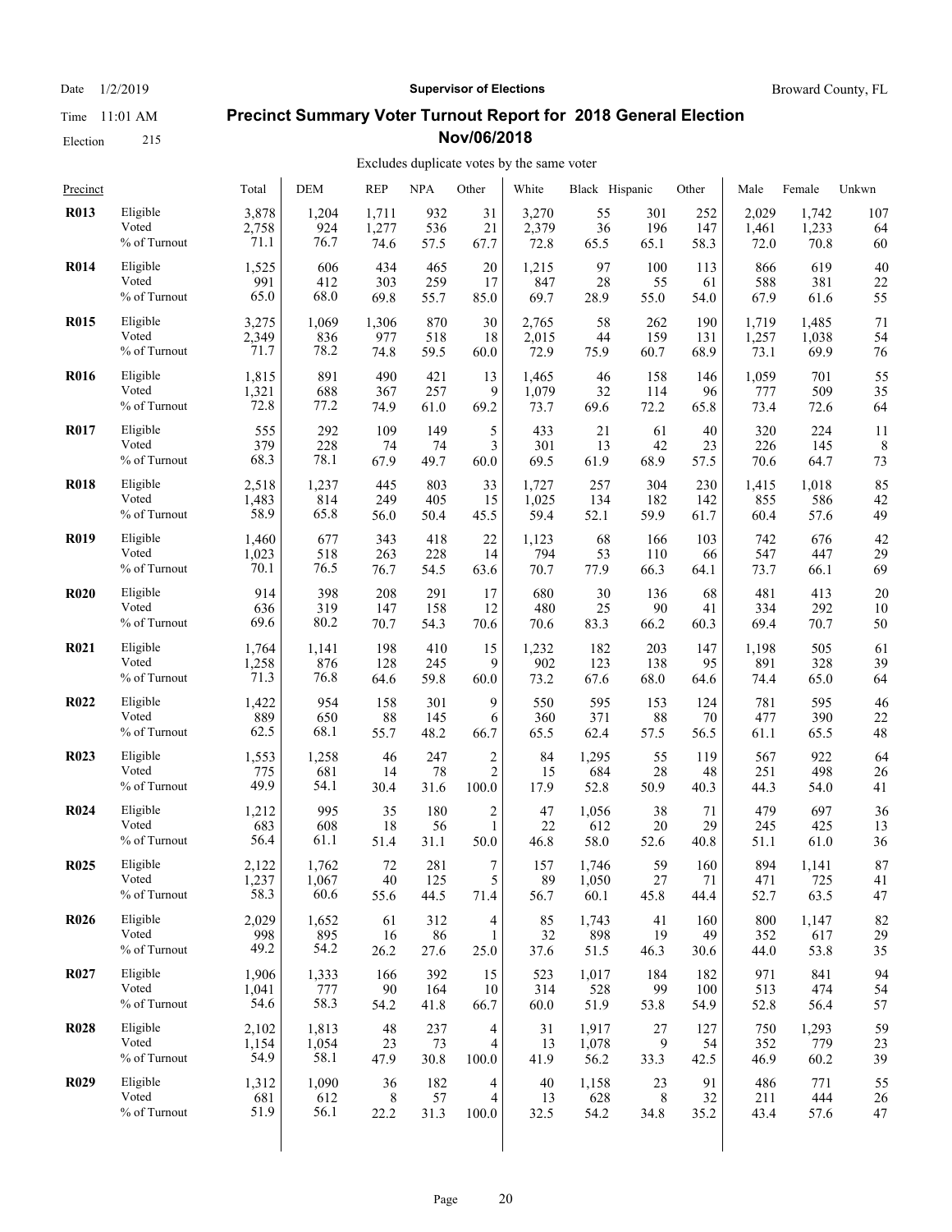Date 1/2/2019 | **Supervisor of Elections** | Broward County, FL

Time 11:01 AM

Election 215

## Precinct Summary Voter Turnout Report for 2018 General Election Nov/06/2018

Excludes duplicate votes by the same voter

| Precinct | | Total | DEM | REP | NPA | Other | White | Black | Hispanic | Other | Male | Female | Unkwn |
|---|---|---|---|---|---|---|---|---|---|---|---|---|---|
| **R013** | Eligible | 3,878 | 1,204 | 1,711 | 932 | 31 | 3,270 | 55 | 301 | 252 | 2,029 | 1,742 | 107 |
| | Voted | 2,758 | 924 | 1,277 | 536 | 21 | 2,379 | 36 | 196 | 147 | 1,461 | 1,233 | 64 |
| | % of Turnout | 71.1 | 76.7 | 74.6 | 57.5 | 67.7 | 72.8 | 65.5 | 65.1 | 58.3 | 72.0 | 70.8 | 60 |
| **R014** | Eligible | 1,525 | 606 | 434 | 465 | 20 | 1,215 | 97 | 100 | 113 | 866 | 619 | 40 |
| | Voted | 991 | 412 | 303 | 259 | 17 | 847 | 28 | 55 | 61 | 588 | 381 | 22 |
| | % of Turnout | 65.0 | 68.0 | 69.8 | 55.7 | 85.0 | 69.7 | 28.9 | 55.0 | 54.0 | 67.9 | 61.6 | 55 |
| **R015** | Eligible | 3,275 | 1,069 | 1,306 | 870 | 30 | 2,765 | 58 | 262 | 190 | 1,719 | 1,485 | 71 |
| | Voted | 2,349 | 836 | 977 | 518 | 18 | 2,015 | 44 | 159 | 131 | 1,257 | 1,038 | 54 |
| | % of Turnout | 71.7 | 78.2 | 74.8 | 59.5 | 60.0 | 72.9 | 75.9 | 60.7 | 68.9 | 73.1 | 69.9 | 76 |
| **R016** | Eligible | 1,815 | 891 | 490 | 421 | 13 | 1,465 | 46 | 158 | 146 | 1,059 | 701 | 55 |
| | Voted | 1,321 | 688 | 367 | 257 | 9 | 1,079 | 32 | 114 | 96 | 777 | 509 | 35 |
| | % of Turnout | 72.8 | 77.2 | 74.9 | 61.0 | 69.2 | 73.7 | 69.6 | 72.2 | 65.8 | 73.4 | 72.6 | 64 |
| **R017** | Eligible | 555 | 292 | 109 | 149 | 5 | 433 | 21 | 61 | 40 | 320 | 224 | 11 |
| | Voted | 379 | 228 | 74 | 74 | 3 | 301 | 13 | 42 | 23 | 226 | 145 | 8 |
| | % of Turnout | 68.3 | 78.1 | 67.9 | 49.7 | 60.0 | 69.5 | 61.9 | 68.9 | 57.5 | 70.6 | 64.7 | 73 |
| **R018** | Eligible | 2,518 | 1,237 | 445 | 803 | 33 | 1,727 | 257 | 304 | 230 | 1,415 | 1,018 | 85 |
| | Voted | 1,483 | 814 | 249 | 405 | 15 | 1,025 | 134 | 182 | 142 | 855 | 586 | 42 |
| | % of Turnout | 58.9 | 65.8 | 56.0 | 50.4 | 45.5 | 59.4 | 52.1 | 59.9 | 61.7 | 60.4 | 57.6 | 49 |
| **R019** | Eligible | 1,460 | 677 | 343 | 418 | 22 | 1,123 | 68 | 166 | 103 | 742 | 676 | 42 |
| | Voted | 1,023 | 518 | 263 | 228 | 14 | 794 | 53 | 110 | 66 | 547 | 447 | 29 |
| | % of Turnout | 70.1 | 76.5 | 76.7 | 54.5 | 63.6 | 70.7 | 77.9 | 66.3 | 64.1 | 73.7 | 66.1 | 69 |
| **R020** | Eligible | 914 | 398 | 208 | 291 | 17 | 680 | 30 | 136 | 68 | 481 | 413 | 20 |
| | Voted | 636 | 319 | 147 | 158 | 12 | 480 | 25 | 90 | 41 | 334 | 292 | 10 |
| | % of Turnout | 69.6 | 80.2 | 70.7 | 54.3 | 70.6 | 70.6 | 83.3 | 66.2 | 60.3 | 69.4 | 70.7 | 50 |
| **R021** | Eligible | 1,764 | 1,141 | 198 | 410 | 15 | 1,232 | 182 | 203 | 147 | 1,198 | 505 | 61 |
| | Voted | 1,258 | 876 | 128 | 245 | 9 | 902 | 123 | 138 | 95 | 891 | 328 | 39 |
| | % of Turnout | 71.3 | 76.8 | 64.6 | 59.8 | 60.0 | 73.2 | 67.6 | 68.0 | 64.6 | 74.4 | 65.0 | 64 |
| **R022** | Eligible | 1,422 | 954 | 158 | 301 | 9 | 550 | 595 | 153 | 124 | 781 | 595 | 46 |
| | Voted | 889 | 650 | 88 | 145 | 6 | 360 | 371 | 88 | 70 | 477 | 390 | 22 |
| | % of Turnout | 62.5 | 68.1 | 55.7 | 48.2 | 66.7 | 65.5 | 62.4 | 57.5 | 56.5 | 61.1 | 65.5 | 48 |
| **R023** | Eligible | 1,553 | 1,258 | 46 | 247 | 2 | 84 | 1,295 | 55 | 119 | 567 | 922 | 64 |
| | Voted | 775 | 681 | 14 | 78 | 2 | 15 | 684 | 28 | 48 | 251 | 498 | 26 |
| | % of Turnout | 49.9 | 54.1 | 30.4 | 31.6 | 100.0 | 17.9 | 52.8 | 50.9 | 40.3 | 44.3 | 54.0 | 41 |
| **R024** | Eligible | 1,212 | 995 | 35 | 180 | 2 | 47 | 1,056 | 38 | 71 | 479 | 697 | 36 |
| | Voted | 683 | 608 | 18 | 56 | 1 | 22 | 612 | 20 | 29 | 245 | 425 | 13 |
| | % of Turnout | 56.4 | 61.1 | 51.4 | 31.1 | 50.0 | 46.8 | 58.0 | 52.6 | 40.8 | 51.1 | 61.0 | 36 |
| **R025** | Eligible | 2,122 | 1,762 | 72 | 281 | 7 | 157 | 1,746 | 59 | 160 | 894 | 1,141 | 87 |
| | Voted | 1,237 | 1,067 | 40 | 125 | 5 | 89 | 1,050 | 27 | 71 | 471 | 725 | 41 |
| | % of Turnout | 58.3 | 60.6 | 55.6 | 44.5 | 71.4 | 56.7 | 60.1 | 45.8 | 44.4 | 52.7 | 63.5 | 47 |
| **R026** | Eligible | 2,029 | 1,652 | 61 | 312 | 4 | 85 | 1,743 | 41 | 160 | 800 | 1,147 | 82 |
| | Voted | 998 | 895 | 16 | 86 | 1 | 32 | 898 | 19 | 49 | 352 | 617 | 29 |
| | % of Turnout | 49.2 | 54.2 | 26.2 | 27.6 | 25.0 | 37.6 | 51.5 | 46.3 | 30.6 | 44.0 | 53.8 | 35 |
| **R027** | Eligible | 1,906 | 1,333 | 166 | 392 | 15 | 523 | 1,017 | 184 | 182 | 971 | 841 | 94 |
| | Voted | 1,041 | 777 | 90 | 164 | 10 | 314 | 528 | 99 | 100 | 513 | 474 | 54 |
| | % of Turnout | 54.6 | 58.3 | 54.2 | 41.8 | 66.7 | 60.0 | 51.9 | 53.8 | 54.9 | 52.8 | 56.4 | 57 |
| **R028** | Eligible | 2,102 | 1,813 | 48 | 237 | 4 | 31 | 1,917 | 27 | 127 | 750 | 1,293 | 59 |
| | Voted | 1,154 | 1,054 | 23 | 73 | 4 | 13 | 1,078 | 9 | 54 | 352 | 779 | 23 |
| | % of Turnout | 54.9 | 58.1 | 47.9 | 30.8 | 100.0 | 41.9 | 56.2 | 33.3 | 42.5 | 46.9 | 60.2 | 39 |
| **R029** | Eligible | 1,312 | 1,090 | 36 | 182 | 4 | 40 | 1,158 | 23 | 91 | 486 | 771 | 55 |
| | Voted | 681 | 612 | 8 | 57 | 4 | 13 | 628 | 8 | 32 | 211 | 444 | 26 |
| | % of Turnout | 51.9 | 56.1 | 22.2 | 31.3 | 100.0 | 32.5 | 54.2 | 34.8 | 35.2 | 43.4 | 57.6 | 47 |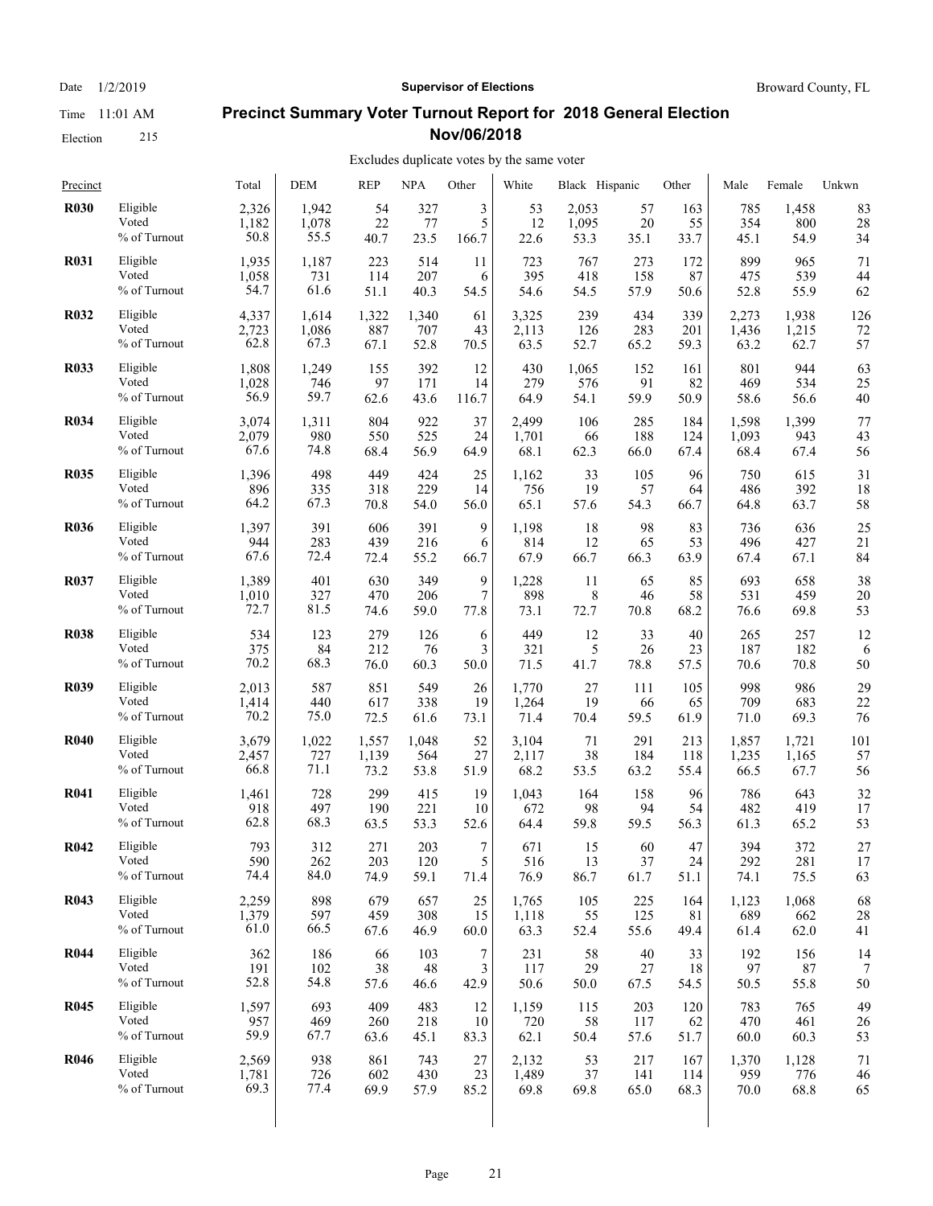Date 1/2/2019 | **Supervisor of Elections** | Broward County, FL

Time 11:01 AM

Election 215

## Precinct Summary Voter Turnout Report for 2018 General Election Nov/06/2018

Excludes duplicate votes by the same voter

| Precinct | | Total | DEM | REP | NPA | Other | White | Black | Hispanic | Other | Male | Female | Unkwn |
|---|---|---|---|---|---|---|---|---|---|---|---|---|---|
| **R030** | Eligible | 2,326 | 1,942 | 54 | 327 | 3 | 53 | 2,053 | 57 | 163 | 785 | 1,458 | 83 |
| | Voted | 1,182 | 1,078 | 22 | 77 | 5 | 12 | 1,095 | 20 | 55 | 354 | 800 | 28 |
| | % of Turnout | 50.8 | 55.5 | 40.7 | 23.5 | 166.7 | 22.6 | 53.3 | 35.1 | 33.7 | 45.1 | 54.9 | 34 |
| **R031** | Eligible | 1,935 | 1,187 | 223 | 514 | 11 | 723 | 767 | 273 | 172 | 899 | 965 | 71 |
| | Voted | 1,058 | 731 | 114 | 207 | 6 | 395 | 418 | 158 | 87 | 475 | 539 | 44 |
| | % of Turnout | 54.7 | 61.6 | 51.1 | 40.3 | 54.5 | 54.6 | 54.5 | 57.9 | 50.6 | 52.8 | 55.9 | 62 |
| **R032** | Eligible | 4,337 | 1,614 | 1,322 | 1,340 | 61 | 3,325 | 239 | 434 | 339 | 2,273 | 1,938 | 126 |
| | Voted | 2,723 | 1,086 | 887 | 707 | 43 | 2,113 | 126 | 283 | 201 | 1,436 | 1,215 | 72 |
| | % of Turnout | 62.8 | 67.3 | 67.1 | 52.8 | 70.5 | 63.5 | 52.7 | 65.2 | 59.3 | 63.2 | 62.7 | 57 |
| **R033** | Eligible | 1,808 | 1,249 | 155 | 392 | 12 | 430 | 1,065 | 152 | 161 | 801 | 944 | 63 |
| | Voted | 1,028 | 746 | 97 | 171 | 14 | 279 | 576 | 91 | 82 | 469 | 534 | 25 |
| | % of Turnout | 56.9 | 59.7 | 62.6 | 43.6 | 116.7 | 64.9 | 54.1 | 59.9 | 50.9 | 58.6 | 56.6 | 40 |
| **R034** | Eligible | 3,074 | 1,311 | 804 | 922 | 37 | 2,499 | 106 | 285 | 184 | 1,598 | 1,399 | 77 |
| | Voted | 2,079 | 980 | 550 | 525 | 24 | 1,701 | 66 | 188 | 124 | 1,093 | 943 | 43 |
| | % of Turnout | 67.6 | 74.8 | 68.4 | 56.9 | 64.9 | 68.1 | 62.3 | 66.0 | 67.4 | 68.4 | 67.4 | 56 |
| **R035** | Eligible | 1,396 | 498 | 449 | 424 | 25 | 1,162 | 33 | 105 | 96 | 750 | 615 | 31 |
| | Voted | 896 | 335 | 318 | 229 | 14 | 756 | 19 | 57 | 64 | 486 | 392 | 18 |
| | % of Turnout | 64.2 | 67.3 | 70.8 | 54.0 | 56.0 | 65.1 | 57.6 | 54.3 | 66.7 | 64.8 | 63.7 | 58 |
| **R036** | Eligible | 1,397 | 391 | 606 | 391 | 9 | 1,198 | 18 | 98 | 83 | 736 | 636 | 25 |
| | Voted | 944 | 283 | 439 | 216 | 6 | 814 | 12 | 65 | 53 | 496 | 427 | 21 |
| | % of Turnout | 67.6 | 72.4 | 72.4 | 55.2 | 66.7 | 67.9 | 66.7 | 66.3 | 63.9 | 67.4 | 67.1 | 84 |
| **R037** | Eligible | 1,389 | 401 | 630 | 349 | 9 | 1,228 | 11 | 65 | 85 | 693 | 658 | 38 |
| | Voted | 1,010 | 327 | 470 | 206 | 7 | 898 | 8 | 46 | 58 | 531 | 459 | 20 |
| | % of Turnout | 72.7 | 81.5 | 74.6 | 59.0 | 77.8 | 73.1 | 72.7 | 70.8 | 68.2 | 76.6 | 69.8 | 53 |
| **R038** | Eligible | 534 | 123 | 279 | 126 | 6 | 449 | 12 | 33 | 40 | 265 | 257 | 12 |
| | Voted | 375 | 84 | 212 | 76 | 3 | 321 | 5 | 26 | 23 | 187 | 182 | 6 |
| | % of Turnout | 70.2 | 68.3 | 76.0 | 60.3 | 50.0 | 71.5 | 41.7 | 78.8 | 57.5 | 70.6 | 70.8 | 50 |
| **R039** | Eligible | 2,013 | 587 | 851 | 549 | 26 | 1,770 | 27 | 111 | 105 | 998 | 986 | 29 |
| | Voted | 1,414 | 440 | 617 | 338 | 19 | 1,264 | 19 | 66 | 65 | 709 | 683 | 22 |
| | % of Turnout | 70.2 | 75.0 | 72.5 | 61.6 | 73.1 | 71.4 | 70.4 | 59.5 | 61.9 | 71.0 | 69.3 | 76 |
| **R040** | Eligible | 3,679 | 1,022 | 1,557 | 1,048 | 52 | 3,104 | 71 | 291 | 213 | 1,857 | 1,721 | 101 |
| | Voted | 2,457 | 727 | 1,139 | 564 | 27 | 2,117 | 38 | 184 | 118 | 1,235 | 1,165 | 57 |
| | % of Turnout | 66.8 | 71.1 | 73.2 | 53.8 | 51.9 | 68.2 | 53.5 | 63.2 | 55.4 | 66.5 | 67.7 | 56 |
| **R041** | Eligible | 1,461 | 728 | 299 | 415 | 19 | 1,043 | 164 | 158 | 96 | 786 | 643 | 32 |
| | Voted | 918 | 497 | 190 | 221 | 10 | 672 | 98 | 94 | 54 | 482 | 419 | 17 |
| | % of Turnout | 62.8 | 68.3 | 63.5 | 53.3 | 52.6 | 64.4 | 59.8 | 59.5 | 56.3 | 61.3 | 65.2 | 53 |
| **R042** | Eligible | 793 | 312 | 271 | 203 | 7 | 671 | 15 | 60 | 47 | 394 | 372 | 27 |
| | Voted | 590 | 262 | 203 | 120 | 5 | 516 | 13 | 37 | 24 | 292 | 281 | 17 |
| | % of Turnout | 74.4 | 84.0 | 74.9 | 59.1 | 71.4 | 76.9 | 86.7 | 61.7 | 51.1 | 74.1 | 75.5 | 63 |
| **R043** | Eligible | 2,259 | 898 | 679 | 657 | 25 | 1,765 | 105 | 225 | 164 | 1,123 | 1,068 | 68 |
| | Voted | 1,379 | 597 | 459 | 308 | 15 | 1,118 | 55 | 125 | 81 | 689 | 662 | 28 |
| | % of Turnout | 61.0 | 66.5 | 67.6 | 46.9 | 60.0 | 63.3 | 52.4 | 55.6 | 49.4 | 61.4 | 62.0 | 41 |
| **R044** | Eligible | 362 | 186 | 66 | 103 | 7 | 231 | 58 | 40 | 33 | 192 | 156 | 14 |
| | Voted | 191 | 102 | 38 | 48 | 3 | 117 | 29 | 27 | 18 | 97 | 87 | 7 |
| | % of Turnout | 52.8 | 54.8 | 57.6 | 46.6 | 42.9 | 50.6 | 50.0 | 67.5 | 54.5 | 50.5 | 55.8 | 50 |
| **R045** | Eligible | 1,597 | 693 | 409 | 483 | 12 | 1,159 | 115 | 203 | 120 | 783 | 765 | 49 |
| | Voted | 957 | 469 | 260 | 218 | 10 | 720 | 58 | 117 | 62 | 470 | 461 | 26 |
| | % of Turnout | 59.9 | 67.7 | 63.6 | 45.1 | 83.3 | 62.1 | 50.4 | 57.6 | 51.7 | 60.0 | 60.3 | 53 |
| **R046** | Eligible | 2,569 | 938 | 861 | 743 | 27 | 2,132 | 53 | 217 | 167 | 1,370 | 1,128 | 71 |
| | Voted | 1,781 | 726 | 602 | 430 | 23 | 1,489 | 37 | 141 | 114 | 959 | 776 | 46 |
| | % of Turnout | 69.3 | 77.4 | 69.9 | 57.9 | 85.2 | 69.8 | 69.8 | 65.0 | 68.3 | 70.0 | 68.8 | 65 |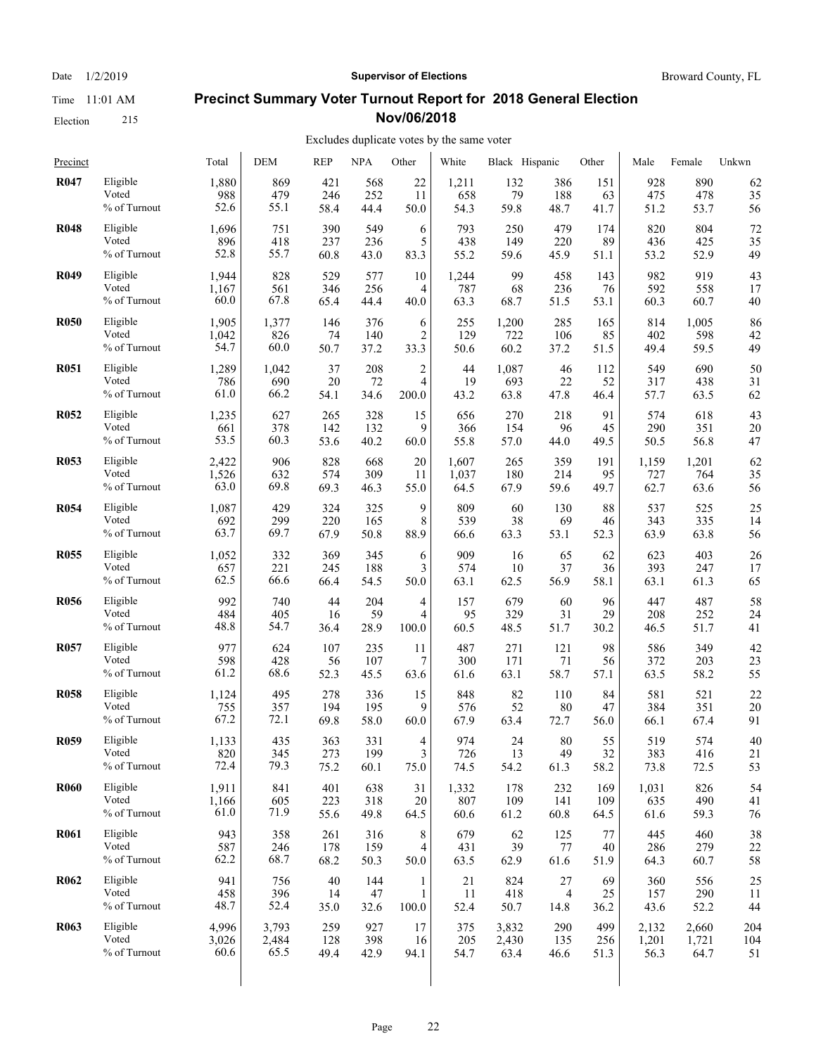Date 1/2/2019 | **Supervisor of Elections** | Broward County, FL

Time 11:01 AM

Election 215

## Precinct Summary Voter Turnout Report for 2018 General Election Nov/06/2018

Excludes duplicate votes by the same voter

| Precinct | | Total | DEM | REP | NPA | Other | White | Black | Hispanic | Other | Male | Female | Unkwn |
|---|---|---|---|---|---|---|---|---|---|---|---|---|---|
| **R047** | Eligible | 1,880 | 869 | 421 | 568 | 22 | 1,211 | 132 | 386 | 151 | 928 | 890 | 62 |
| | Voted | 988 | 479 | 246 | 252 | 11 | 658 | 79 | 188 | 63 | 475 | 478 | 35 |
| | % of Turnout | 52.6 | 55.1 | 58.4 | 44.4 | 50.0 | 54.3 | 59.8 | 48.7 | 41.7 | 51.2 | 53.7 | 56 |
| **R048** | Eligible | 1,696 | 751 | 390 | 549 | 6 | 793 | 250 | 479 | 174 | 820 | 804 | 72 |
| | Voted | 896 | 418 | 237 | 236 | 5 | 438 | 149 | 220 | 89 | 436 | 425 | 35 |
| | % of Turnout | 52.8 | 55.7 | 60.8 | 43.0 | 83.3 | 55.2 | 59.6 | 45.9 | 51.1 | 53.2 | 52.9 | 49 |
| **R049** | Eligible | 1,944 | 828 | 529 | 577 | 10 | 1,244 | 99 | 458 | 143 | 982 | 919 | 43 |
| | Voted | 1,167 | 561 | 346 | 256 | 4 | 787 | 68 | 236 | 76 | 592 | 558 | 17 |
| | % of Turnout | 60.0 | 67.8 | 65.4 | 44.4 | 40.0 | 63.3 | 68.7 | 51.5 | 53.1 | 60.3 | 60.7 | 40 |
| **R050** | Eligible | 1,905 | 1,377 | 146 | 376 | 6 | 255 | 1,200 | 285 | 165 | 814 | 1,005 | 86 |
| | Voted | 1,042 | 826 | 74 | 140 | 2 | 129 | 722 | 106 | 85 | 402 | 598 | 42 |
| | % of Turnout | 54.7 | 60.0 | 50.7 | 37.2 | 33.3 | 50.6 | 60.2 | 37.2 | 51.5 | 49.4 | 59.5 | 49 |
| **R051** | Eligible | 1,289 | 1,042 | 37 | 208 | 2 | 44 | 1,087 | 46 | 112 | 549 | 690 | 50 |
| | Voted | 786 | 690 | 20 | 72 | 4 | 19 | 693 | 22 | 52 | 317 | 438 | 31 |
| | % of Turnout | 61.0 | 66.2 | 54.1 | 34.6 | 200.0 | 43.2 | 63.8 | 47.8 | 46.4 | 57.7 | 63.5 | 62 |
| **R052** | Eligible | 1,235 | 627 | 265 | 328 | 15 | 656 | 270 | 218 | 91 | 574 | 618 | 43 |
| | Voted | 661 | 378 | 142 | 132 | 9 | 366 | 154 | 96 | 45 | 290 | 351 | 20 |
| | % of Turnout | 53.5 | 60.3 | 53.6 | 40.2 | 60.0 | 55.8 | 57.0 | 44.0 | 49.5 | 50.5 | 56.8 | 47 |
| **R053** | Eligible | 2,422 | 906 | 828 | 668 | 20 | 1,607 | 265 | 359 | 191 | 1,159 | 1,201 | 62 |
| | Voted | 1,526 | 632 | 574 | 309 | 11 | 1,037 | 180 | 214 | 95 | 727 | 764 | 35 |
| | % of Turnout | 63.0 | 69.8 | 69.3 | 46.3 | 55.0 | 64.5 | 67.9 | 59.6 | 49.7 | 62.7 | 63.6 | 56 |
| **R054** | Eligible | 1,087 | 429 | 324 | 325 | 9 | 809 | 60 | 130 | 88 | 537 | 525 | 25 |
| | Voted | 692 | 299 | 220 | 165 | 8 | 539 | 38 | 69 | 46 | 343 | 335 | 14 |
| | % of Turnout | 63.7 | 69.7 | 67.9 | 50.8 | 88.9 | 66.6 | 63.3 | 53.1 | 52.3 | 63.9 | 63.8 | 56 |
| **R055** | Eligible | 1,052 | 332 | 369 | 345 | 6 | 909 | 16 | 65 | 62 | 623 | 403 | 26 |
| | Voted | 657 | 221 | 245 | 188 | 3 | 574 | 10 | 37 | 36 | 393 | 247 | 17 |
| | % of Turnout | 62.5 | 66.6 | 66.4 | 54.5 | 50.0 | 63.1 | 62.5 | 56.9 | 58.1 | 63.1 | 61.3 | 65 |
| **R056** | Eligible | 992 | 740 | 44 | 204 | 4 | 157 | 679 | 60 | 96 | 447 | 487 | 58 |
| | Voted | 484 | 405 | 16 | 59 | 4 | 95 | 329 | 31 | 29 | 208 | 252 | 24 |
| | % of Turnout | 48.8 | 54.7 | 36.4 | 28.9 | 100.0 | 60.5 | 48.5 | 51.7 | 30.2 | 46.5 | 51.7 | 41 |
| **R057** | Eligible | 977 | 624 | 107 | 235 | 11 | 487 | 271 | 121 | 98 | 586 | 349 | 42 |
| | Voted | 598 | 428 | 56 | 107 | 7 | 300 | 171 | 71 | 56 | 372 | 203 | 23 |
| | % of Turnout | 61.2 | 68.6 | 52.3 | 45.5 | 63.6 | 61.6 | 63.1 | 58.7 | 57.1 | 63.5 | 58.2 | 55 |
| **R058** | Eligible | 1,124 | 495 | 278 | 336 | 15 | 848 | 82 | 110 | 84 | 581 | 521 | 22 |
| | Voted | 755 | 357 | 194 | 195 | 9 | 576 | 52 | 80 | 47 | 384 | 351 | 20 |
| | % of Turnout | 67.2 | 72.1 | 69.8 | 58.0 | 60.0 | 67.9 | 63.4 | 72.7 | 56.0 | 66.1 | 67.4 | 91 |
| **R059** | Eligible | 1,133 | 435 | 363 | 331 | 4 | 974 | 24 | 80 | 55 | 519 | 574 | 40 |
| | Voted | 820 | 345 | 273 | 199 | 3 | 726 | 13 | 49 | 32 | 383 | 416 | 21 |
| | % of Turnout | 72.4 | 79.3 | 75.2 | 60.1 | 75.0 | 74.5 | 54.2 | 61.3 | 58.2 | 73.8 | 72.5 | 53 |
| **R060** | Eligible | 1,911 | 841 | 401 | 638 | 31 | 1,332 | 178 | 232 | 169 | 1,031 | 826 | 54 |
| | Voted | 1,166 | 605 | 223 | 318 | 20 | 807 | 109 | 141 | 109 | 635 | 490 | 41 |
| | % of Turnout | 61.0 | 71.9 | 55.6 | 49.8 | 64.5 | 60.6 | 61.2 | 60.8 | 64.5 | 61.6 | 59.3 | 76 |
| **R061** | Eligible | 943 | 358 | 261 | 316 | 8 | 679 | 62 | 125 | 77 | 445 | 460 | 38 |
| | Voted | 587 | 246 | 178 | 159 | 4 | 431 | 39 | 77 | 40 | 286 | 279 | 22 |
| | % of Turnout | 62.2 | 68.7 | 68.2 | 50.3 | 50.0 | 63.5 | 62.9 | 61.6 | 51.9 | 64.3 | 60.7 | 58 |
| **R062** | Eligible | 941 | 756 | 40 | 144 | 1 | 21 | 824 | 27 | 69 | 360 | 556 | 25 |
| | Voted | 458 | 396 | 14 | 47 | 1 | 11 | 418 | 4 | 25 | 157 | 290 | 11 |
| | % of Turnout | 48.7 | 52.4 | 35.0 | 32.6 | 100.0 | 52.4 | 50.7 | 14.8 | 36.2 | 43.6 | 52.2 | 44 |
| **R063** | Eligible | 4,996 | 3,793 | 259 | 927 | 17 | 375 | 3,832 | 290 | 499 | 2,132 | 2,660 | 204 |
| | Voted | 3,026 | 2,484 | 128 | 398 | 16 | 205 | 2,430 | 135 | 256 | 1,201 | 1,721 | 104 |
| | % of Turnout | 60.6 | 65.5 | 49.4 | 42.9 | 94.1 | 54.7 | 63.4 | 46.6 | 51.3 | 56.3 | 64.7 | 51 |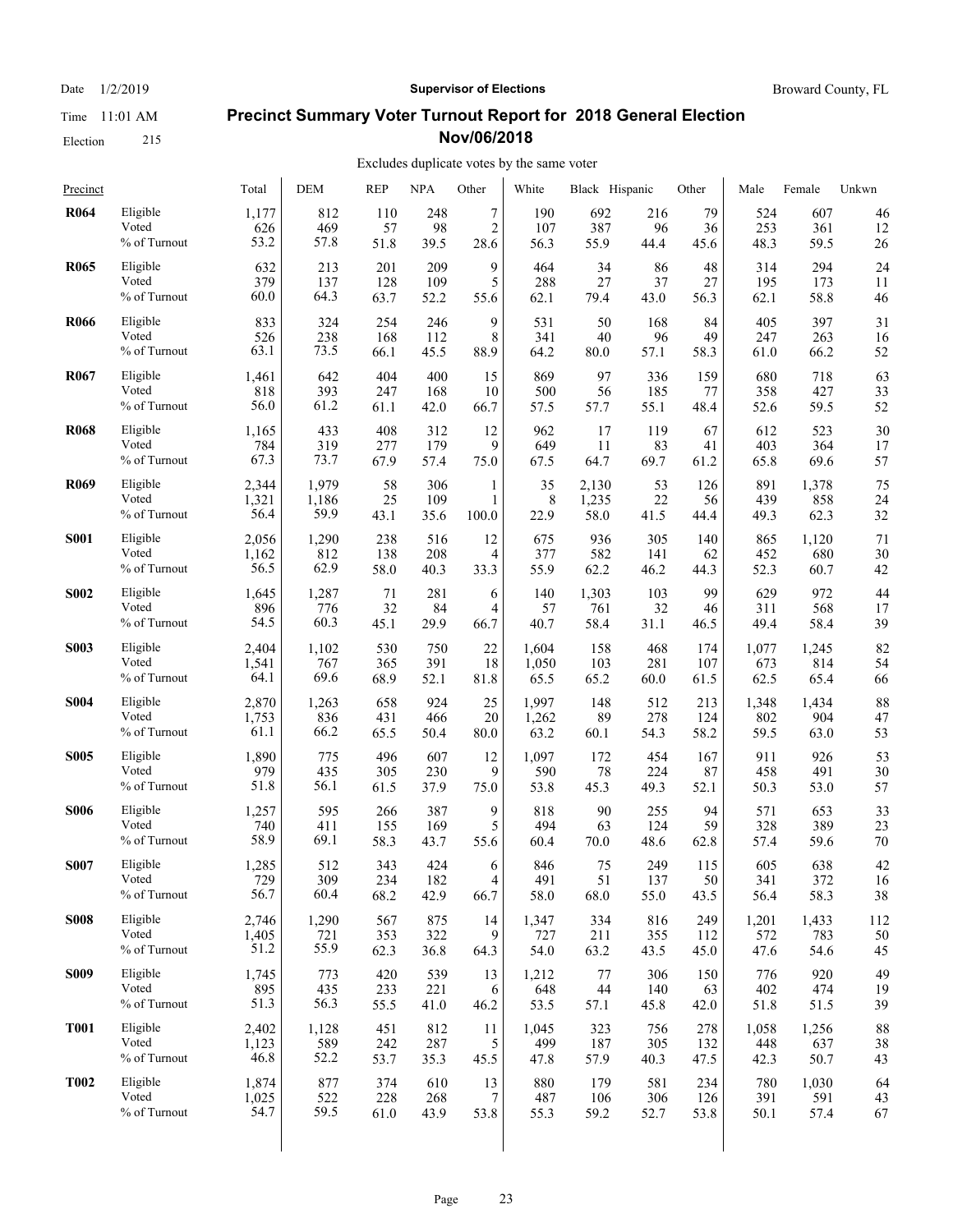Date 1/2/2019 | **Supervisor of Elections** | Broward County, FL

Time 11:01 AM

Election 215

# Precinct Summary Voter Turnout Report for 2018 General Election Nov/06/2018

Excludes duplicate votes by the same voter

| Precinct | | Total | DEM | REP | NPA | Other | White | Black | Hispanic | Other | Male | Female | Unkwn |
|---|---|---|---|---|---|---|---|---|---|---|---|---|---|
| **R064** | Eligible | 1,177 | 812 | 110 | 248 | 7 | 190 | 692 | 216 | 79 | 524 | 607 | 46 |
| | Voted | 626 | 469 | 57 | 98 | 2 | 107 | 387 | 96 | 36 | 253 | 361 | 12 |
| | % of Turnout | 53.2 | 57.8 | 51.8 | 39.5 | 28.6 | 56.3 | 55.9 | 44.4 | 45.6 | 48.3 | 59.5 | 26 |
| **R065** | Eligible | 632 | 213 | 201 | 209 | 9 | 464 | 34 | 86 | 48 | 314 | 294 | 24 |
| | Voted | 379 | 137 | 128 | 109 | 5 | 288 | 27 | 37 | 27 | 195 | 173 | 11 |
| | % of Turnout | 60.0 | 64.3 | 63.7 | 52.2 | 55.6 | 62.1 | 79.4 | 43.0 | 56.3 | 62.1 | 58.8 | 46 |
| **R066** | Eligible | 833 | 324 | 254 | 246 | 9 | 531 | 50 | 168 | 84 | 405 | 397 | 31 |
| | Voted | 526 | 238 | 168 | 112 | 8 | 341 | 40 | 96 | 49 | 247 | 263 | 16 |
| | % of Turnout | 63.1 | 73.5 | 66.1 | 45.5 | 88.9 | 64.2 | 80.0 | 57.1 | 58.3 | 61.0 | 66.2 | 52 |
| **R067** | Eligible | 1,461 | 642 | 404 | 400 | 15 | 869 | 97 | 336 | 159 | 680 | 718 | 63 |
| | Voted | 818 | 393 | 247 | 168 | 10 | 500 | 56 | 185 | 77 | 358 | 427 | 33 |
| | % of Turnout | 56.0 | 61.2 | 61.1 | 42.0 | 66.7 | 57.5 | 57.7 | 55.1 | 48.4 | 52.6 | 59.5 | 52 |
| **R068** | Eligible | 1,165 | 433 | 408 | 312 | 12 | 962 | 17 | 119 | 67 | 612 | 523 | 30 |
| | Voted | 784 | 319 | 277 | 179 | 9 | 649 | 11 | 83 | 41 | 403 | 364 | 17 |
| | % of Turnout | 67.3 | 73.7 | 67.9 | 57.4 | 75.0 | 67.5 | 64.7 | 69.7 | 61.2 | 65.8 | 69.6 | 57 |
| **R069** | Eligible | 2,344 | 1,979 | 58 | 306 | 1 | 35 | 2,130 | 53 | 126 | 891 | 1,378 | 75 |
| | Voted | 1,321 | 1,186 | 25 | 109 | 1 | 8 | 1,235 | 22 | 56 | 439 | 858 | 24 |
| | % of Turnout | 56.4 | 59.9 | 43.1 | 35.6 | 100.0 | 22.9 | 58.0 | 41.5 | 44.4 | 49.3 | 62.3 | 32 |
| **S001** | Eligible | 2,056 | 1,290 | 238 | 516 | 12 | 675 | 936 | 305 | 140 | 865 | 1,120 | 71 |
| | Voted | 1,162 | 812 | 138 | 208 | 4 | 377 | 582 | 141 | 62 | 452 | 680 | 30 |
| | % of Turnout | 56.5 | 62.9 | 58.0 | 40.3 | 33.3 | 55.9 | 62.2 | 46.2 | 44.3 | 52.3 | 60.7 | 42 |
| **S002** | Eligible | 1,645 | 1,287 | 71 | 281 | 6 | 140 | 1,303 | 103 | 99 | 629 | 972 | 44 |
| | Voted | 896 | 776 | 32 | 84 | 4 | 57 | 761 | 32 | 46 | 311 | 568 | 17 |
| | % of Turnout | 54.5 | 60.3 | 45.1 | 29.9 | 66.7 | 40.7 | 58.4 | 31.1 | 46.5 | 49.4 | 58.4 | 39 |
| **S003** | Eligible | 2,404 | 1,102 | 530 | 750 | 22 | 1,604 | 158 | 468 | 174 | 1,077 | 1,245 | 82 |
| | Voted | 1,541 | 767 | 365 | 391 | 18 | 1,050 | 103 | 281 | 107 | 673 | 814 | 54 |
| | % of Turnout | 64.1 | 69.6 | 68.9 | 52.1 | 81.8 | 65.5 | 65.2 | 60.0 | 61.5 | 62.5 | 65.4 | 66 |
| **S004** | Eligible | 2,870 | 1,263 | 658 | 924 | 25 | 1,997 | 148 | 512 | 213 | 1,348 | 1,434 | 88 |
| | Voted | 1,753 | 836 | 431 | 466 | 20 | 1,262 | 89 | 278 | 124 | 802 | 904 | 47 |
| | % of Turnout | 61.1 | 66.2 | 65.5 | 50.4 | 80.0 | 63.2 | 60.1 | 54.3 | 58.2 | 59.5 | 63.0 | 53 |
| **S005** | Eligible | 1,890 | 775 | 496 | 607 | 12 | 1,097 | 172 | 454 | 167 | 911 | 926 | 53 |
| | Voted | 979 | 435 | 305 | 230 | 9 | 590 | 78 | 224 | 87 | 458 | 491 | 30 |
| | % of Turnout | 51.8 | 56.1 | 61.5 | 37.9 | 75.0 | 53.8 | 45.3 | 49.3 | 52.1 | 50.3 | 53.0 | 57 |
| **S006** | Eligible | 1,257 | 595 | 266 | 387 | 9 | 818 | 90 | 255 | 94 | 571 | 653 | 33 |
| | Voted | 740 | 411 | 155 | 169 | 5 | 494 | 63 | 124 | 59 | 328 | 389 | 23 |
| | % of Turnout | 58.9 | 69.1 | 58.3 | 43.7 | 55.6 | 60.4 | 70.0 | 48.6 | 62.8 | 57.4 | 59.6 | 70 |
| **S007** | Eligible | 1,285 | 512 | 343 | 424 | 6 | 846 | 75 | 249 | 115 | 605 | 638 | 42 |
| | Voted | 729 | 309 | 234 | 182 | 4 | 491 | 51 | 137 | 50 | 341 | 372 | 16 |
| | % of Turnout | 56.7 | 60.4 | 68.2 | 42.9 | 66.7 | 58.0 | 68.0 | 55.0 | 43.5 | 56.4 | 58.3 | 38 |
| **S008** | Eligible | 2,746 | 1,290 | 567 | 875 | 14 | 1,347 | 334 | 816 | 249 | 1,201 | 1,433 | 112 |
| | Voted | 1,405 | 721 | 353 | 322 | 9 | 727 | 211 | 355 | 112 | 572 | 783 | 50 |
| | % of Turnout | 51.2 | 55.9 | 62.3 | 36.8 | 64.3 | 54.0 | 63.2 | 43.5 | 45.0 | 47.6 | 54.6 | 45 |
| **S009** | Eligible | 1,745 | 773 | 420 | 539 | 13 | 1,212 | 77 | 306 | 150 | 776 | 920 | 49 |
| | Voted | 895 | 435 | 233 | 221 | 6 | 648 | 44 | 140 | 63 | 402 | 474 | 19 |
| | % of Turnout | 51.3 | 56.3 | 55.5 | 41.0 | 46.2 | 53.5 | 57.1 | 45.8 | 42.0 | 51.8 | 51.5 | 39 |
| **T001** | Eligible | 2,402 | 1,128 | 451 | 812 | 11 | 1,045 | 323 | 756 | 278 | 1,058 | 1,256 | 88 |
| | Voted | 1,123 | 589 | 242 | 287 | 5 | 499 | 187 | 305 | 132 | 448 | 637 | 38 |
| | % of Turnout | 46.8 | 52.2 | 53.7 | 35.3 | 45.5 | 47.8 | 57.9 | 40.3 | 47.5 | 42.3 | 50.7 | 43 |
| **T002** | Eligible | 1,874 | 877 | 374 | 610 | 13 | 880 | 179 | 581 | 234 | 780 | 1,030 | 64 |
| | Voted | 1,025 | 522 | 228 | 268 | 7 | 487 | 106 | 306 | 126 | 391 | 591 | 43 |
| | % of Turnout | 54.7 | 59.5 | 61.0 | 43.9 | 53.8 | 55.3 | 59.2 | 52.7 | 53.8 | 50.1 | 57.4 | 67 |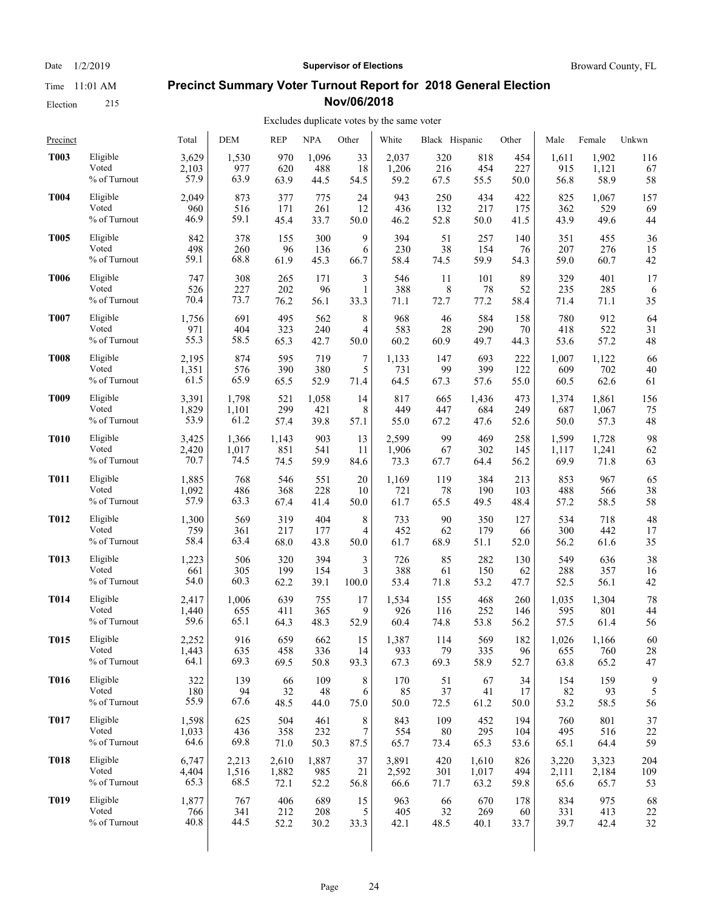# Precinct Summary Voter Turnout Report for 2018 General Election Nov/06/2018

Date 1/2/2019 | Time 11:01 AM | Election 215

Supervisor of Elections — Broward County, FL

Excludes duplicate votes by the same voter

| Precinct | | Total | DEM | REP | NPA | Other | White | Black | Hispanic | Other | Male | Female | Unkwn |
|---|---|---|---|---|---|---|---|---|---|---|---|---|---|
| **T003** | Eligible | 3,629 | 1,530 | 970 | 1,096 | 33 | 2,037 | 320 | 818 | 454 | 1,611 | 1,902 | 116 |
| | Voted | 2,103 | 977 | 620 | 488 | 18 | 1,206 | 216 | 454 | 227 | 915 | 1,121 | 67 |
| | % of Turnout | 57.9 | 63.9 | 63.9 | 44.5 | 54.5 | 59.2 | 67.5 | 55.5 | 50.0 | 56.8 | 58.9 | 58 |
| **T004** | Eligible | 2,049 | 873 | 377 | 775 | 24 | 943 | 250 | 434 | 422 | 825 | 1,067 | 157 |
| | Voted | 960 | 516 | 171 | 261 | 12 | 436 | 132 | 217 | 175 | 362 | 529 | 69 |
| | % of Turnout | 46.9 | 59.1 | 45.4 | 33.7 | 50.0 | 46.2 | 52.8 | 50.0 | 41.5 | 43.9 | 49.6 | 44 |
| **T005** | Eligible | 842 | 378 | 155 | 300 | 9 | 394 | 51 | 257 | 140 | 351 | 455 | 36 |
| | Voted | 498 | 260 | 96 | 136 | 6 | 230 | 38 | 154 | 76 | 207 | 276 | 15 |
| | % of Turnout | 59.1 | 68.8 | 61.9 | 45.3 | 66.7 | 58.4 | 74.5 | 59.9 | 54.3 | 59.0 | 60.7 | 42 |
| **T006** | Eligible | 747 | 308 | 265 | 171 | 3 | 546 | 11 | 101 | 89 | 329 | 401 | 17 |
| | Voted | 526 | 227 | 202 | 96 | 1 | 388 | 8 | 78 | 52 | 235 | 285 | 6 |
| | % of Turnout | 70.4 | 73.7 | 76.2 | 56.1 | 33.3 | 71.1 | 72.7 | 77.2 | 58.4 | 71.4 | 71.1 | 35 |
| **T007** | Eligible | 1,756 | 691 | 495 | 562 | 8 | 968 | 46 | 584 | 158 | 780 | 912 | 64 |
| | Voted | 971 | 404 | 323 | 240 | 4 | 583 | 28 | 290 | 70 | 418 | 522 | 31 |
| | % of Turnout | 55.3 | 58.5 | 65.3 | 42.7 | 50.0 | 60.2 | 60.9 | 49.7 | 44.3 | 53.6 | 57.2 | 48 |
| **T008** | Eligible | 2,195 | 874 | 595 | 719 | 7 | 1,133 | 147 | 693 | 222 | 1,007 | 1,122 | 66 |
| | Voted | 1,351 | 576 | 390 | 380 | 5 | 731 | 99 | 399 | 122 | 609 | 702 | 40 |
| | % of Turnout | 61.5 | 65.9 | 65.5 | 52.9 | 71.4 | 64.5 | 67.3 | 57.6 | 55.0 | 60.5 | 62.6 | 61 |
| **T009** | Eligible | 3,391 | 1,798 | 521 | 1,058 | 14 | 817 | 665 | 1,436 | 473 | 1,374 | 1,861 | 156 |
| | Voted | 1,829 | 1,101 | 299 | 421 | 8 | 449 | 447 | 684 | 249 | 687 | 1,067 | 75 |
| | % of Turnout | 53.9 | 61.2 | 57.4 | 39.8 | 57.1 | 55.0 | 67.2 | 47.6 | 52.6 | 50.0 | 57.3 | 48 |
| **T010** | Eligible | 3,425 | 1,366 | 1,143 | 903 | 13 | 2,599 | 99 | 469 | 258 | 1,599 | 1,728 | 98 |
| | Voted | 2,420 | 1,017 | 851 | 541 | 11 | 1,906 | 67 | 302 | 145 | 1,117 | 1,241 | 62 |
| | % of Turnout | 70.7 | 74.5 | 74.5 | 59.9 | 84.6 | 73.3 | 67.7 | 64.4 | 56.2 | 69.9 | 71.8 | 63 |
| **T011** | Eligible | 1,885 | 768 | 546 | 551 | 20 | 1,169 | 119 | 384 | 213 | 853 | 967 | 65 |
| | Voted | 1,092 | 486 | 368 | 228 | 10 | 721 | 78 | 190 | 103 | 488 | 566 | 38 |
| | % of Turnout | 57.9 | 63.3 | 67.4 | 41.4 | 50.0 | 61.7 | 65.5 | 49.5 | 48.4 | 57.2 | 58.5 | 58 |
| **T012** | Eligible | 1,300 | 569 | 319 | 404 | 8 | 733 | 90 | 350 | 127 | 534 | 718 | 48 |
| | Voted | 759 | 361 | 217 | 177 | 4 | 452 | 62 | 179 | 66 | 300 | 442 | 17 |
| | % of Turnout | 58.4 | 63.4 | 68.0 | 43.8 | 50.0 | 61.7 | 68.9 | 51.1 | 52.0 | 56.2 | 61.6 | 35 |
| **T013** | Eligible | 1,223 | 506 | 320 | 394 | 3 | 726 | 85 | 282 | 130 | 549 | 636 | 38 |
| | Voted | 661 | 305 | 199 | 154 | 3 | 388 | 61 | 150 | 62 | 288 | 357 | 16 |
| | % of Turnout | 54.0 | 60.3 | 62.2 | 39.1 | 100.0 | 53.4 | 71.8 | 53.2 | 47.7 | 52.5 | 56.1 | 42 |
| **T014** | Eligible | 2,417 | 1,006 | 639 | 755 | 17 | 1,534 | 155 | 468 | 260 | 1,035 | 1,304 | 78 |
| | Voted | 1,440 | 655 | 411 | 365 | 9 | 926 | 116 | 252 | 146 | 595 | 801 | 44 |
| | % of Turnout | 59.6 | 65.1 | 64.3 | 48.3 | 52.9 | 60.4 | 74.8 | 53.8 | 56.2 | 57.5 | 61.4 | 56 |
| **T015** | Eligible | 2,252 | 916 | 659 | 662 | 15 | 1,387 | 114 | 569 | 182 | 1,026 | 1,166 | 60 |
| | Voted | 1,443 | 635 | 458 | 336 | 14 | 933 | 79 | 335 | 96 | 655 | 760 | 28 |
| | % of Turnout | 64.1 | 69.3 | 69.5 | 50.8 | 93.3 | 67.3 | 69.3 | 58.9 | 52.7 | 63.8 | 65.2 | 47 |
| **T016** | Eligible | 322 | 139 | 66 | 109 | 8 | 170 | 51 | 67 | 34 | 154 | 159 | 9 |
| | Voted | 180 | 94 | 32 | 48 | 6 | 85 | 37 | 41 | 17 | 82 | 93 | 5 |
| | % of Turnout | 55.9 | 67.6 | 48.5 | 44.0 | 75.0 | 50.0 | 72.5 | 61.2 | 50.0 | 53.2 | 58.5 | 56 |
| **T017** | Eligible | 1,598 | 625 | 504 | 461 | 8 | 843 | 109 | 452 | 194 | 760 | 801 | 37 |
| | Voted | 1,033 | 436 | 358 | 232 | 7 | 554 | 80 | 295 | 104 | 495 | 516 | 22 |
| | % of Turnout | 64.6 | 69.8 | 71.0 | 50.3 | 87.5 | 65.7 | 73.4 | 65.3 | 53.6 | 65.1 | 64.4 | 59 |
| **T018** | Eligible | 6,747 | 2,213 | 2,610 | 1,887 | 37 | 3,891 | 420 | 1,610 | 826 | 3,220 | 3,323 | 204 |
| | Voted | 4,404 | 1,516 | 1,882 | 985 | 21 | 2,592 | 301 | 1,017 | 494 | 2,111 | 2,184 | 109 |
| | % of Turnout | 65.3 | 68.5 | 72.1 | 52.2 | 56.8 | 66.6 | 71.7 | 63.2 | 59.8 | 65.6 | 65.7 | 53 |
| **T019** | Eligible | 1,877 | 767 | 406 | 689 | 15 | 963 | 66 | 670 | 178 | 834 | 975 | 68 |
| | Voted | 766 | 341 | 212 | 208 | 5 | 405 | 32 | 269 | 60 | 331 | 413 | 22 |
| | % of Turnout | 40.8 | 44.5 | 52.2 | 30.2 | 33.3 | 42.1 | 48.5 | 40.1 | 33.7 | 39.7 | 42.4 | 32 |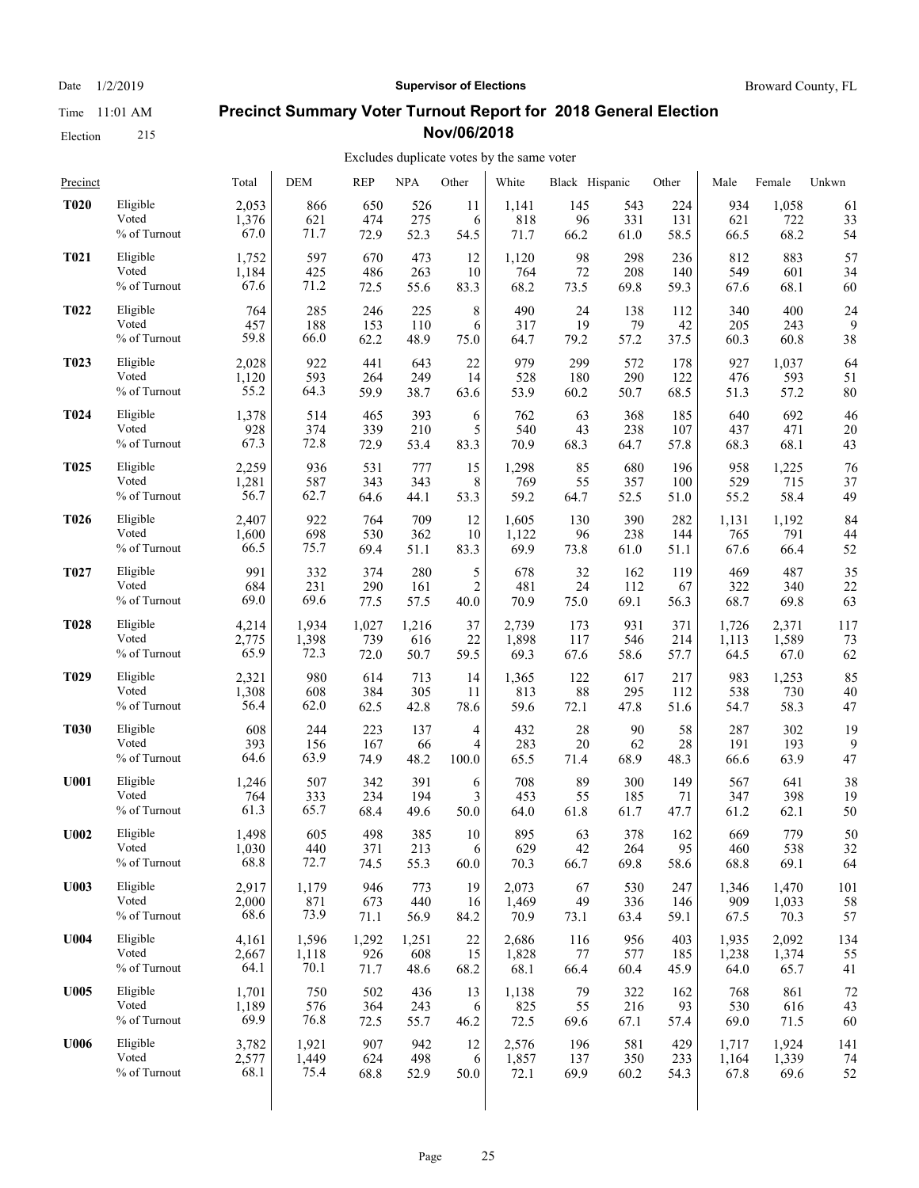Date 1/2/2019 **Supervisor of Elections** Broward County, FL

Time 11:01 AM

Election 215

## Precinct Summary Voter Turnout Report for 2018 General Election Nov/06/2018

Excludes duplicate votes by the same voter

| Precinct | | Total | DEM | REP | NPA | Other | White | Black | Hispanic | Other | Male | Female | Unkwn |
|---|---|---|---|---|---|---|---|---|---|---|---|---|---|
| **T020** | Eligible | 2,053 | 866 | 650 | 526 | 11 | 1,141 | 145 | 543 | 224 | 934 | 1,058 | 61 |
| | Voted | 1,376 | 621 | 474 | 275 | 6 | 818 | 96 | 331 | 131 | 621 | 722 | 33 |
| | % of Turnout | 67.0 | 71.7 | 72.9 | 52.3 | 54.5 | 71.7 | 66.2 | 61.0 | 58.5 | 66.5 | 68.2 | 54 |
| **T021** | Eligible | 1,752 | 597 | 670 | 473 | 12 | 1,120 | 98 | 298 | 236 | 812 | 883 | 57 |
| | Voted | 1,184 | 425 | 486 | 263 | 10 | 764 | 72 | 208 | 140 | 549 | 601 | 34 |
| | % of Turnout | 67.6 | 71.2 | 72.5 | 55.6 | 83.3 | 68.2 | 73.5 | 69.8 | 59.3 | 67.6 | 68.1 | 60 |
| **T022** | Eligible | 764 | 285 | 246 | 225 | 8 | 490 | 24 | 138 | 112 | 340 | 400 | 24 |
| | Voted | 457 | 188 | 153 | 110 | 6 | 317 | 19 | 79 | 42 | 205 | 243 | 9 |
| | % of Turnout | 59.8 | 66.0 | 62.2 | 48.9 | 75.0 | 64.7 | 79.2 | 57.2 | 37.5 | 60.3 | 60.8 | 38 |
| **T023** | Eligible | 2,028 | 922 | 441 | 643 | 22 | 979 | 299 | 572 | 178 | 927 | 1,037 | 64 |
| | Voted | 1,120 | 593 | 264 | 249 | 14 | 528 | 180 | 290 | 122 | 476 | 593 | 51 |
| | % of Turnout | 55.2 | 64.3 | 59.9 | 38.7 | 63.6 | 53.9 | 60.2 | 50.7 | 68.5 | 51.3 | 57.2 | 80 |
| **T024** | Eligible | 1,378 | 514 | 465 | 393 | 6 | 762 | 63 | 368 | 185 | 640 | 692 | 46 |
| | Voted | 928 | 374 | 339 | 210 | 5 | 540 | 43 | 238 | 107 | 437 | 471 | 20 |
| | % of Turnout | 67.3 | 72.8 | 72.9 | 53.4 | 83.3 | 70.9 | 68.3 | 64.7 | 57.8 | 68.3 | 68.1 | 43 |
| **T025** | Eligible | 2,259 | 936 | 531 | 777 | 15 | 1,298 | 85 | 680 | 196 | 958 | 1,225 | 76 |
| | Voted | 1,281 | 587 | 343 | 343 | 8 | 769 | 55 | 357 | 100 | 529 | 715 | 37 |
| | % of Turnout | 56.7 | 62.7 | 64.6 | 44.1 | 53.3 | 59.2 | 64.7 | 52.5 | 51.0 | 55.2 | 58.4 | 49 |
| **T026** | Eligible | 2,407 | 922 | 764 | 709 | 12 | 1,605 | 130 | 390 | 282 | 1,131 | 1,192 | 84 |
| | Voted | 1,600 | 698 | 530 | 362 | 10 | 1,122 | 96 | 238 | 144 | 765 | 791 | 44 |
| | % of Turnout | 66.5 | 75.7 | 69.4 | 51.1 | 83.3 | 69.9 | 73.8 | 61.0 | 51.1 | 67.6 | 66.4 | 52 |
| **T027** | Eligible | 991 | 332 | 374 | 280 | 5 | 678 | 32 | 162 | 119 | 469 | 487 | 35 |
| | Voted | 684 | 231 | 290 | 161 | 2 | 481 | 24 | 112 | 67 | 322 | 340 | 22 |
| | % of Turnout | 69.0 | 69.6 | 77.5 | 57.5 | 40.0 | 70.9 | 75.0 | 69.1 | 56.3 | 68.7 | 69.8 | 63 |
| **T028** | Eligible | 4,214 | 1,934 | 1,027 | 1,216 | 37 | 2,739 | 173 | 931 | 371 | 1,726 | 2,371 | 117 |
| | Voted | 2,775 | 1,398 | 739 | 616 | 22 | 1,898 | 117 | 546 | 214 | 1,113 | 1,589 | 73 |
| | % of Turnout | 65.9 | 72.3 | 72.0 | 50.7 | 59.5 | 69.3 | 67.6 | 58.6 | 57.7 | 64.5 | 67.0 | 62 |
| **T029** | Eligible | 2,321 | 980 | 614 | 713 | 14 | 1,365 | 122 | 617 | 217 | 983 | 1,253 | 85 |
| | Voted | 1,308 | 608 | 384 | 305 | 11 | 813 | 88 | 295 | 112 | 538 | 730 | 40 |
| | % of Turnout | 56.4 | 62.0 | 62.5 | 42.8 | 78.6 | 59.6 | 72.1 | 47.8 | 51.6 | 54.7 | 58.3 | 47 |
| **T030** | Eligible | 608 | 244 | 223 | 137 | 4 | 432 | 28 | 90 | 58 | 287 | 302 | 19 |
| | Voted | 393 | 156 | 167 | 66 | 4 | 283 | 20 | 62 | 28 | 191 | 193 | 9 |
| | % of Turnout | 64.6 | 63.9 | 74.9 | 48.2 | 100.0 | 65.5 | 71.4 | 68.9 | 48.3 | 66.6 | 63.9 | 47 |
| **U001** | Eligible | 1,246 | 507 | 342 | 391 | 6 | 708 | 89 | 300 | 149 | 567 | 641 | 38 |
| | Voted | 764 | 333 | 234 | 194 | 3 | 453 | 55 | 185 | 71 | 347 | 398 | 19 |
| | % of Turnout | 61.3 | 65.7 | 68.4 | 49.6 | 50.0 | 64.0 | 61.8 | 61.7 | 47.7 | 61.2 | 62.1 | 50 |
| **U002** | Eligible | 1,498 | 605 | 498 | 385 | 10 | 895 | 63 | 378 | 162 | 669 | 779 | 50 |
| | Voted | 1,030 | 440 | 371 | 213 | 6 | 629 | 42 | 264 | 95 | 460 | 538 | 32 |
| | % of Turnout | 68.8 | 72.7 | 74.5 | 55.3 | 60.0 | 70.3 | 66.7 | 69.8 | 58.6 | 68.8 | 69.1 | 64 |
| **U003** | Eligible | 2,917 | 1,179 | 946 | 773 | 19 | 2,073 | 67 | 530 | 247 | 1,346 | 1,470 | 101 |
| | Voted | 2,000 | 871 | 673 | 440 | 16 | 1,469 | 49 | 336 | 146 | 909 | 1,033 | 58 |
| | % of Turnout | 68.6 | 73.9 | 71.1 | 56.9 | 84.2 | 70.9 | 73.1 | 63.4 | 59.1 | 67.5 | 70.3 | 57 |
| **U004** | Eligible | 4,161 | 1,596 | 1,292 | 1,251 | 22 | 2,686 | 116 | 956 | 403 | 1,935 | 2,092 | 134 |
| | Voted | 2,667 | 1,118 | 926 | 608 | 15 | 1,828 | 77 | 577 | 185 | 1,238 | 1,374 | 55 |
| | % of Turnout | 64.1 | 70.1 | 71.7 | 48.6 | 68.2 | 68.1 | 66.4 | 60.4 | 45.9 | 64.0 | 65.7 | 41 |
| **U005** | Eligible | 1,701 | 750 | 502 | 436 | 13 | 1,138 | 79 | 322 | 162 | 768 | 861 | 72 |
| | Voted | 1,189 | 576 | 364 | 243 | 6 | 825 | 55 | 216 | 93 | 530 | 616 | 43 |
| | % of Turnout | 69.9 | 76.8 | 72.5 | 55.7 | 46.2 | 72.5 | 69.6 | 67.1 | 57.4 | 69.0 | 71.5 | 60 |
| **U006** | Eligible | 3,782 | 1,921 | 907 | 942 | 12 | 2,576 | 196 | 581 | 429 | 1,717 | 1,924 | 141 |
| | Voted | 2,577 | 1,449 | 624 | 498 | 6 | 1,857 | 137 | 350 | 233 | 1,164 | 1,339 | 74 |
| | % of Turnout | 68.1 | 75.4 | 68.8 | 52.9 | 50.0 | 72.1 | 69.9 | 60.2 | 54.3 | 67.8 | 69.6 | 52 |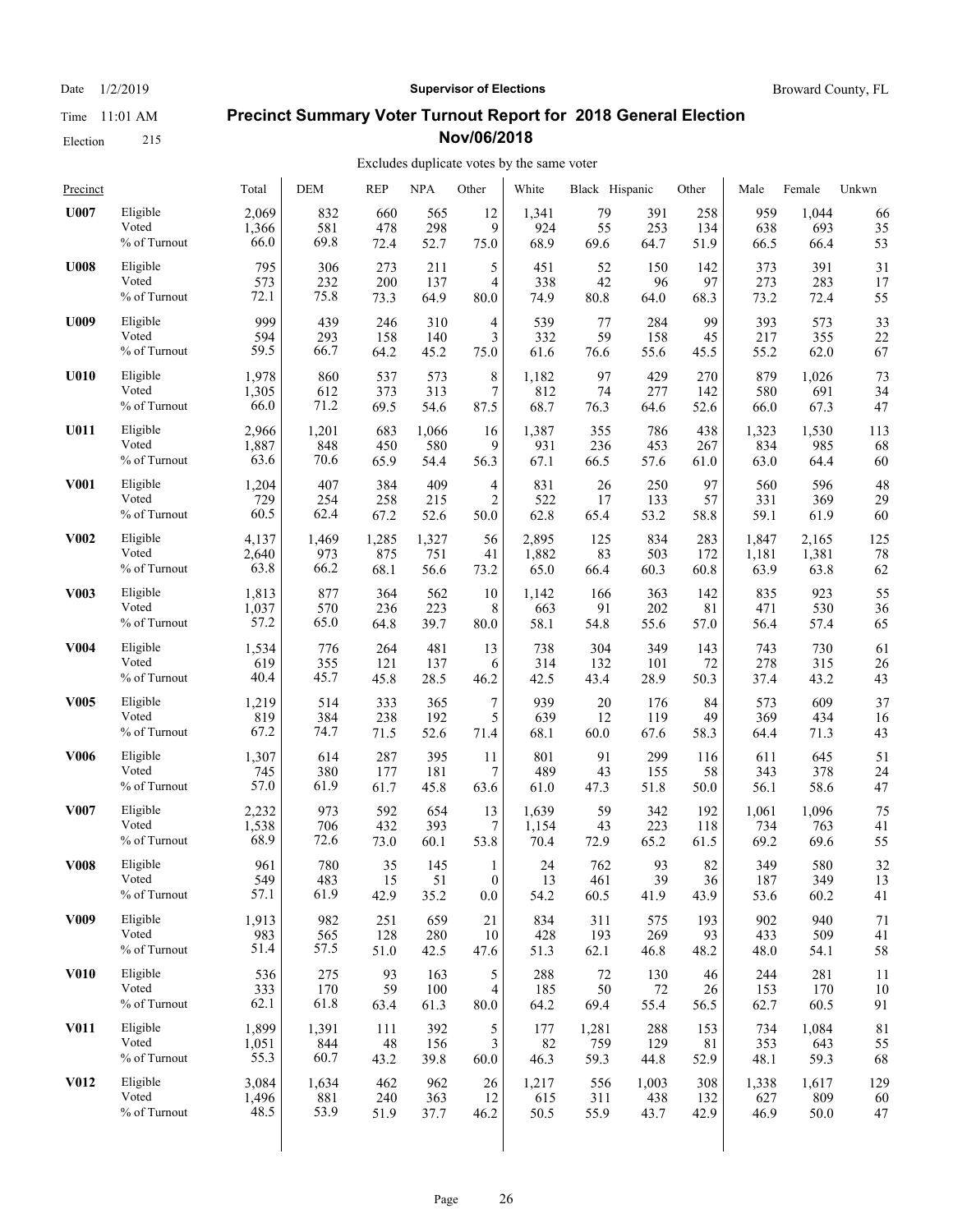# Precinct Summary Voter Turnout Report for 2018 General Election

## Nov/06/2018

Excludes duplicate votes by the same voter

| Precinct | | Total | DEM | REP | NPA | Other | White | Black | Hispanic | Other | Male | Female | Unkwn |
|---|---|---|---|---|---|---|---|---|---|---|---|---|---|
| **U007** | Eligible | 2,069 | 832 | 660 | 565 | 12 | 1,341 | 79 | 391 | 258 | 959 | 1,044 | 66 |
| | Voted | 1,366 | 581 | 478 | 298 | 9 | 924 | 55 | 253 | 134 | 638 | 693 | 35 |
| | % of Turnout | 66.0 | 69.8 | 72.4 | 52.7 | 75.0 | 68.9 | 69.6 | 64.7 | 51.9 | 66.5 | 66.4 | 53 |
| **U008** | Eligible | 795 | 306 | 273 | 211 | 5 | 451 | 52 | 150 | 142 | 373 | 391 | 31 |
| | Voted | 573 | 232 | 200 | 137 | 4 | 338 | 42 | 96 | 97 | 273 | 283 | 17 |
| | % of Turnout | 72.1 | 75.8 | 73.3 | 64.9 | 80.0 | 74.9 | 80.8 | 64.0 | 68.3 | 73.2 | 72.4 | 55 |
| **U009** | Eligible | 999 | 439 | 246 | 310 | 4 | 539 | 77 | 284 | 99 | 393 | 573 | 33 |
| | Voted | 594 | 293 | 158 | 140 | 3 | 332 | 59 | 158 | 45 | 217 | 355 | 22 |
| | % of Turnout | 59.5 | 66.7 | 64.2 | 45.2 | 75.0 | 61.6 | 76.6 | 55.6 | 45.5 | 55.2 | 62.0 | 67 |
| **U010** | Eligible | 1,978 | 860 | 537 | 573 | 8 | 1,182 | 97 | 429 | 270 | 879 | 1,026 | 73 |
| | Voted | 1,305 | 612 | 373 | 313 | 7 | 812 | 74 | 277 | 142 | 580 | 691 | 34 |
| | % of Turnout | 66.0 | 71.2 | 69.5 | 54.6 | 87.5 | 68.7 | 76.3 | 64.6 | 52.6 | 66.0 | 67.3 | 47 |
| **U011** | Eligible | 2,966 | 1,201 | 683 | 1,066 | 16 | 1,387 | 355 | 786 | 438 | 1,323 | 1,530 | 113 |
| | Voted | 1,887 | 848 | 450 | 580 | 9 | 931 | 236 | 453 | 267 | 834 | 985 | 68 |
| | % of Turnout | 63.6 | 70.6 | 65.9 | 54.4 | 56.3 | 67.1 | 66.5 | 57.6 | 61.0 | 63.0 | 64.4 | 60 |
| **V001** | Eligible | 1,204 | 407 | 384 | 409 | 4 | 831 | 26 | 250 | 97 | 560 | 596 | 48 |
| | Voted | 729 | 254 | 258 | 215 | 2 | 522 | 17 | 133 | 57 | 331 | 369 | 29 |
| | % of Turnout | 60.5 | 62.4 | 67.2 | 52.6 | 50.0 | 62.8 | 65.4 | 53.2 | 58.8 | 59.1 | 61.9 | 60 |
| **V002** | Eligible | 4,137 | 1,469 | 1,285 | 1,327 | 56 | 2,895 | 125 | 834 | 283 | 1,847 | 2,165 | 125 |
| | Voted | 2,640 | 973 | 875 | 751 | 41 | 1,882 | 83 | 503 | 172 | 1,181 | 1,381 | 78 |
| | % of Turnout | 63.8 | 66.2 | 68.1 | 56.6 | 73.2 | 65.0 | 66.4 | 60.3 | 60.8 | 63.9 | 63.8 | 62 |
| **V003** | Eligible | 1,813 | 877 | 364 | 562 | 10 | 1,142 | 166 | 363 | 142 | 835 | 923 | 55 |
| | Voted | 1,037 | 570 | 236 | 223 | 8 | 663 | 91 | 202 | 81 | 471 | 530 | 36 |
| | % of Turnout | 57.2 | 65.0 | 64.8 | 39.7 | 80.0 | 58.1 | 54.8 | 55.6 | 57.0 | 56.4 | 57.4 | 65 |
| **V004** | Eligible | 1,534 | 776 | 264 | 481 | 13 | 738 | 304 | 349 | 143 | 743 | 730 | 61 |
| | Voted | 619 | 355 | 121 | 137 | 6 | 314 | 132 | 101 | 72 | 278 | 315 | 26 |
| | % of Turnout | 40.4 | 45.7 | 45.8 | 28.5 | 46.2 | 42.5 | 43.4 | 28.9 | 50.3 | 37.4 | 43.2 | 43 |
| **V005** | Eligible | 1,219 | 514 | 333 | 365 | 7 | 939 | 20 | 176 | 84 | 573 | 609 | 37 |
| | Voted | 819 | 384 | 238 | 192 | 5 | 639 | 12 | 119 | 49 | 369 | 434 | 16 |
| | % of Turnout | 67.2 | 74.7 | 71.5 | 52.6 | 71.4 | 68.1 | 60.0 | 67.6 | 58.3 | 64.4 | 71.3 | 43 |
| **V006** | Eligible | 1,307 | 614 | 287 | 395 | 11 | 801 | 91 | 299 | 116 | 611 | 645 | 51 |
| | Voted | 745 | 380 | 177 | 181 | 7 | 489 | 43 | 155 | 58 | 343 | 378 | 24 |
| | % of Turnout | 57.0 | 61.9 | 61.7 | 45.8 | 63.6 | 61.0 | 47.3 | 51.8 | 50.0 | 56.1 | 58.6 | 47 |
| **V007** | Eligible | 2,232 | 973 | 592 | 654 | 13 | 1,639 | 59 | 342 | 192 | 1,061 | 1,096 | 75 |
| | Voted | 1,538 | 706 | 432 | 393 | 7 | 1,154 | 43 | 223 | 118 | 734 | 763 | 41 |
| | % of Turnout | 68.9 | 72.6 | 73.0 | 60.1 | 53.8 | 70.4 | 72.9 | 65.2 | 61.5 | 69.2 | 69.6 | 55 |
| **V008** | Eligible | 961 | 780 | 35 | 145 | 1 | 24 | 762 | 93 | 82 | 349 | 580 | 32 |
| | Voted | 549 | 483 | 15 | 51 | 0 | 13 | 461 | 39 | 36 | 187 | 349 | 13 |
| | % of Turnout | 57.1 | 61.9 | 42.9 | 35.2 | 0.0 | 54.2 | 60.5 | 41.9 | 43.9 | 53.6 | 60.2 | 41 |
| **V009** | Eligible | 1,913 | 982 | 251 | 659 | 21 | 834 | 311 | 575 | 193 | 902 | 940 | 71 |
| | Voted | 983 | 565 | 128 | 280 | 10 | 428 | 193 | 269 | 93 | 433 | 509 | 41 |
| | % of Turnout | 51.4 | 57.5 | 51.0 | 42.5 | 47.6 | 51.3 | 62.1 | 46.8 | 48.2 | 48.0 | 54.1 | 58 |
| **V010** | Eligible | 536 | 275 | 93 | 163 | 5 | 288 | 72 | 130 | 46 | 244 | 281 | 11 |
| | Voted | 333 | 170 | 59 | 100 | 4 | 185 | 50 | 72 | 26 | 153 | 170 | 10 |
| | % of Turnout | 62.1 | 61.8 | 63.4 | 61.3 | 80.0 | 64.2 | 69.4 | 55.4 | 56.5 | 62.7 | 60.5 | 91 |
| **V011** | Eligible | 1,899 | 1,391 | 111 | 392 | 5 | 177 | 1,281 | 288 | 153 | 734 | 1,084 | 81 |
| | Voted | 1,051 | 844 | 48 | 156 | 3 | 82 | 759 | 129 | 81 | 353 | 643 | 55 |
| | % of Turnout | 55.3 | 60.7 | 43.2 | 39.8 | 60.0 | 46.3 | 59.3 | 44.8 | 52.9 | 48.1 | 59.3 | 68 |
| **V012** | Eligible | 3,084 | 1,634 | 462 | 962 | 26 | 1,217 | 556 | 1,003 | 308 | 1,338 | 1,617 | 129 |
| | Voted | 1,496 | 881 | 240 | 363 | 12 | 615 | 311 | 438 | 132 | 627 | 809 | 60 |
| | % of Turnout | 48.5 | 53.9 | 51.9 | 37.7 | 46.2 | 50.5 | 55.9 | 43.7 | 42.9 | 46.9 | 50.0 | 47 |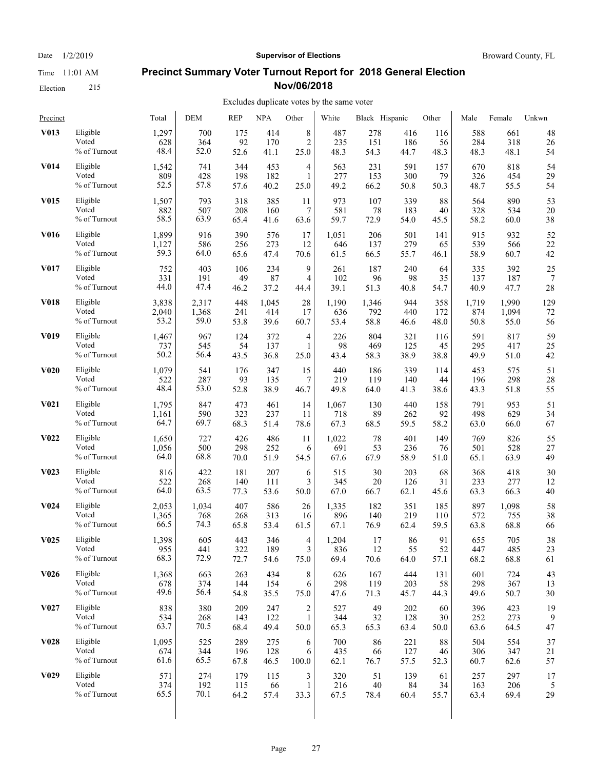Date 1/2/2019 **Supervisor of Elections** Broward County, FL

Time 11:01 AM

Election 215

## Precinct Summary Voter Turnout Report for 2018 General Election Nov/06/2018

Excludes duplicate votes by the same voter

| Precinct | | Total | DEM | REP | NPA | Other | White | Black | Hispanic | Other | Male | Female | Unkwn |
|---|---|---|---|---|---|---|---|---|---|---|---|---|---|
| **V013** | Eligible | 1,297 | 700 | 175 | 414 | 8 | 487 | 278 | 416 | 116 | 588 | 661 | 48 |
| | Voted | 628 | 364 | 92 | 170 | 2 | 235 | 151 | 186 | 56 | 284 | 318 | 26 |
| | % of Turnout | 48.4 | 52.0 | 52.6 | 41.1 | 25.0 | 48.3 | 54.3 | 44.7 | 48.3 | 48.3 | 48.1 | 54 |
| **V014** | Eligible | 1,542 | 741 | 344 | 453 | 4 | 563 | 231 | 591 | 157 | 670 | 818 | 54 |
| | Voted | 809 | 428 | 198 | 182 | 1 | 277 | 153 | 300 | 79 | 326 | 454 | 29 |
| | % of Turnout | 52.5 | 57.8 | 57.6 | 40.2 | 25.0 | 49.2 | 66.2 | 50.8 | 50.3 | 48.7 | 55.5 | 54 |
| **V015** | Eligible | 1,507 | 793 | 318 | 385 | 11 | 973 | 107 | 339 | 88 | 564 | 890 | 53 |
| | Voted | 882 | 507 | 208 | 160 | 7 | 581 | 78 | 183 | 40 | 328 | 534 | 20 |
| | % of Turnout | 58.5 | 63.9 | 65.4 | 41.6 | 63.6 | 59.7 | 72.9 | 54.0 | 45.5 | 58.2 | 60.0 | 38 |
| **V016** | Eligible | 1,899 | 916 | 390 | 576 | 17 | 1,051 | 206 | 501 | 141 | 915 | 932 | 52 |
| | Voted | 1,127 | 586 | 256 | 273 | 12 | 646 | 137 | 279 | 65 | 539 | 566 | 22 |
| | % of Turnout | 59.3 | 64.0 | 65.6 | 47.4 | 70.6 | 61.5 | 66.5 | 55.7 | 46.1 | 58.9 | 60.7 | 42 |
| **V017** | Eligible | 752 | 403 | 106 | 234 | 9 | 261 | 187 | 240 | 64 | 335 | 392 | 25 |
| | Voted | 331 | 191 | 49 | 87 | 4 | 102 | 96 | 98 | 35 | 137 | 187 | 7 |
| | % of Turnout | 44.0 | 47.4 | 46.2 | 37.2 | 44.4 | 39.1 | 51.3 | 40.8 | 54.7 | 40.9 | 47.7 | 28 |
| **V018** | Eligible | 3,838 | 2,317 | 448 | 1,045 | 28 | 1,190 | 1,346 | 944 | 358 | 1,719 | 1,990 | 129 |
| | Voted | 2,040 | 1,368 | 241 | 414 | 17 | 636 | 792 | 440 | 172 | 874 | 1,094 | 72 |
| | % of Turnout | 53.2 | 59.0 | 53.8 | 39.6 | 60.7 | 53.4 | 58.8 | 46.6 | 48.0 | 50.8 | 55.0 | 56 |
| **V019** | Eligible | 1,467 | 967 | 124 | 372 | 4 | 226 | 804 | 321 | 116 | 591 | 817 | 59 |
| | Voted | 737 | 545 | 54 | 137 | 1 | 98 | 469 | 125 | 45 | 295 | 417 | 25 |
| | % of Turnout | 50.2 | 56.4 | 43.5 | 36.8 | 25.0 | 43.4 | 58.3 | 38.9 | 38.8 | 49.9 | 51.0 | 42 |
| **V020** | Eligible | 1,079 | 541 | 176 | 347 | 15 | 440 | 186 | 339 | 114 | 453 | 575 | 51 |
| | Voted | 522 | 287 | 93 | 135 | 7 | 219 | 119 | 140 | 44 | 196 | 298 | 28 |
| | % of Turnout | 48.4 | 53.0 | 52.8 | 38.9 | 46.7 | 49.8 | 64.0 | 41.3 | 38.6 | 43.3 | 51.8 | 55 |
| **V021** | Eligible | 1,795 | 847 | 473 | 461 | 14 | 1,067 | 130 | 440 | 158 | 791 | 953 | 51 |
| | Voted | 1,161 | 590 | 323 | 237 | 11 | 718 | 89 | 262 | 92 | 498 | 629 | 34 |
| | % of Turnout | 64.7 | 69.7 | 68.3 | 51.4 | 78.6 | 67.3 | 68.5 | 59.5 | 58.2 | 63.0 | 66.0 | 67 |
| **V022** | Eligible | 1,650 | 727 | 426 | 486 | 11 | 1,022 | 78 | 401 | 149 | 769 | 826 | 55 |
| | Voted | 1,056 | 500 | 298 | 252 | 6 | 691 | 53 | 236 | 76 | 501 | 528 | 27 |
| | % of Turnout | 64.0 | 68.8 | 70.0 | 51.9 | 54.5 | 67.6 | 67.9 | 58.9 | 51.0 | 65.1 | 63.9 | 49 |
| **V023** | Eligible | 816 | 422 | 181 | 207 | 6 | 515 | 30 | 203 | 68 | 368 | 418 | 30 |
| | Voted | 522 | 268 | 140 | 111 | 3 | 345 | 20 | 126 | 31 | 233 | 277 | 12 |
| | % of Turnout | 64.0 | 63.5 | 77.3 | 53.6 | 50.0 | 67.0 | 66.7 | 62.1 | 45.6 | 63.3 | 66.3 | 40 |
| **V024** | Eligible | 2,053 | 1,034 | 407 | 586 | 26 | 1,335 | 182 | 351 | 185 | 897 | 1,098 | 58 |
| | Voted | 1,365 | 768 | 268 | 313 | 16 | 896 | 140 | 219 | 110 | 572 | 755 | 38 |
| | % of Turnout | 66.5 | 74.3 | 65.8 | 53.4 | 61.5 | 67.1 | 76.9 | 62.4 | 59.5 | 63.8 | 68.8 | 66 |
| **V025** | Eligible | 1,398 | 605 | 443 | 346 | 4 | 1,204 | 17 | 86 | 91 | 655 | 705 | 38 |
| | Voted | 955 | 441 | 322 | 189 | 3 | 836 | 12 | 55 | 52 | 447 | 485 | 23 |
| | % of Turnout | 68.3 | 72.9 | 72.7 | 54.6 | 75.0 | 69.4 | 70.6 | 64.0 | 57.1 | 68.2 | 68.8 | 61 |
| **V026** | Eligible | 1,368 | 663 | 263 | 434 | 8 | 626 | 167 | 444 | 131 | 601 | 724 | 43 |
| | Voted | 678 | 374 | 144 | 154 | 6 | 298 | 119 | 203 | 58 | 298 | 367 | 13 |
| | % of Turnout | 49.6 | 56.4 | 54.8 | 35.5 | 75.0 | 47.6 | 71.3 | 45.7 | 44.3 | 49.6 | 50.7 | 30 |
| **V027** | Eligible | 838 | 380 | 209 | 247 | 2 | 527 | 49 | 202 | 60 | 396 | 423 | 19 |
| | Voted | 534 | 268 | 143 | 122 | 1 | 344 | 32 | 128 | 30 | 252 | 273 | 9 |
| | % of Turnout | 63.7 | 70.5 | 68.4 | 49.4 | 50.0 | 65.3 | 65.3 | 63.4 | 50.0 | 63.6 | 64.5 | 47 |
| **V028** | Eligible | 1,095 | 525 | 289 | 275 | 6 | 700 | 86 | 221 | 88 | 504 | 554 | 37 |
| | Voted | 674 | 344 | 196 | 128 | 6 | 435 | 66 | 127 | 46 | 306 | 347 | 21 |
| | % of Turnout | 61.6 | 65.5 | 67.8 | 46.5 | 100.0 | 62.1 | 76.7 | 57.5 | 52.3 | 60.7 | 62.6 | 57 |
| **V029** | Eligible | 571 | 274 | 179 | 115 | 3 | 320 | 51 | 139 | 61 | 257 | 297 | 17 |
| | Voted | 374 | 192 | 115 | 66 | 1 | 216 | 40 | 84 | 34 | 163 | 206 | 5 |
| | % of Turnout | 65.5 | 70.1 | 64.2 | 57.4 | 33.3 | 67.5 | 78.4 | 60.4 | 55.7 | 63.4 | 69.4 | 29 |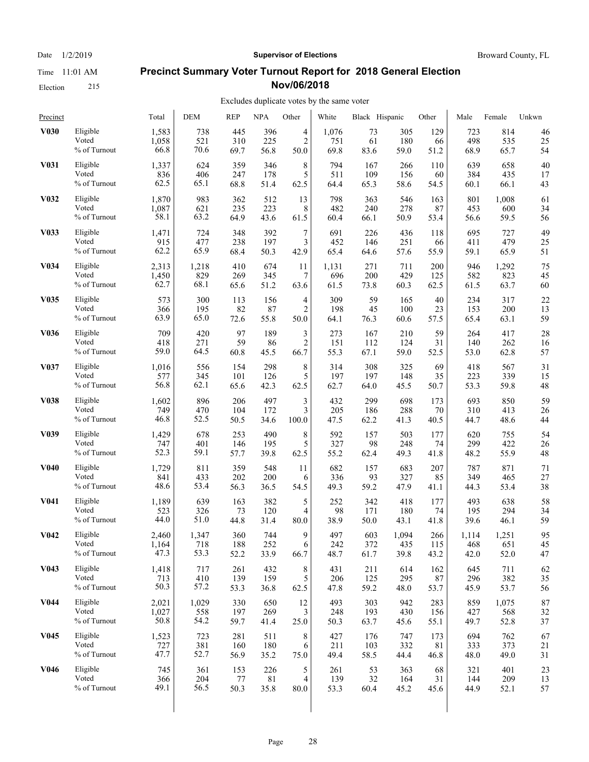Date 1/2/2019 **Supervisor of Elections** Broward County, FL

Time 11:01 AM

Election 215

## Precinct Summary Voter Turnout Report for 2018 General Election Nov/06/2018

Excludes duplicate votes by the same voter

| Precinct | | Total | DEM | REP | NPA | Other | White | Black | Hispanic | Other | Male | Female | Unkwn |
|---|---|---|---|---|---|---|---|---|---|---|---|---|---|
| **V030** | Eligible | 1,583 | 738 | 445 | 396 | 4 | 1,076 | 73 | 305 | 129 | 723 | 814 | 46 |
| | Voted | 1,058 | 521 | 310 | 225 | 2 | 751 | 61 | 180 | 66 | 498 | 535 | 25 |
| | % of Turnout | 66.8 | 70.6 | 69.7 | 56.8 | 50.0 | 69.8 | 83.6 | 59.0 | 51.2 | 68.9 | 65.7 | 54 |
| **V031** | Eligible | 1,337 | 624 | 359 | 346 | 8 | 794 | 167 | 266 | 110 | 639 | 658 | 40 |
| | Voted | 836 | 406 | 247 | 178 | 5 | 511 | 109 | 156 | 60 | 384 | 435 | 17 |
| | % of Turnout | 62.5 | 65.1 | 68.8 | 51.4 | 62.5 | 64.4 | 65.3 | 58.6 | 54.5 | 60.1 | 66.1 | 43 |
| **V032** | Eligible | 1,870 | 983 | 362 | 512 | 13 | 798 | 363 | 546 | 163 | 801 | 1,008 | 61 |
| | Voted | 1,087 | 621 | 235 | 223 | 8 | 482 | 240 | 278 | 87 | 453 | 600 | 34 |
| | % of Turnout | 58.1 | 63.2 | 64.9 | 43.6 | 61.5 | 60.4 | 66.1 | 50.9 | 53.4 | 56.6 | 59.5 | 56 |
| **V033** | Eligible | 1,471 | 724 | 348 | 392 | 7 | 691 | 226 | 436 | 118 | 695 | 727 | 49 |
| | Voted | 915 | 477 | 238 | 197 | 3 | 452 | 146 | 251 | 66 | 411 | 479 | 25 |
| | % of Turnout | 62.2 | 65.9 | 68.4 | 50.3 | 42.9 | 65.4 | 64.6 | 57.6 | 55.9 | 59.1 | 65.9 | 51 |
| **V034** | Eligible | 2,313 | 1,218 | 410 | 674 | 11 | 1,131 | 271 | 711 | 200 | 946 | 1,292 | 75 |
| | Voted | 1,450 | 829 | 269 | 345 | 7 | 696 | 200 | 429 | 125 | 582 | 823 | 45 |
| | % of Turnout | 62.7 | 68.1 | 65.6 | 51.2 | 63.6 | 61.5 | 73.8 | 60.3 | 62.5 | 61.5 | 63.7 | 60 |
| **V035** | Eligible | 573 | 300 | 113 | 156 | 4 | 309 | 59 | 165 | 40 | 234 | 317 | 22 |
| | Voted | 366 | 195 | 82 | 87 | 2 | 198 | 45 | 100 | 23 | 153 | 200 | 13 |
| | % of Turnout | 63.9 | 65.0 | 72.6 | 55.8 | 50.0 | 64.1 | 76.3 | 60.6 | 57.5 | 65.4 | 63.1 | 59 |
| **V036** | Eligible | 709 | 420 | 97 | 189 | 3 | 273 | 167 | 210 | 59 | 264 | 417 | 28 |
| | Voted | 418 | 271 | 59 | 86 | 2 | 151 | 112 | 124 | 31 | 140 | 262 | 16 |
| | % of Turnout | 59.0 | 64.5 | 60.8 | 45.5 | 66.7 | 55.3 | 67.1 | 59.0 | 52.5 | 53.0 | 62.8 | 57 |
| **V037** | Eligible | 1,016 | 556 | 154 | 298 | 8 | 314 | 308 | 325 | 69 | 418 | 567 | 31 |
| | Voted | 577 | 345 | 101 | 126 | 5 | 197 | 197 | 148 | 35 | 223 | 339 | 15 |
| | % of Turnout | 56.8 | 62.1 | 65.6 | 42.3 | 62.5 | 62.7 | 64.0 | 45.5 | 50.7 | 53.3 | 59.8 | 48 |
| **V038** | Eligible | 1,602 | 896 | 206 | 497 | 3 | 432 | 299 | 698 | 173 | 693 | 850 | 59 |
| | Voted | 749 | 470 | 104 | 172 | 3 | 205 | 186 | 288 | 70 | 310 | 413 | 26 |
| | % of Turnout | 46.8 | 52.5 | 50.5 | 34.6 | 100.0 | 47.5 | 62.2 | 41.3 | 40.5 | 44.7 | 48.6 | 44 |
| **V039** | Eligible | 1,429 | 678 | 253 | 490 | 8 | 592 | 157 | 503 | 177 | 620 | 755 | 54 |
| | Voted | 747 | 401 | 146 | 195 | 5 | 327 | 98 | 248 | 74 | 299 | 422 | 26 |
| | % of Turnout | 52.3 | 59.1 | 57.7 | 39.8 | 62.5 | 55.2 | 62.4 | 49.3 | 41.8 | 48.2 | 55.9 | 48 |
| **V040** | Eligible | 1,729 | 811 | 359 | 548 | 11 | 682 | 157 | 683 | 207 | 787 | 871 | 71 |
| | Voted | 841 | 433 | 202 | 200 | 6 | 336 | 93 | 327 | 85 | 349 | 465 | 27 |
| | % of Turnout | 48.6 | 53.4 | 56.3 | 36.5 | 54.5 | 49.3 | 59.2 | 47.9 | 41.1 | 44.3 | 53.4 | 38 |
| **V041** | Eligible | 1,189 | 639 | 163 | 382 | 5 | 252 | 342 | 418 | 177 | 493 | 638 | 58 |
| | Voted | 523 | 326 | 73 | 120 | 4 | 98 | 171 | 180 | 74 | 195 | 294 | 34 |
| | % of Turnout | 44.0 | 51.0 | 44.8 | 31.4 | 80.0 | 38.9 | 50.0 | 43.1 | 41.8 | 39.6 | 46.1 | 59 |
| **V042** | Eligible | 2,460 | 1,347 | 360 | 744 | 9 | 497 | 603 | 1,094 | 266 | 1,114 | 1,251 | 95 |
| | Voted | 1,164 | 718 | 188 | 252 | 6 | 242 | 372 | 435 | 115 | 468 | 651 | 45 |
| | % of Turnout | 47.3 | 53.3 | 52.2 | 33.9 | 66.7 | 48.7 | 61.7 | 39.8 | 43.2 | 42.0 | 52.0 | 47 |
| **V043** | Eligible | 1,418 | 717 | 261 | 432 | 8 | 431 | 211 | 614 | 162 | 645 | 711 | 62 |
| | Voted | 713 | 410 | 139 | 159 | 5 | 206 | 125 | 295 | 87 | 296 | 382 | 35 |
| | % of Turnout | 50.3 | 57.2 | 53.3 | 36.8 | 62.5 | 47.8 | 59.2 | 48.0 | 53.7 | 45.9 | 53.7 | 56 |
| **V044** | Eligible | 2,021 | 1,029 | 330 | 650 | 12 | 493 | 303 | 942 | 283 | 859 | 1,075 | 87 |
| | Voted | 1,027 | 558 | 197 | 269 | 3 | 248 | 193 | 430 | 156 | 427 | 568 | 32 |
| | % of Turnout | 50.8 | 54.2 | 59.7 | 41.4 | 25.0 | 50.3 | 63.7 | 45.6 | 55.1 | 49.7 | 52.8 | 37 |
| **V045** | Eligible | 1,523 | 723 | 281 | 511 | 8 | 427 | 176 | 747 | 173 | 694 | 762 | 67 |
| | Voted | 727 | 381 | 160 | 180 | 6 | 211 | 103 | 332 | 81 | 333 | 373 | 21 |
| | % of Turnout | 47.7 | 52.7 | 56.9 | 35.2 | 75.0 | 49.4 | 58.5 | 44.4 | 46.8 | 48.0 | 49.0 | 31 |
| **V046** | Eligible | 745 | 361 | 153 | 226 | 5 | 261 | 53 | 363 | 68 | 321 | 401 | 23 |
| | Voted | 366 | 204 | 77 | 81 | 4 | 139 | 32 | 164 | 31 | 144 | 209 | 13 |
| | % of Turnout | 49.1 | 56.5 | 50.3 | 35.8 | 80.0 | 53.3 | 60.4 | 45.2 | 45.6 | 44.9 | 52.1 | 57 |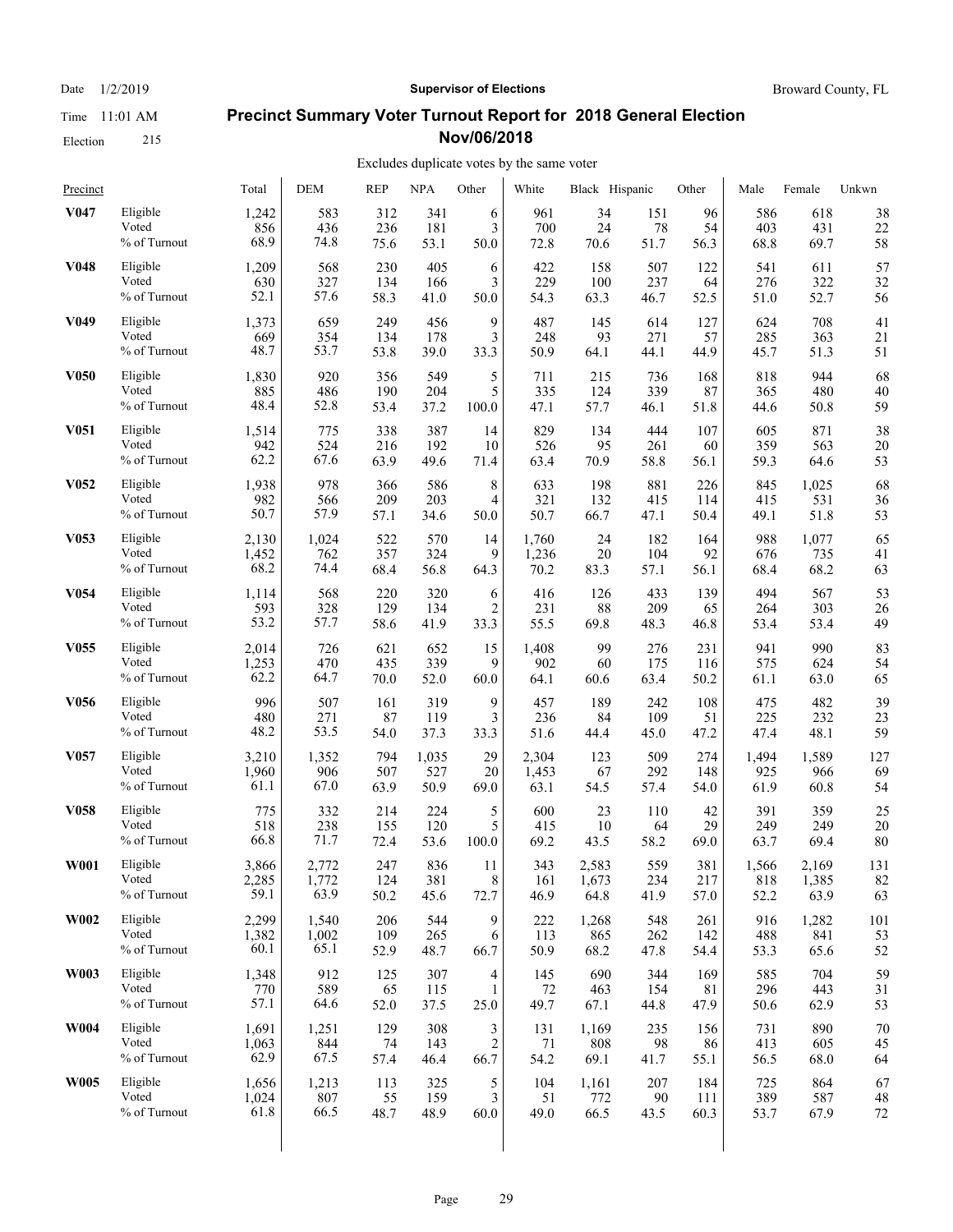Date 1/2/2019 | **Supervisor of Elections** | Broward County, FL

Time 11:01 AM

Election 215

# Precinct Summary Voter Turnout Report for 2018 General Election Nov/06/2018

Excludes duplicate votes by the same voter

| Precinct | | Total | DEM | REP | NPA | Other | White | Black | Hispanic | Other | Male | Female | Unkwn |
|---|---|---|---|---|---|---|---|---|---|---|---|---|---|
| **V047** | Eligible | 1,242 | 583 | 312 | 341 | 6 | 961 | 34 | 151 | 96 | 586 | 618 | 38 |
| | Voted | 856 | 436 | 236 | 181 | 3 | 700 | 24 | 78 | 54 | 403 | 431 | 22 |
| | % of Turnout | 68.9 | 74.8 | 75.6 | 53.1 | 50.0 | 72.8 | 70.6 | 51.7 | 56.3 | 68.8 | 69.7 | 58 |
| **V048** | Eligible | 1,209 | 568 | 230 | 405 | 6 | 422 | 158 | 507 | 122 | 541 | 611 | 57 |
| | Voted | 630 | 327 | 134 | 166 | 3 | 229 | 100 | 237 | 64 | 276 | 322 | 32 |
| | % of Turnout | 52.1 | 57.6 | 58.3 | 41.0 | 50.0 | 54.3 | 63.3 | 46.7 | 52.5 | 51.0 | 52.7 | 56 |
| **V049** | Eligible | 1,373 | 659 | 249 | 456 | 9 | 487 | 145 | 614 | 127 | 624 | 708 | 41 |
| | Voted | 669 | 354 | 134 | 178 | 3 | 248 | 93 | 271 | 57 | 285 | 363 | 21 |
| | % of Turnout | 48.7 | 53.7 | 53.8 | 39.0 | 33.3 | 50.9 | 64.1 | 44.1 | 44.9 | 45.7 | 51.3 | 51 |
| **V050** | Eligible | 1,830 | 920 | 356 | 549 | 5 | 711 | 215 | 736 | 168 | 818 | 944 | 68 |
| | Voted | 885 | 486 | 190 | 204 | 5 | 335 | 124 | 339 | 87 | 365 | 480 | 40 |
| | % of Turnout | 48.4 | 52.8 | 53.4 | 37.2 | 100.0 | 47.1 | 57.7 | 46.1 | 51.8 | 44.6 | 50.8 | 59 |
| **V051** | Eligible | 1,514 | 775 | 338 | 387 | 14 | 829 | 134 | 444 | 107 | 605 | 871 | 38 |
| | Voted | 942 | 524 | 216 | 192 | 10 | 526 | 95 | 261 | 60 | 359 | 563 | 20 |
| | % of Turnout | 62.2 | 67.6 | 63.9 | 49.6 | 71.4 | 63.4 | 70.9 | 58.8 | 56.1 | 59.3 | 64.6 | 53 |
| **V052** | Eligible | 1,938 | 978 | 366 | 586 | 8 | 633 | 198 | 881 | 226 | 845 | 1,025 | 68 |
| | Voted | 982 | 566 | 209 | 203 | 4 | 321 | 132 | 415 | 114 | 415 | 531 | 36 |
| | % of Turnout | 50.7 | 57.9 | 57.1 | 34.6 | 50.0 | 50.7 | 66.7 | 47.1 | 50.4 | 49.1 | 51.8 | 53 |
| **V053** | Eligible | 2,130 | 1,024 | 522 | 570 | 14 | 1,760 | 24 | 182 | 164 | 988 | 1,077 | 65 |
| | Voted | 1,452 | 762 | 357 | 324 | 9 | 1,236 | 20 | 104 | 92 | 676 | 735 | 41 |
| | % of Turnout | 68.2 | 74.4 | 68.4 | 56.8 | 64.3 | 70.2 | 83.3 | 57.1 | 56.1 | 68.4 | 68.2 | 63 |
| **V054** | Eligible | 1,114 | 568 | 220 | 320 | 6 | 416 | 126 | 433 | 139 | 494 | 567 | 53 |
| | Voted | 593 | 328 | 129 | 134 | 2 | 231 | 88 | 209 | 65 | 264 | 303 | 26 |
| | % of Turnout | 53.2 | 57.7 | 58.6 | 41.9 | 33.3 | 55.5 | 69.8 | 48.3 | 46.8 | 53.4 | 53.4 | 49 |
| **V055** | Eligible | 2,014 | 726 | 621 | 652 | 15 | 1,408 | 99 | 276 | 231 | 941 | 990 | 83 |
| | Voted | 1,253 | 470 | 435 | 339 | 9 | 902 | 60 | 175 | 116 | 575 | 624 | 54 |
| | % of Turnout | 62.2 | 64.7 | 70.0 | 52.0 | 60.0 | 64.1 | 60.6 | 63.4 | 50.2 | 61.1 | 63.0 | 65 |
| **V056** | Eligible | 996 | 507 | 161 | 319 | 9 | 457 | 189 | 242 | 108 | 475 | 482 | 39 |
| | Voted | 480 | 271 | 87 | 119 | 3 | 236 | 84 | 109 | 51 | 225 | 232 | 23 |
| | % of Turnout | 48.2 | 53.5 | 54.0 | 37.3 | 33.3 | 51.6 | 44.4 | 45.0 | 47.2 | 47.4 | 48.1 | 59 |
| **V057** | Eligible | 3,210 | 1,352 | 794 | 1,035 | 29 | 2,304 | 123 | 509 | 274 | 1,494 | 1,589 | 127 |
| | Voted | 1,960 | 906 | 507 | 527 | 20 | 1,453 | 67 | 292 | 148 | 925 | 966 | 69 |
| | % of Turnout | 61.1 | 67.0 | 63.9 | 50.9 | 69.0 | 63.1 | 54.5 | 57.4 | 54.0 | 61.9 | 60.8 | 54 |
| **V058** | Eligible | 775 | 332 | 214 | 224 | 5 | 600 | 23 | 110 | 42 | 391 | 359 | 25 |
| | Voted | 518 | 238 | 155 | 120 | 5 | 415 | 10 | 64 | 29 | 249 | 249 | 20 |
| | % of Turnout | 66.8 | 71.7 | 72.4 | 53.6 | 100.0 | 69.2 | 43.5 | 58.2 | 69.0 | 63.7 | 69.4 | 80 |
| **W001** | Eligible | 3,866 | 2,772 | 247 | 836 | 11 | 343 | 2,583 | 559 | 381 | 1,566 | 2,169 | 131 |
| | Voted | 2,285 | 1,772 | 124 | 381 | 8 | 161 | 1,673 | 234 | 217 | 818 | 1,385 | 82 |
| | % of Turnout | 59.1 | 63.9 | 50.2 | 45.6 | 72.7 | 46.9 | 64.8 | 41.9 | 57.0 | 52.2 | 63.9 | 63 |
| **W002** | Eligible | 2,299 | 1,540 | 206 | 544 | 9 | 222 | 1,268 | 548 | 261 | 916 | 1,282 | 101 |
| | Voted | 1,382 | 1,002 | 109 | 265 | 6 | 113 | 865 | 262 | 142 | 488 | 841 | 53 |
| | % of Turnout | 60.1 | 65.1 | 52.9 | 48.7 | 66.7 | 50.9 | 68.2 | 47.8 | 54.4 | 53.3 | 65.6 | 52 |
| **W003** | Eligible | 1,348 | 912 | 125 | 307 | 4 | 145 | 690 | 344 | 169 | 585 | 704 | 59 |
| | Voted | 770 | 589 | 65 | 115 | 1 | 72 | 463 | 154 | 81 | 296 | 443 | 31 |
| | % of Turnout | 57.1 | 64.6 | 52.0 | 37.5 | 25.0 | 49.7 | 67.1 | 44.8 | 47.9 | 50.6 | 62.9 | 53 |
| **W004** | Eligible | 1,691 | 1,251 | 129 | 308 | 3 | 131 | 1,169 | 235 | 156 | 731 | 890 | 70 |
| | Voted | 1,063 | 844 | 74 | 143 | 2 | 71 | 808 | 98 | 86 | 413 | 605 | 45 |
| | % of Turnout | 62.9 | 67.5 | 57.4 | 46.4 | 66.7 | 54.2 | 69.1 | 41.7 | 55.1 | 56.5 | 68.0 | 64 |
| **W005** | Eligible | 1,656 | 1,213 | 113 | 325 | 5 | 104 | 1,161 | 207 | 184 | 725 | 864 | 67 |
| | Voted | 1,024 | 807 | 55 | 159 | 3 | 51 | 772 | 90 | 111 | 389 | 587 | 48 |
| | % of Turnout | 61.8 | 66.5 | 48.7 | 48.9 | 60.0 | 49.0 | 66.5 | 43.5 | 60.3 | 53.7 | 67.9 | 72 |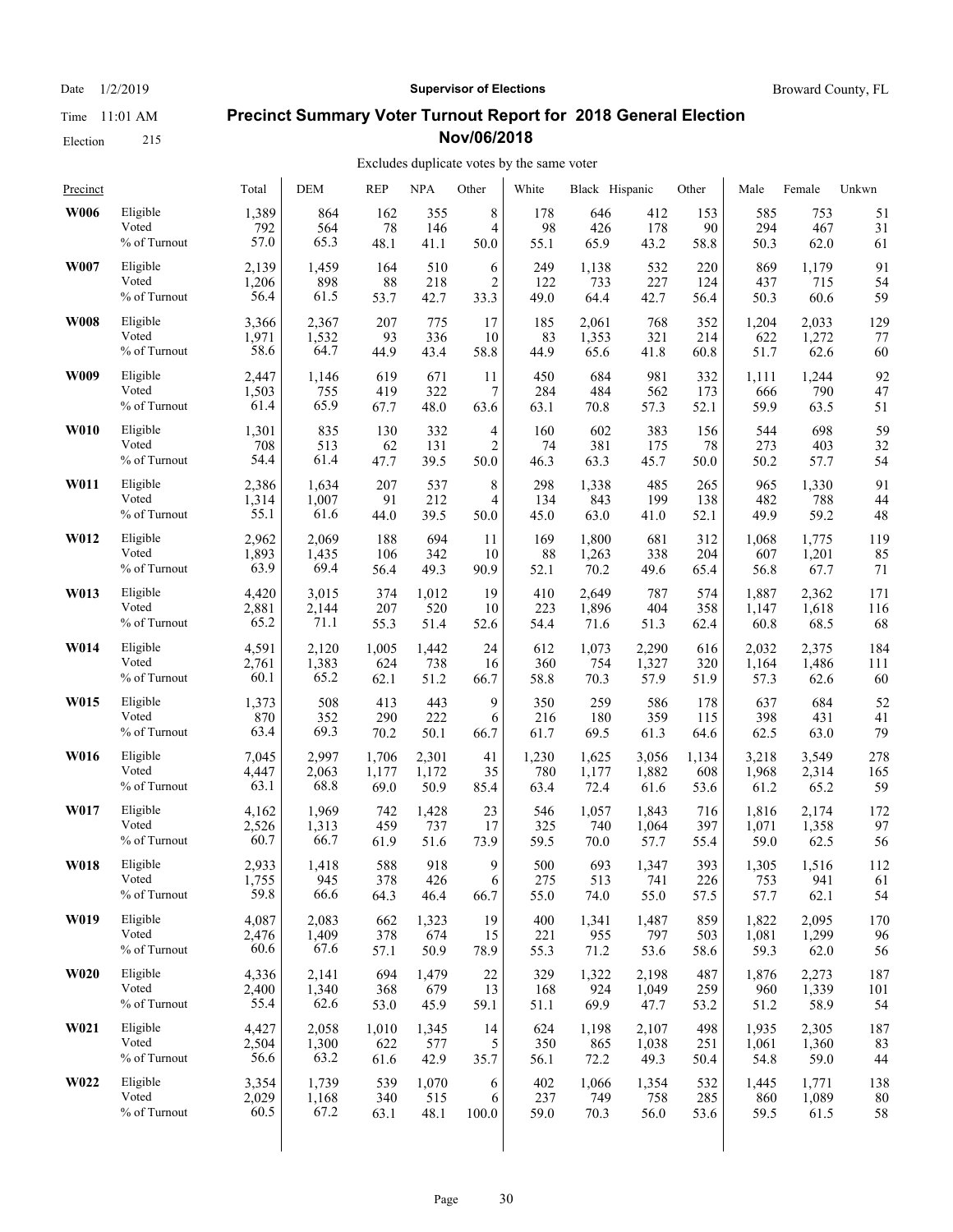**Supervisor of Elections**

Broward County, FL

Date 1/2/2019

Time 11:01 AM

Election 215

# Precinct Summary Voter Turnout Report for 2018 General Election Nov/06/2018

Excludes duplicate votes by the same voter

| Precinct | | Total | DEM | REP | NPA | Other | White | Black | Hispanic | Other | Male | Female | Unkwn |
|---|---|---|---|---|---|---|---|---|---|---|---|---|---|
| **W006** | Eligible | 1,389 | 864 | 162 | 355 | 8 | 178 | 646 | 412 | 153 | 585 | 753 | 51 |
| | Voted | 792 | 564 | 78 | 146 | 4 | 98 | 426 | 178 | 90 | 294 | 467 | 31 |
| | % of Turnout | 57.0 | 65.3 | 48.1 | 41.1 | 50.0 | 55.1 | 65.9 | 43.2 | 58.8 | 50.3 | 62.0 | 61 |
| **W007** | Eligible | 2,139 | 1,459 | 164 | 510 | 6 | 249 | 1,138 | 532 | 220 | 869 | 1,179 | 91 |
| | Voted | 1,206 | 898 | 88 | 218 | 2 | 122 | 733 | 227 | 124 | 437 | 715 | 54 |
| | % of Turnout | 56.4 | 61.5 | 53.7 | 42.7 | 33.3 | 49.0 | 64.4 | 42.7 | 56.4 | 50.3 | 60.6 | 59 |
| **W008** | Eligible | 3,366 | 2,367 | 207 | 775 | 17 | 185 | 2,061 | 768 | 352 | 1,204 | 2,033 | 129 |
| | Voted | 1,971 | 1,532 | 93 | 336 | 10 | 83 | 1,353 | 321 | 214 | 622 | 1,272 | 77 |
| | % of Turnout | 58.6 | 64.7 | 44.9 | 43.4 | 58.8 | 44.9 | 65.6 | 41.8 | 60.8 | 51.7 | 62.6 | 60 |
| **W009** | Eligible | 2,447 | 1,146 | 619 | 671 | 11 | 450 | 684 | 981 | 332 | 1,111 | 1,244 | 92 |
| | Voted | 1,503 | 755 | 419 | 322 | 7 | 284 | 484 | 562 | 173 | 666 | 790 | 47 |
| | % of Turnout | 61.4 | 65.9 | 67.7 | 48.0 | 63.6 | 63.1 | 70.8 | 57.3 | 52.1 | 59.9 | 63.5 | 51 |
| **W010** | Eligible | 1,301 | 835 | 130 | 332 | 4 | 160 | 602 | 383 | 156 | 544 | 698 | 59 |
| | Voted | 708 | 513 | 62 | 131 | 2 | 74 | 381 | 175 | 78 | 273 | 403 | 32 |
| | % of Turnout | 54.4 | 61.4 | 47.7 | 39.5 | 50.0 | 46.3 | 63.3 | 45.7 | 50.0 | 50.2 | 57.7 | 54 |
| **W011** | Eligible | 2,386 | 1,634 | 207 | 537 | 8 | 298 | 1,338 | 485 | 265 | 965 | 1,330 | 91 |
| | Voted | 1,314 | 1,007 | 91 | 212 | 4 | 134 | 843 | 199 | 138 | 482 | 788 | 44 |
| | % of Turnout | 55.1 | 61.6 | 44.0 | 39.5 | 50.0 | 45.0 | 63.0 | 41.0 | 52.1 | 49.9 | 59.2 | 48 |
| **W012** | Eligible | 2,962 | 2,069 | 188 | 694 | 11 | 169 | 1,800 | 681 | 312 | 1,068 | 1,775 | 119 |
| | Voted | 1,893 | 1,435 | 106 | 342 | 10 | 88 | 1,263 | 338 | 204 | 607 | 1,201 | 85 |
| | % of Turnout | 63.9 | 69.4 | 56.4 | 49.3 | 90.9 | 52.1 | 70.2 | 49.6 | 65.4 | 56.8 | 67.7 | 71 |
| **W013** | Eligible | 4,420 | 3,015 | 374 | 1,012 | 19 | 410 | 2,649 | 787 | 574 | 1,887 | 2,362 | 171 |
| | Voted | 2,881 | 2,144 | 207 | 520 | 10 | 223 | 1,896 | 404 | 358 | 1,147 | 1,618 | 116 |
| | % of Turnout | 65.2 | 71.1 | 55.3 | 51.4 | 52.6 | 54.4 | 71.6 | 51.3 | 62.4 | 60.8 | 68.5 | 68 |
| **W014** | Eligible | 4,591 | 2,120 | 1,005 | 1,442 | 24 | 612 | 1,073 | 2,290 | 616 | 2,032 | 2,375 | 184 |
| | Voted | 2,761 | 1,383 | 624 | 738 | 16 | 360 | 754 | 1,327 | 320 | 1,164 | 1,486 | 111 |
| | % of Turnout | 60.1 | 65.2 | 62.1 | 51.2 | 66.7 | 58.8 | 70.3 | 57.9 | 51.9 | 57.3 | 62.6 | 60 |
| **W015** | Eligible | 1,373 | 508 | 413 | 443 | 9 | 350 | 259 | 586 | 178 | 637 | 684 | 52 |
| | Voted | 870 | 352 | 290 | 222 | 6 | 216 | 180 | 359 | 115 | 398 | 431 | 41 |
| | % of Turnout | 63.4 | 69.3 | 70.2 | 50.1 | 66.7 | 61.7 | 69.5 | 61.3 | 64.6 | 62.5 | 63.0 | 79 |
| **W016** | Eligible | 7,045 | 2,997 | 1,706 | 2,301 | 41 | 1,230 | 1,625 | 3,056 | 1,134 | 3,218 | 3,549 | 278 |
| | Voted | 4,447 | 2,063 | 1,177 | 1,172 | 35 | 780 | 1,177 | 1,882 | 608 | 1,968 | 2,314 | 165 |
| | % of Turnout | 63.1 | 68.8 | 69.0 | 50.9 | 85.4 | 63.4 | 72.4 | 61.6 | 53.6 | 61.2 | 65.2 | 59 |
| **W017** | Eligible | 4,162 | 1,969 | 742 | 1,428 | 23 | 546 | 1,057 | 1,843 | 716 | 1,816 | 2,174 | 172 |
| | Voted | 2,526 | 1,313 | 459 | 737 | 17 | 325 | 740 | 1,064 | 397 | 1,071 | 1,358 | 97 |
| | % of Turnout | 60.7 | 66.7 | 61.9 | 51.6 | 73.9 | 59.5 | 70.0 | 57.7 | 55.4 | 59.0 | 62.5 | 56 |
| **W018** | Eligible | 2,933 | 1,418 | 588 | 918 | 9 | 500 | 693 | 1,347 | 393 | 1,305 | 1,516 | 112 |
| | Voted | 1,755 | 945 | 378 | 426 | 6 | 275 | 513 | 741 | 226 | 753 | 941 | 61 |
| | % of Turnout | 59.8 | 66.6 | 64.3 | 46.4 | 66.7 | 55.0 | 74.0 | 55.0 | 57.5 | 57.7 | 62.1 | 54 |
| **W019** | Eligible | 4,087 | 2,083 | 662 | 1,323 | 19 | 400 | 1,341 | 1,487 | 859 | 1,822 | 2,095 | 170 |
| | Voted | 2,476 | 1,409 | 378 | 674 | 15 | 221 | 955 | 797 | 503 | 1,081 | 1,299 | 96 |
| | % of Turnout | 60.6 | 67.6 | 57.1 | 50.9 | 78.9 | 55.3 | 71.2 | 53.6 | 58.6 | 59.3 | 62.0 | 56 |
| **W020** | Eligible | 4,336 | 2,141 | 694 | 1,479 | 22 | 329 | 1,322 | 2,198 | 487 | 1,876 | 2,273 | 187 |
| | Voted | 2,400 | 1,340 | 368 | 679 | 13 | 168 | 924 | 1,049 | 259 | 960 | 1,339 | 101 |
| | % of Turnout | 55.4 | 62.6 | 53.0 | 45.9 | 59.1 | 51.1 | 69.9 | 47.7 | 53.2 | 51.2 | 58.9 | 54 |
| **W021** | Eligible | 4,427 | 2,058 | 1,010 | 1,345 | 14 | 624 | 1,198 | 2,107 | 498 | 1,935 | 2,305 | 187 |
| | Voted | 2,504 | 1,300 | 622 | 577 | 5 | 350 | 865 | 1,038 | 251 | 1,061 | 1,360 | 83 |
| | % of Turnout | 56.6 | 63.2 | 61.6 | 42.9 | 35.7 | 56.1 | 72.2 | 49.3 | 50.4 | 54.8 | 59.0 | 44 |
| **W022** | Eligible | 3,354 | 1,739 | 539 | 1,070 | 6 | 402 | 1,066 | 1,354 | 532 | 1,445 | 1,771 | 138 |
| | Voted | 2,029 | 1,168 | 340 | 515 | 6 | 237 | 749 | 758 | 285 | 860 | 1,089 | 80 |
| | % of Turnout | 60.5 | 67.2 | 63.1 | 48.1 | 100.0 | 59.0 | 70.3 | 56.0 | 53.6 | 59.5 | 61.5 | 58 |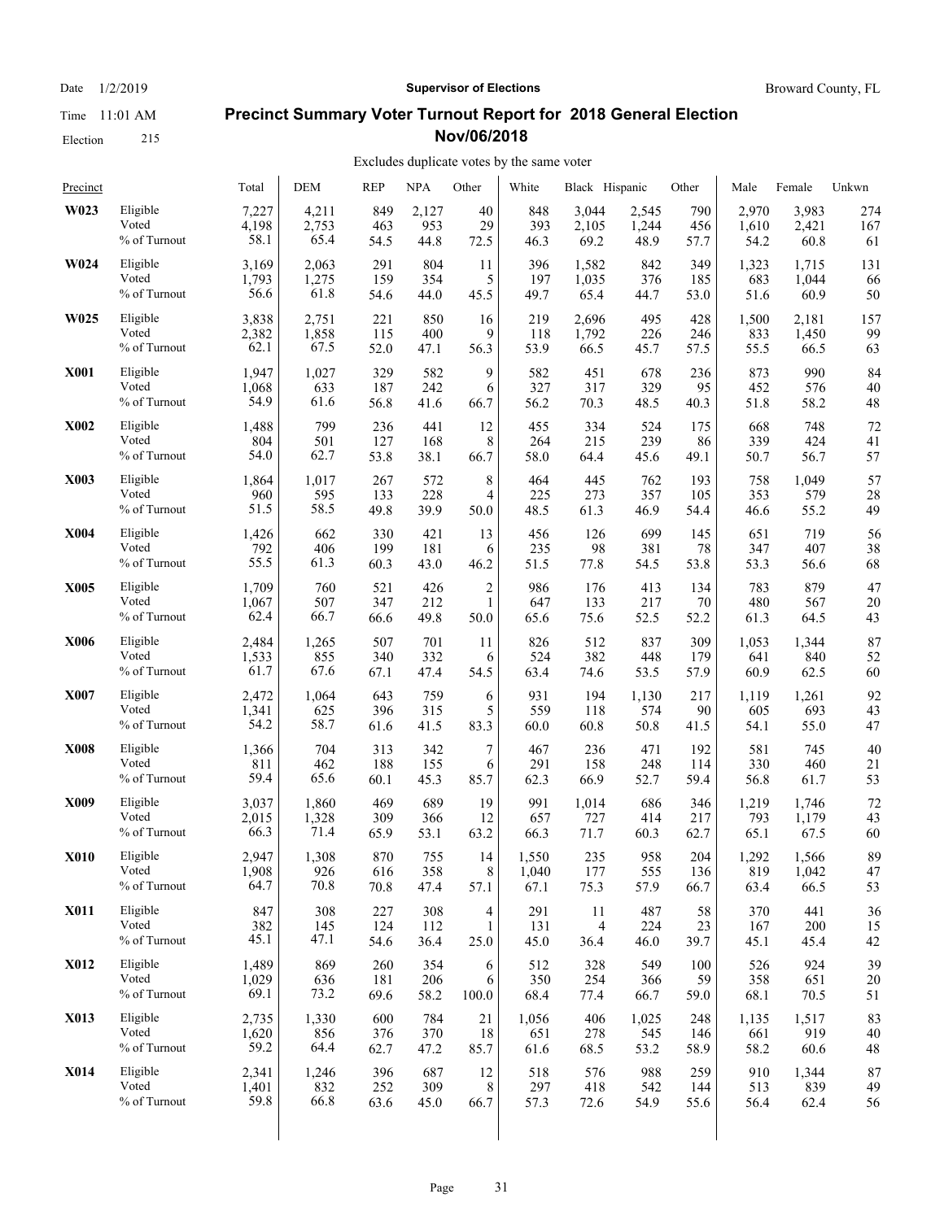Date 1/2/2019

Time 11:01 AM

Election 215

**Supervisor of Elections**

Broward County, FL

## Precinct Summary Voter Turnout Report for 2018 General Election Nov/06/2018

Excludes duplicate votes by the same voter

| Precinct | | Total | DEM | REP | NPA | Other | White | Black | Hispanic | Other | Male | Female | Unkwn |
|---|---|---|---|---|---|---|---|---|---|---|---|---|---|
| **W023** | Eligible | 7,227 | 4,211 | 849 | 2,127 | 40 | 848 | 3,044 | 2,545 | 790 | 2,970 | 3,983 | 274 |
| | Voted | 4,198 | 2,753 | 463 | 953 | 29 | 393 | 2,105 | 1,244 | 456 | 1,610 | 2,421 | 167 |
| | % of Turnout | 58.1 | 65.4 | 54.5 | 44.8 | 72.5 | 46.3 | 69.2 | 48.9 | 57.7 | 54.2 | 60.8 | 61 |
| **W024** | Eligible | 3,169 | 2,063 | 291 | 804 | 11 | 396 | 1,582 | 842 | 349 | 1,323 | 1,715 | 131 |
| | Voted | 1,793 | 1,275 | 159 | 354 | 5 | 197 | 1,035 | 376 | 185 | 683 | 1,044 | 66 |
| | % of Turnout | 56.6 | 61.8 | 54.6 | 44.0 | 45.5 | 49.7 | 65.4 | 44.7 | 53.0 | 51.6 | 60.9 | 50 |
| **W025** | Eligible | 3,838 | 2,751 | 221 | 850 | 16 | 219 | 2,696 | 495 | 428 | 1,500 | 2,181 | 157 |
| | Voted | 2,382 | 1,858 | 115 | 400 | 9 | 118 | 1,792 | 226 | 246 | 833 | 1,450 | 99 |
| | % of Turnout | 62.1 | 67.5 | 52.0 | 47.1 | 56.3 | 53.9 | 66.5 | 45.7 | 57.5 | 55.5 | 66.5 | 63 |
| **X001** | Eligible | 1,947 | 1,027 | 329 | 582 | 9 | 582 | 451 | 678 | 236 | 873 | 990 | 84 |
| | Voted | 1,068 | 633 | 187 | 242 | 6 | 327 | 317 | 329 | 95 | 452 | 576 | 40 |
| | % of Turnout | 54.9 | 61.6 | 56.8 | 41.6 | 66.7 | 56.2 | 70.3 | 48.5 | 40.3 | 51.8 | 58.2 | 48 |
| **X002** | Eligible | 1,488 | 799 | 236 | 441 | 12 | 455 | 334 | 524 | 175 | 668 | 748 | 72 |
| | Voted | 804 | 501 | 127 | 168 | 8 | 264 | 215 | 239 | 86 | 339 | 424 | 41 |
| | % of Turnout | 54.0 | 62.7 | 53.8 | 38.1 | 66.7 | 58.0 | 64.4 | 45.6 | 49.1 | 50.7 | 56.7 | 57 |
| **X003** | Eligible | 1,864 | 1,017 | 267 | 572 | 8 | 464 | 445 | 762 | 193 | 758 | 1,049 | 57 |
| | Voted | 960 | 595 | 133 | 228 | 4 | 225 | 273 | 357 | 105 | 353 | 579 | 28 |
| | % of Turnout | 51.5 | 58.5 | 49.8 | 39.9 | 50.0 | 48.5 | 61.3 | 46.9 | 54.4 | 46.6 | 55.2 | 49 |
| **X004** | Eligible | 1,426 | 662 | 330 | 421 | 13 | 456 | 126 | 699 | 145 | 651 | 719 | 56 |
| | Voted | 792 | 406 | 199 | 181 | 6 | 235 | 98 | 381 | 78 | 347 | 407 | 38 |
| | % of Turnout | 55.5 | 61.3 | 60.3 | 43.0 | 46.2 | 51.5 | 77.8 | 54.5 | 53.8 | 53.3 | 56.6 | 68 |
| **X005** | Eligible | 1,709 | 760 | 521 | 426 | 2 | 986 | 176 | 413 | 134 | 783 | 879 | 47 |
| | Voted | 1,067 | 507 | 347 | 212 | 1 | 647 | 133 | 217 | 70 | 480 | 567 | 20 |
| | % of Turnout | 62.4 | 66.7 | 66.6 | 49.8 | 50.0 | 65.6 | 75.6 | 52.5 | 52.2 | 61.3 | 64.5 | 43 |
| **X006** | Eligible | 2,484 | 1,265 | 507 | 701 | 11 | 826 | 512 | 837 | 309 | 1,053 | 1,344 | 87 |
| | Voted | 1,533 | 855 | 340 | 332 | 6 | 524 | 382 | 448 | 179 | 641 | 840 | 52 |
| | % of Turnout | 61.7 | 67.6 | 67.1 | 47.4 | 54.5 | 63.4 | 74.6 | 53.5 | 57.9 | 60.9 | 62.5 | 60 |
| **X007** | Eligible | 2,472 | 1,064 | 643 | 759 | 6 | 931 | 194 | 1,130 | 217 | 1,119 | 1,261 | 92 |
| | Voted | 1,341 | 625 | 396 | 315 | 5 | 559 | 118 | 574 | 90 | 605 | 693 | 43 |
| | % of Turnout | 54.2 | 58.7 | 61.6 | 41.5 | 83.3 | 60.0 | 60.8 | 50.8 | 41.5 | 54.1 | 55.0 | 47 |
| **X008** | Eligible | 1,366 | 704 | 313 | 342 | 7 | 467 | 236 | 471 | 192 | 581 | 745 | 40 |
| | Voted | 811 | 462 | 188 | 155 | 6 | 291 | 158 | 248 | 114 | 330 | 460 | 21 |
| | % of Turnout | 59.4 | 65.6 | 60.1 | 45.3 | 85.7 | 62.3 | 66.9 | 52.7 | 59.4 | 56.8 | 61.7 | 53 |
| **X009** | Eligible | 3,037 | 1,860 | 469 | 689 | 19 | 991 | 1,014 | 686 | 346 | 1,219 | 1,746 | 72 |
| | Voted | 2,015 | 1,328 | 309 | 366 | 12 | 657 | 727 | 414 | 217 | 793 | 1,179 | 43 |
| | % of Turnout | 66.3 | 71.4 | 65.9 | 53.1 | 63.2 | 66.3 | 71.7 | 60.3 | 62.7 | 65.1 | 67.5 | 60 |
| **X010** | Eligible | 2,947 | 1,308 | 870 | 755 | 14 | 1,550 | 235 | 958 | 204 | 1,292 | 1,566 | 89 |
| | Voted | 1,908 | 926 | 616 | 358 | 8 | 1,040 | 177 | 555 | 136 | 819 | 1,042 | 47 |
| | % of Turnout | 64.7 | 70.8 | 70.8 | 47.4 | 57.1 | 67.1 | 75.3 | 57.9 | 66.7 | 63.4 | 66.5 | 53 |
| **X011** | Eligible | 847 | 308 | 227 | 308 | 4 | 291 | 11 | 487 | 58 | 370 | 441 | 36 |
| | Voted | 382 | 145 | 124 | 112 | 1 | 131 | 4 | 224 | 23 | 167 | 200 | 15 |
| | % of Turnout | 45.1 | 47.1 | 54.6 | 36.4 | 25.0 | 45.0 | 36.4 | 46.0 | 39.7 | 45.1 | 45.4 | 42 |
| **X012** | Eligible | 1,489 | 869 | 260 | 354 | 6 | 512 | 328 | 549 | 100 | 526 | 924 | 39 |
| | Voted | 1,029 | 636 | 181 | 206 | 6 | 350 | 254 | 366 | 59 | 358 | 651 | 20 |
| | % of Turnout | 69.1 | 73.2 | 69.6 | 58.2 | 100.0 | 68.4 | 77.4 | 66.7 | 59.0 | 68.1 | 70.5 | 51 |
| **X013** | Eligible | 2,735 | 1,330 | 600 | 784 | 21 | 1,056 | 406 | 1,025 | 248 | 1,135 | 1,517 | 83 |
| | Voted | 1,620 | 856 | 376 | 370 | 18 | 651 | 278 | 545 | 146 | 661 | 919 | 40 |
| | % of Turnout | 59.2 | 64.4 | 62.7 | 47.2 | 85.7 | 61.6 | 68.5 | 53.2 | 58.9 | 58.2 | 60.6 | 48 |
| **X014** | Eligible | 2,341 | 1,246 | 396 | 687 | 12 | 518 | 576 | 988 | 259 | 910 | 1,344 | 87 |
| | Voted | 1,401 | 832 | 252 | 309 | 8 | 297 | 418 | 542 | 144 | 513 | 839 | 49 |
| | % of Turnout | 59.8 | 66.8 | 63.6 | 45.0 | 66.7 | 57.3 | 72.6 | 54.9 | 55.6 | 56.4 | 62.4 | 56 |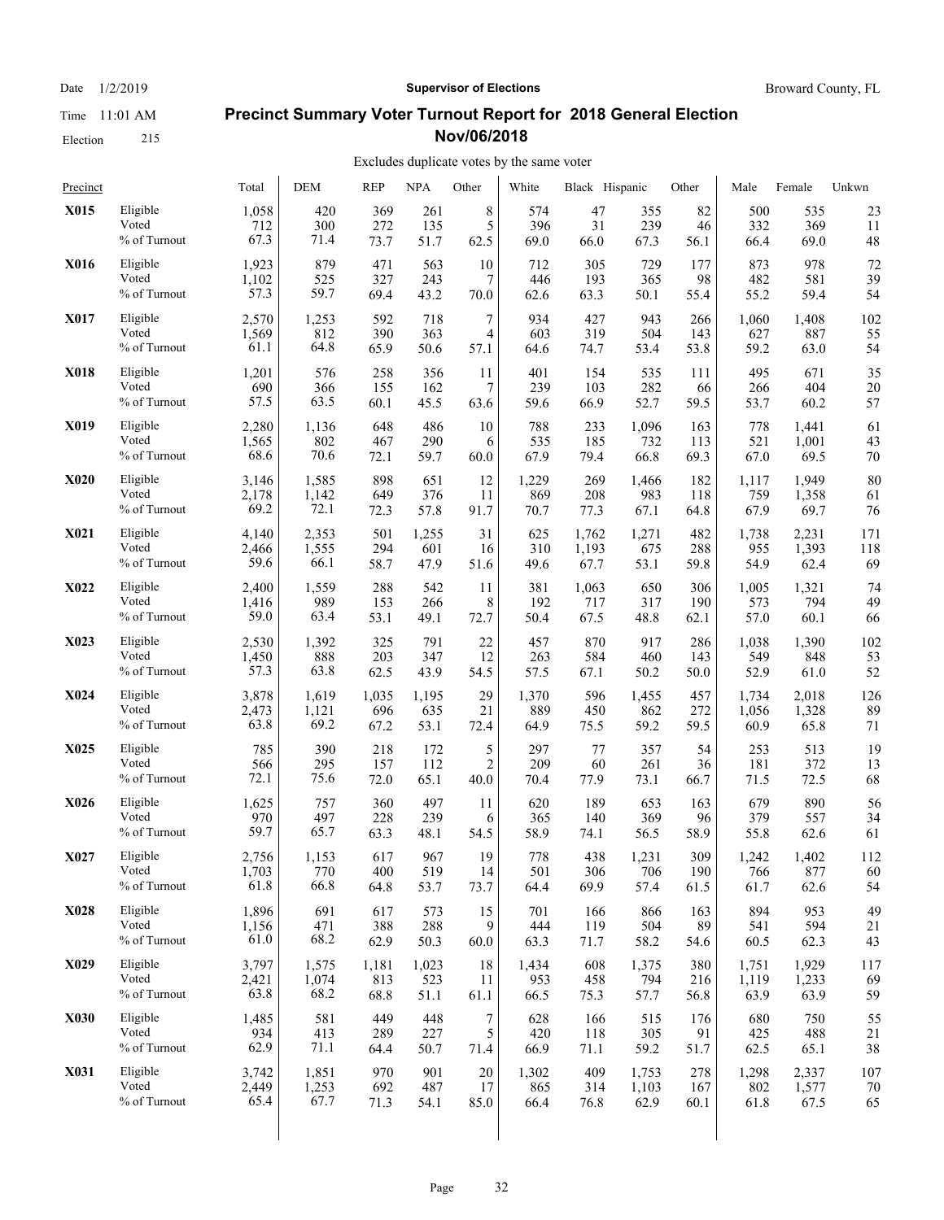Date 1/2/2019 **Supervisor of Elections** Broward County, FL

Time 11:01 AM

Election 215

## Precinct Summary Voter Turnout Report for 2018 General Election Nov/06/2018

Excludes duplicate votes by the same voter

| Precinct | | Total | DEM | REP | NPA | Other | White | Black | Hispanic | Other | Male | Female | Unkwn |
|---|---|---|---|---|---|---|---|---|---|---|---|---|---|
| **X015** | Eligible | 1,058 | 420 | 369 | 261 | 8 | 574 | 47 | 355 | 82 | 500 | 535 | 23 |
| | Voted | 712 | 300 | 272 | 135 | 5 | 396 | 31 | 239 | 46 | 332 | 369 | 11 |
| | % of Turnout | 67.3 | 71.4 | 73.7 | 51.7 | 62.5 | 69.0 | 66.0 | 67.3 | 56.1 | 66.4 | 69.0 | 48 |
| **X016** | Eligible | 1,923 | 879 | 471 | 563 | 10 | 712 | 305 | 729 | 177 | 873 | 978 | 72 |
| | Voted | 1,102 | 525 | 327 | 243 | 7 | 446 | 193 | 365 | 98 | 482 | 581 | 39 |
| | % of Turnout | 57.3 | 59.7 | 69.4 | 43.2 | 70.0 | 62.6 | 63.3 | 50.1 | 55.4 | 55.2 | 59.4 | 54 |
| **X017** | Eligible | 2,570 | 1,253 | 592 | 718 | 7 | 934 | 427 | 943 | 266 | 1,060 | 1,408 | 102 |
| | Voted | 1,569 | 812 | 390 | 363 | 4 | 603 | 319 | 504 | 143 | 627 | 887 | 55 |
| | % of Turnout | 61.1 | 64.8 | 65.9 | 50.6 | 57.1 | 64.6 | 74.7 | 53.4 | 53.8 | 59.2 | 63.0 | 54 |
| **X018** | Eligible | 1,201 | 576 | 258 | 356 | 11 | 401 | 154 | 535 | 111 | 495 | 671 | 35 |
| | Voted | 690 | 366 | 155 | 162 | 7 | 239 | 103 | 282 | 66 | 266 | 404 | 20 |
| | % of Turnout | 57.5 | 63.5 | 60.1 | 45.5 | 63.6 | 59.6 | 66.9 | 52.7 | 59.5 | 53.7 | 60.2 | 57 |
| **X019** | Eligible | 2,280 | 1,136 | 648 | 486 | 10 | 788 | 233 | 1,096 | 163 | 778 | 1,441 | 61 |
| | Voted | 1,565 | 802 | 467 | 290 | 6 | 535 | 185 | 732 | 113 | 521 | 1,001 | 43 |
| | % of Turnout | 68.6 | 70.6 | 72.1 | 59.7 | 60.0 | 67.9 | 79.4 | 66.8 | 69.3 | 67.0 | 69.5 | 70 |
| **X020** | Eligible | 3,146 | 1,585 | 898 | 651 | 12 | 1,229 | 269 | 1,466 | 182 | 1,117 | 1,949 | 80 |
| | Voted | 2,178 | 1,142 | 649 | 376 | 11 | 869 | 208 | 983 | 118 | 759 | 1,358 | 61 |
| | % of Turnout | 69.2 | 72.1 | 72.3 | 57.8 | 91.7 | 70.7 | 77.3 | 67.1 | 64.8 | 67.9 | 69.7 | 76 |
| **X021** | Eligible | 4,140 | 2,353 | 501 | 1,255 | 31 | 625 | 1,762 | 1,271 | 482 | 1,738 | 2,231 | 171 |
| | Voted | 2,466 | 1,555 | 294 | 601 | 16 | 310 | 1,193 | 675 | 288 | 955 | 1,393 | 118 |
| | % of Turnout | 59.6 | 66.1 | 58.7 | 47.9 | 51.6 | 49.6 | 67.7 | 53.1 | 59.8 | 54.9 | 62.4 | 69 |
| **X022** | Eligible | 2,400 | 1,559 | 288 | 542 | 11 | 381 | 1,063 | 650 | 306 | 1,005 | 1,321 | 74 |
| | Voted | 1,416 | 989 | 153 | 266 | 8 | 192 | 717 | 317 | 190 | 573 | 794 | 49 |
| | % of Turnout | 59.0 | 63.4 | 53.1 | 49.1 | 72.7 | 50.4 | 67.5 | 48.8 | 62.1 | 57.0 | 60.1 | 66 |
| **X023** | Eligible | 2,530 | 1,392 | 325 | 791 | 22 | 457 | 870 | 917 | 286 | 1,038 | 1,390 | 102 |
| | Voted | 1,450 | 888 | 203 | 347 | 12 | 263 | 584 | 460 | 143 | 549 | 848 | 53 |
| | % of Turnout | 57.3 | 63.8 | 62.5 | 43.9 | 54.5 | 57.5 | 67.1 | 50.2 | 50.0 | 52.9 | 61.0 | 52 |
| **X024** | Eligible | 3,878 | 1,619 | 1,035 | 1,195 | 29 | 1,370 | 596 | 1,455 | 457 | 1,734 | 2,018 | 126 |
| | Voted | 2,473 | 1,121 | 696 | 635 | 21 | 889 | 450 | 862 | 272 | 1,056 | 1,328 | 89 |
| | % of Turnout | 63.8 | 69.2 | 67.2 | 53.1 | 72.4 | 64.9 | 75.5 | 59.2 | 59.5 | 60.9 | 65.8 | 71 |
| **X025** | Eligible | 785 | 390 | 218 | 172 | 5 | 297 | 77 | 357 | 54 | 253 | 513 | 19 |
| | Voted | 566 | 295 | 157 | 112 | 2 | 209 | 60 | 261 | 36 | 181 | 372 | 13 |
| | % of Turnout | 72.1 | 75.6 | 72.0 | 65.1 | 40.0 | 70.4 | 77.9 | 73.1 | 66.7 | 71.5 | 72.5 | 68 |
| **X026** | Eligible | 1,625 | 757 | 360 | 497 | 11 | 620 | 189 | 653 | 163 | 679 | 890 | 56 |
| | Voted | 970 | 497 | 228 | 239 | 6 | 365 | 140 | 369 | 96 | 379 | 557 | 34 |
| | % of Turnout | 59.7 | 65.7 | 63.3 | 48.1 | 54.5 | 58.9 | 74.1 | 56.5 | 58.9 | 55.8 | 62.6 | 61 |
| **X027** | Eligible | 2,756 | 1,153 | 617 | 967 | 19 | 778 | 438 | 1,231 | 309 | 1,242 | 1,402 | 112 |
| | Voted | 1,703 | 770 | 400 | 519 | 14 | 501 | 306 | 706 | 190 | 766 | 877 | 60 |
| | % of Turnout | 61.8 | 66.8 | 64.8 | 53.7 | 73.7 | 64.4 | 69.9 | 57.4 | 61.5 | 61.7 | 62.6 | 54 |
| **X028** | Eligible | 1,896 | 691 | 617 | 573 | 15 | 701 | 166 | 866 | 163 | 894 | 953 | 49 |
| | Voted | 1,156 | 471 | 388 | 288 | 9 | 444 | 119 | 504 | 89 | 541 | 594 | 21 |
| | % of Turnout | 61.0 | 68.2 | 62.9 | 50.3 | 60.0 | 63.3 | 71.7 | 58.2 | 54.6 | 60.5 | 62.3 | 43 |
| **X029** | Eligible | 3,797 | 1,575 | 1,181 | 1,023 | 18 | 1,434 | 608 | 1,375 | 380 | 1,751 | 1,929 | 117 |
| | Voted | 2,421 | 1,074 | 813 | 523 | 11 | 953 | 458 | 794 | 216 | 1,119 | 1,233 | 69 |
| | % of Turnout | 63.8 | 68.2 | 68.8 | 51.1 | 61.1 | 66.5 | 75.3 | 57.7 | 56.8 | 63.9 | 63.9 | 59 |
| **X030** | Eligible | 1,485 | 581 | 449 | 448 | 7 | 628 | 166 | 515 | 176 | 680 | 750 | 55 |
| | Voted | 934 | 413 | 289 | 227 | 5 | 420 | 118 | 305 | 91 | 425 | 488 | 21 |
| | % of Turnout | 62.9 | 71.1 | 64.4 | 50.7 | 71.4 | 66.9 | 71.1 | 59.2 | 51.7 | 62.5 | 65.1 | 38 |
| **X031** | Eligible | 3,742 | 1,851 | 970 | 901 | 20 | 1,302 | 409 | 1,753 | 278 | 1,298 | 2,337 | 107 |
| | Voted | 2,449 | 1,253 | 692 | 487 | 17 | 865 | 314 | 1,103 | 167 | 802 | 1,577 | 70 |
| | % of Turnout | 65.4 | 67.7 | 71.3 | 54.1 | 85.0 | 66.4 | 76.8 | 62.9 | 60.1 | 61.8 | 67.5 | 65 |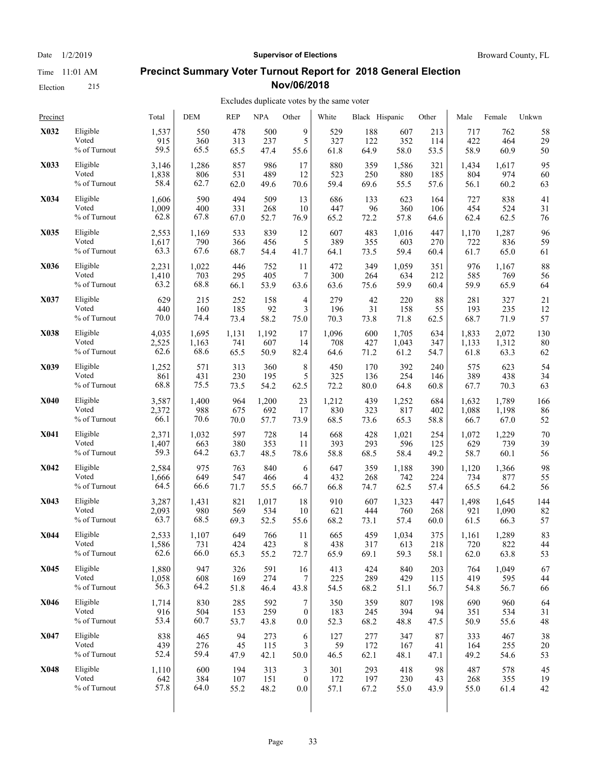Date 1/2/2019 | **Supervisor of Elections** | Broward County, FL

Time 11:01 AM

Election 215

# Precinct Summary Voter Turnout Report for 2018 General Election Nov/06/2018

Excludes duplicate votes by the same voter

| Precinct | | Total | DEM | REP | NPA | Other | White | Black | Hispanic | Other | Male | Female | Unkwn |
|---|---|---|---|---|---|---|---|---|---|---|---|---|---|
| **X032** | Eligible | 1,537 | 550 | 478 | 500 | 9 | 529 | 188 | 607 | 213 | 717 | 762 | 58 |
| | Voted | 915 | 360 | 313 | 237 | 5 | 327 | 122 | 352 | 114 | 422 | 464 | 29 |
| | % of Turnout | 59.5 | 65.5 | 65.5 | 47.4 | 55.6 | 61.8 | 64.9 | 58.0 | 53.5 | 58.9 | 60.9 | 50 |
| **X033** | Eligible | 3,146 | 1,286 | 857 | 986 | 17 | 880 | 359 | 1,586 | 321 | 1,434 | 1,617 | 95 |
| | Voted | 1,838 | 806 | 531 | 489 | 12 | 523 | 250 | 880 | 185 | 804 | 974 | 60 |
| | % of Turnout | 58.4 | 62.7 | 62.0 | 49.6 | 70.6 | 59.4 | 69.6 | 55.5 | 57.6 | 56.1 | 60.2 | 63 |
| **X034** | Eligible | 1,606 | 590 | 494 | 509 | 13 | 686 | 133 | 623 | 164 | 727 | 838 | 41 |
| | Voted | 1,009 | 400 | 331 | 268 | 10 | 447 | 96 | 360 | 106 | 454 | 524 | 31 |
| | % of Turnout | 62.8 | 67.8 | 67.0 | 52.7 | 76.9 | 65.2 | 72.2 | 57.8 | 64.6 | 62.4 | 62.5 | 76 |
| **X035** | Eligible | 2,553 | 1,169 | 533 | 839 | 12 | 607 | 483 | 1,016 | 447 | 1,170 | 1,287 | 96 |
| | Voted | 1,617 | 790 | 366 | 456 | 5 | 389 | 355 | 603 | 270 | 722 | 836 | 59 |
| | % of Turnout | 63.3 | 67.6 | 68.7 | 54.4 | 41.7 | 64.1 | 73.5 | 59.4 | 60.4 | 61.7 | 65.0 | 61 |
| **X036** | Eligible | 2,231 | 1,022 | 446 | 752 | 11 | 472 | 349 | 1,059 | 351 | 976 | 1,167 | 88 |
| | Voted | 1,410 | 703 | 295 | 405 | 7 | 300 | 264 | 634 | 212 | 585 | 769 | 56 |
| | % of Turnout | 63.2 | 68.8 | 66.1 | 53.9 | 63.6 | 63.6 | 75.6 | 59.9 | 60.4 | 59.9 | 65.9 | 64 |
| **X037** | Eligible | 629 | 215 | 252 | 158 | 4 | 279 | 42 | 220 | 88 | 281 | 327 | 21 |
| | Voted | 440 | 160 | 185 | 92 | 3 | 196 | 31 | 158 | 55 | 193 | 235 | 12 |
| | % of Turnout | 70.0 | 74.4 | 73.4 | 58.2 | 75.0 | 70.3 | 73.8 | 71.8 | 62.5 | 68.7 | 71.9 | 57 |
| **X038** | Eligible | 4,035 | 1,695 | 1,131 | 1,192 | 17 | 1,096 | 600 | 1,705 | 634 | 1,833 | 2,072 | 130 |
| | Voted | 2,525 | 1,163 | 741 | 607 | 14 | 708 | 427 | 1,043 | 347 | 1,133 | 1,312 | 80 |
| | % of Turnout | 62.6 | 68.6 | 65.5 | 50.9 | 82.4 | 64.6 | 71.2 | 61.2 | 54.7 | 61.8 | 63.3 | 62 |
| **X039** | Eligible | 1,252 | 571 | 313 | 360 | 8 | 450 | 170 | 392 | 240 | 575 | 623 | 54 |
| | Voted | 861 | 431 | 230 | 195 | 5 | 325 | 136 | 254 | 146 | 389 | 438 | 34 |
| | % of Turnout | 68.8 | 75.5 | 73.5 | 54.2 | 62.5 | 72.2 | 80.0 | 64.8 | 60.8 | 67.7 | 70.3 | 63 |
| **X040** | Eligible | 3,587 | 1,400 | 964 | 1,200 | 23 | 1,212 | 439 | 1,252 | 684 | 1,632 | 1,789 | 166 |
| | Voted | 2,372 | 988 | 675 | 692 | 17 | 830 | 323 | 817 | 402 | 1,088 | 1,198 | 86 |
| | % of Turnout | 66.1 | 70.6 | 70.0 | 57.7 | 73.9 | 68.5 | 73.6 | 65.3 | 58.8 | 66.7 | 67.0 | 52 |
| **X041** | Eligible | 2,371 | 1,032 | 597 | 728 | 14 | 668 | 428 | 1,021 | 254 | 1,072 | 1,229 | 70 |
| | Voted | 1,407 | 663 | 380 | 353 | 11 | 393 | 293 | 596 | 125 | 629 | 739 | 39 |
| | % of Turnout | 59.3 | 64.2 | 63.7 | 48.5 | 78.6 | 58.8 | 68.5 | 58.4 | 49.2 | 58.7 | 60.1 | 56 |
| **X042** | Eligible | 2,584 | 975 | 763 | 840 | 6 | 647 | 359 | 1,188 | 390 | 1,120 | 1,366 | 98 |
| | Voted | 1,666 | 649 | 547 | 466 | 4 | 432 | 268 | 742 | 224 | 734 | 877 | 55 |
| | % of Turnout | 64.5 | 66.6 | 71.7 | 55.5 | 66.7 | 66.8 | 74.7 | 62.5 | 57.4 | 65.5 | 64.2 | 56 |
| **X043** | Eligible | 3,287 | 1,431 | 821 | 1,017 | 18 | 910 | 607 | 1,323 | 447 | 1,498 | 1,645 | 144 |
| | Voted | 2,093 | 980 | 569 | 534 | 10 | 621 | 444 | 760 | 268 | 921 | 1,090 | 82 |
| | % of Turnout | 63.7 | 68.5 | 69.3 | 52.5 | 55.6 | 68.2 | 73.1 | 57.4 | 60.0 | 61.5 | 66.3 | 57 |
| **X044** | Eligible | 2,533 | 1,107 | 649 | 766 | 11 | 665 | 459 | 1,034 | 375 | 1,161 | 1,289 | 83 |
| | Voted | 1,586 | 731 | 424 | 423 | 8 | 438 | 317 | 613 | 218 | 720 | 822 | 44 |
| | % of Turnout | 62.6 | 66.0 | 65.3 | 55.2 | 72.7 | 65.9 | 69.1 | 59.3 | 58.1 | 62.0 | 63.8 | 53 |
| **X045** | Eligible | 1,880 | 947 | 326 | 591 | 16 | 413 | 424 | 840 | 203 | 764 | 1,049 | 67 |
| | Voted | 1,058 | 608 | 169 | 274 | 7 | 225 | 289 | 429 | 115 | 419 | 595 | 44 |
| | % of Turnout | 56.3 | 64.2 | 51.8 | 46.4 | 43.8 | 54.5 | 68.2 | 51.1 | 56.7 | 54.8 | 56.7 | 66 |
| **X046** | Eligible | 1,714 | 830 | 285 | 592 | 7 | 350 | 359 | 807 | 198 | 690 | 960 | 64 |
| | Voted | 916 | 504 | 153 | 259 | 0 | 183 | 245 | 394 | 94 | 351 | 534 | 31 |
| | % of Turnout | 53.4 | 60.7 | 53.7 | 43.8 | 0.0 | 52.3 | 68.2 | 48.8 | 47.5 | 50.9 | 55.6 | 48 |
| **X047** | Eligible | 838 | 465 | 94 | 273 | 6 | 127 | 277 | 347 | 87 | 333 | 467 | 38 |
| | Voted | 439 | 276 | 45 | 115 | 3 | 59 | 172 | 167 | 41 | 164 | 255 | 20 |
| | % of Turnout | 52.4 | 59.4 | 47.9 | 42.1 | 50.0 | 46.5 | 62.1 | 48.1 | 47.1 | 49.2 | 54.6 | 53 |
| **X048** | Eligible | 1,110 | 600 | 194 | 313 | 3 | 301 | 293 | 418 | 98 | 487 | 578 | 45 |
| | Voted | 642 | 384 | 107 | 151 | 0 | 172 | 197 | 230 | 43 | 268 | 355 | 19 |
| | % of Turnout | 57.8 | 64.0 | 55.2 | 48.2 | 0.0 | 57.1 | 67.2 | 55.0 | 43.9 | 55.0 | 61.4 | 42 |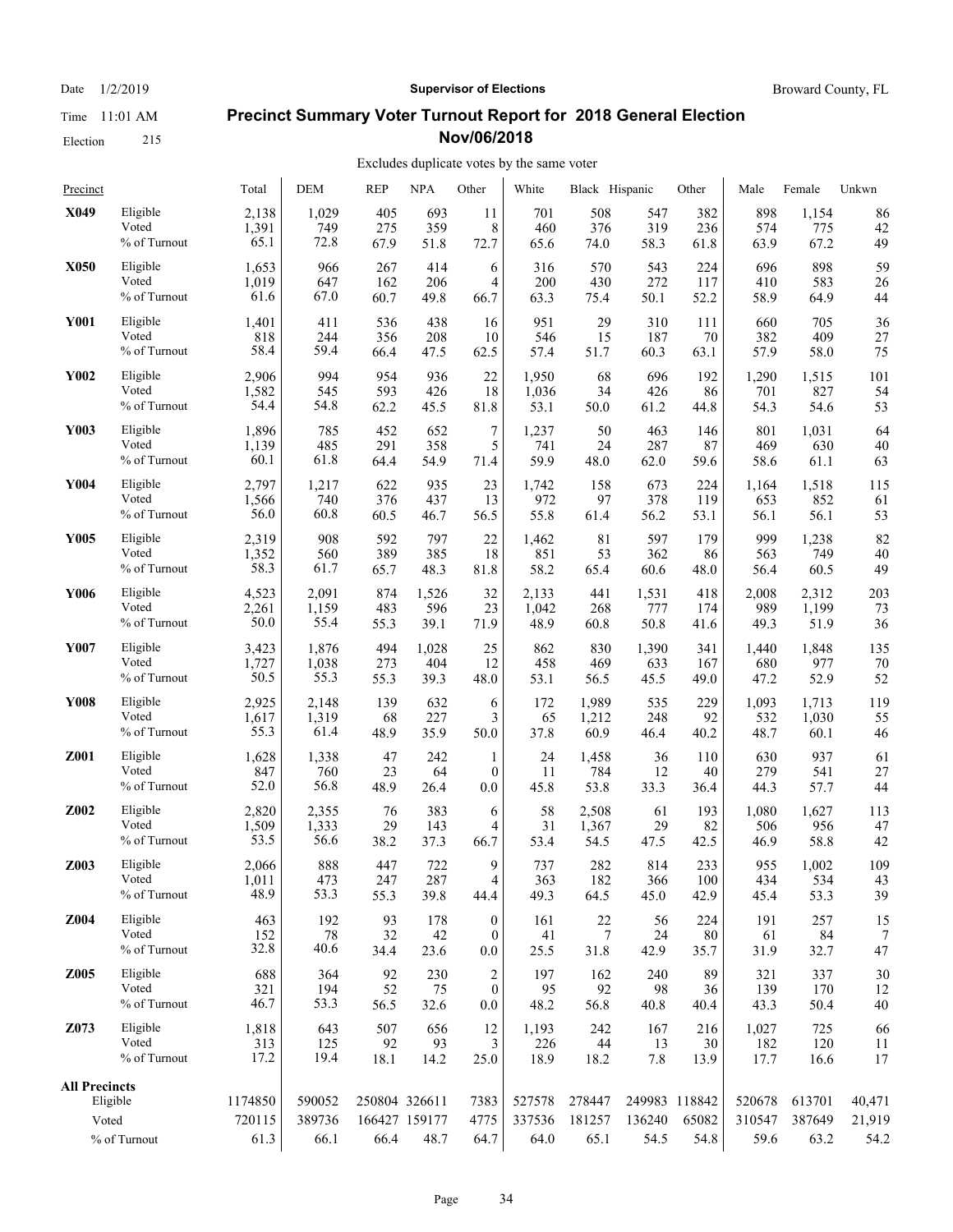Date 1/2/2019 | **Supervisor of Elections** | Broward County, FL

Time 11:01 AM

Election 215

# Precinct Summary Voter Turnout Report for 2018 General Election Nov/06/2018

Excludes duplicate votes by the same voter

| Precinct | | Total | DEM | REP | NPA | Other | White | Black | Hispanic | Other | Male | Female | Unkwn |
|---|---|---|---|---|---|---|---|---|---|---|---|---|---|
| **X049** | Eligible | 2,138 | 1,029 | 405 | 693 | 11 | 701 | 508 | 547 | 382 | 898 | 1,154 | 86 |
| | Voted | 1,391 | 749 | 275 | 359 | 8 | 460 | 376 | 319 | 236 | 574 | 775 | 42 |
| | % of Turnout | 65.1 | 72.8 | 67.9 | 51.8 | 72.7 | 65.6 | 74.0 | 58.3 | 61.8 | 63.9 | 67.2 | 49 |
| **X050** | Eligible | 1,653 | 966 | 267 | 414 | 6 | 316 | 570 | 543 | 224 | 696 | 898 | 59 |
| | Voted | 1,019 | 647 | 162 | 206 | 4 | 200 | 430 | 272 | 117 | 410 | 583 | 26 |
| | % of Turnout | 61.6 | 67.0 | 60.7 | 49.8 | 66.7 | 63.3 | 75.4 | 50.1 | 52.2 | 58.9 | 64.9 | 44 |
| **Y001** | Eligible | 1,401 | 411 | 536 | 438 | 16 | 951 | 29 | 310 | 111 | 660 | 705 | 36 |
| | Voted | 818 | 244 | 356 | 208 | 10 | 546 | 15 | 187 | 70 | 382 | 409 | 27 |
| | % of Turnout | 58.4 | 59.4 | 66.4 | 47.5 | 62.5 | 57.4 | 51.7 | 60.3 | 63.1 | 57.9 | 58.0 | 75 |
| **Y002** | Eligible | 2,906 | 994 | 954 | 936 | 22 | 1,950 | 68 | 696 | 192 | 1,290 | 1,515 | 101 |
| | Voted | 1,582 | 545 | 593 | 426 | 18 | 1,036 | 34 | 426 | 86 | 701 | 827 | 54 |
| | % of Turnout | 54.4 | 54.8 | 62.2 | 45.5 | 81.8 | 53.1 | 50.0 | 61.2 | 44.8 | 54.3 | 54.6 | 53 |
| **Y003** | Eligible | 1,896 | 785 | 452 | 652 | 7 | 1,237 | 50 | 463 | 146 | 801 | 1,031 | 64 |
| | Voted | 1,139 | 485 | 291 | 358 | 5 | 741 | 24 | 287 | 87 | 469 | 630 | 40 |
| | % of Turnout | 60.1 | 61.8 | 64.4 | 54.9 | 71.4 | 59.9 | 48.0 | 62.0 | 59.6 | 58.6 | 61.1 | 63 |
| **Y004** | Eligible | 2,797 | 1,217 | 622 | 935 | 23 | 1,742 | 158 | 673 | 224 | 1,164 | 1,518 | 115 |
| | Voted | 1,566 | 740 | 376 | 437 | 13 | 972 | 97 | 378 | 119 | 653 | 852 | 61 |
| | % of Turnout | 56.0 | 60.8 | 60.5 | 46.7 | 56.5 | 55.8 | 61.4 | 56.2 | 53.1 | 56.1 | 56.1 | 53 |
| **Y005** | Eligible | 2,319 | 908 | 592 | 797 | 22 | 1,462 | 81 | 597 | 179 | 999 | 1,238 | 82 |
| | Voted | 1,352 | 560 | 389 | 385 | 18 | 851 | 53 | 362 | 86 | 563 | 749 | 40 |
| | % of Turnout | 58.3 | 61.7 | 65.7 | 48.3 | 81.8 | 58.2 | 65.4 | 60.6 | 48.0 | 56.4 | 60.5 | 49 |
| **Y006** | Eligible | 4,523 | 2,091 | 874 | 1,526 | 32 | 2,133 | 441 | 1,531 | 418 | 2,008 | 2,312 | 203 |
| | Voted | 2,261 | 1,159 | 483 | 596 | 23 | 1,042 | 268 | 777 | 174 | 989 | 1,199 | 73 |
| | % of Turnout | 50.0 | 55.4 | 55.3 | 39.1 | 71.9 | 48.9 | 60.8 | 50.8 | 41.6 | 49.3 | 51.9 | 36 |
| **Y007** | Eligible | 3,423 | 1,876 | 494 | 1,028 | 25 | 862 | 830 | 1,390 | 341 | 1,440 | 1,848 | 135 |
| | Voted | 1,727 | 1,038 | 273 | 404 | 12 | 458 | 469 | 633 | 167 | 680 | 977 | 70 |
| | % of Turnout | 50.5 | 55.3 | 55.3 | 39.3 | 48.0 | 53.1 | 56.5 | 45.5 | 49.0 | 47.2 | 52.9 | 52 |
| **Y008** | Eligible | 2,925 | 2,148 | 139 | 632 | 6 | 172 | 1,989 | 535 | 229 | 1,093 | 1,713 | 119 |
| | Voted | 1,617 | 1,319 | 68 | 227 | 3 | 65 | 1,212 | 248 | 92 | 532 | 1,030 | 55 |
| | % of Turnout | 55.3 | 61.4 | 48.9 | 35.9 | 50.0 | 37.8 | 60.9 | 46.4 | 40.2 | 48.7 | 60.1 | 46 |
| **Z001** | Eligible | 1,628 | 1,338 | 47 | 242 | 1 | 24 | 1,458 | 36 | 110 | 630 | 937 | 61 |
| | Voted | 847 | 760 | 23 | 64 | 0 | 11 | 784 | 12 | 40 | 279 | 541 | 27 |
| | % of Turnout | 52.0 | 56.8 | 48.9 | 26.4 | 0.0 | 45.8 | 53.8 | 33.3 | 36.4 | 44.3 | 57.7 | 44 |
| **Z002** | Eligible | 2,820 | 2,355 | 76 | 383 | 6 | 58 | 2,508 | 61 | 193 | 1,080 | 1,627 | 113 |
| | Voted | 1,509 | 1,333 | 29 | 143 | 4 | 31 | 1,367 | 29 | 82 | 506 | 956 | 47 |
| | % of Turnout | 53.5 | 56.6 | 38.2 | 37.3 | 66.7 | 53.4 | 54.5 | 47.5 | 42.5 | 46.9 | 58.8 | 42 |
| **Z003** | Eligible | 2,066 | 888 | 447 | 722 | 9 | 737 | 282 | 814 | 233 | 955 | 1,002 | 109 |
| | Voted | 1,011 | 473 | 247 | 287 | 4 | 363 | 182 | 366 | 100 | 434 | 534 | 43 |
| | % of Turnout | 48.9 | 53.3 | 55.3 | 39.8 | 44.4 | 49.3 | 64.5 | 45.0 | 42.9 | 45.4 | 53.3 | 39 |
| **Z004** | Eligible | 463 | 192 | 93 | 178 | 0 | 161 | 22 | 56 | 224 | 191 | 257 | 15 |
| | Voted | 152 | 78 | 32 | 42 | 0 | 41 | 7 | 24 | 80 | 61 | 84 | 7 |
| | % of Turnout | 32.8 | 40.6 | 34.4 | 23.6 | 0.0 | 25.5 | 31.8 | 42.9 | 35.7 | 31.9 | 32.7 | 47 |
| **Z005** | Eligible | 688 | 364 | 92 | 230 | 2 | 197 | 162 | 240 | 89 | 321 | 337 | 30 |
| | Voted | 321 | 194 | 52 | 75 | 0 | 95 | 92 | 98 | 36 | 139 | 170 | 12 |
| | % of Turnout | 46.7 | 53.3 | 56.5 | 32.6 | 0.0 | 48.2 | 56.8 | 40.8 | 40.4 | 43.3 | 50.4 | 40 |
| **Z073** | Eligible | 1,818 | 643 | 507 | 656 | 12 | 1,193 | 242 | 167 | 216 | 1,027 | 725 | 66 |
| | Voted | 313 | 125 | 92 | 93 | 3 | 226 | 44 | 13 | 30 | 182 | 120 | 11 |
| | % of Turnout | 17.2 | 19.4 | 18.1 | 14.2 | 25.0 | 18.9 | 18.2 | 7.8 | 13.9 | 17.7 | 16.6 | 17 |
| **All Precincts** | Eligible | 1174850 | 590052 | 250804 | 326611 | 7383 | 527578 | 278447 | 249983 | 118842 | 520678 | 613701 | 40,471 |
| | Voted | 720115 | 389736 | 166427 | 159177 | 4775 | 337536 | 181257 | 136240 | 65082 | 310547 | 387649 | 21,919 |
| | % of Turnout | 61.3 | 66.1 | 66.4 | 48.7 | 64.7 | 64.0 | 65.1 | 54.5 | 54.8 | 59.6 | 63.2 | 54.2 |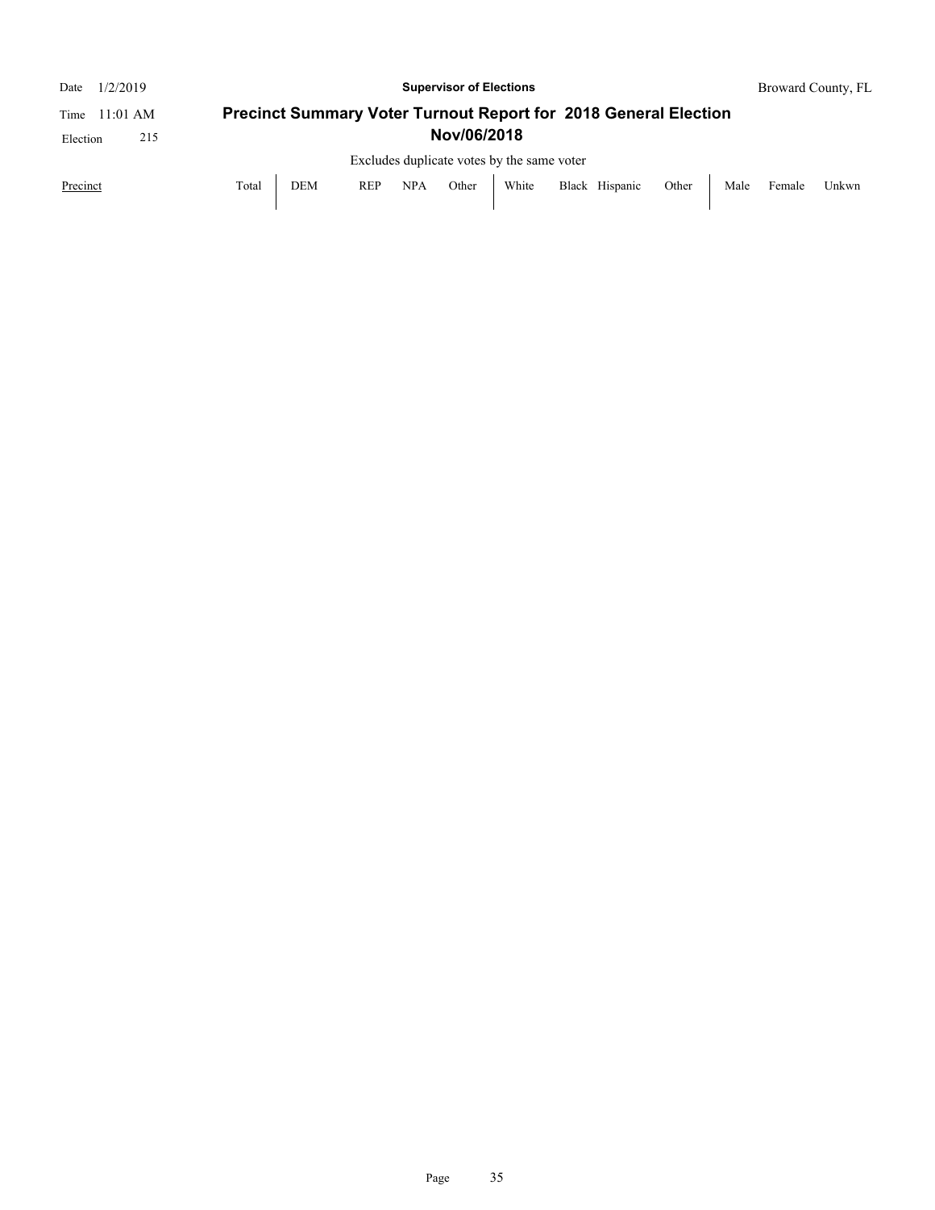| Precinct | Total | DEM | REP | NPA | Other | White | Black | Hispanic | Other | Male | Female | Unkwn |
|---|---|---|---|---|---|---|---|---|---|---|---|---|